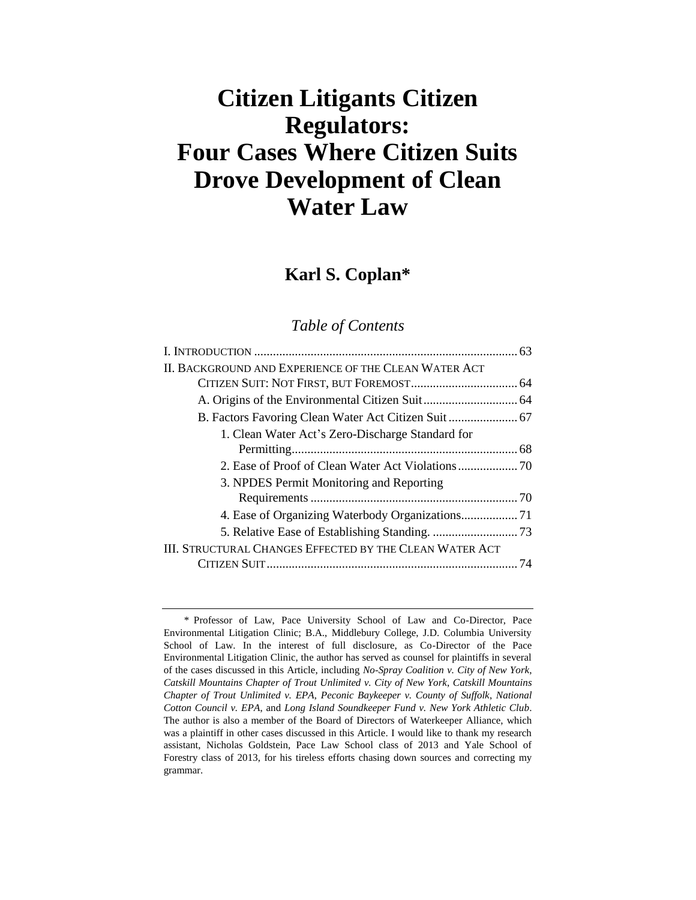# Citizen Litigants Citizen Regulators: Four Cases Where Citizen Suits Drove Development of Clean Water Law

**Karl S. Coplan***

*Table of Contents*

I. INTRODUCTION .................................................................................... 63

II. BACKGROUND AND EXPERIENCE OF THE CLEAN WATER ACT CITIZEN SUIT: NOT FIRST, BUT FOREMOST.................................. 64

- A. Origins of the Environmental Citizen Suit.............................. 64
- B. Factors Favoring Clean Water Act Citizen Suit...................... 67
  - 1. Clean Water Act's Zero-Discharge Standard for Permitting........................................................................ 68
  - 2. Ease of Proof of Clean Water Act Violations................... 70
  - 3. NPDES Permit Monitoring and Reporting Requirements .................................................................. 70
  - 4. Ease of Organizing Waterbody Organizations.................. 71
  - 5. Relative Ease of Establishing Standing. ........................... 73

III. STRUCTURAL CHANGES EFFECTED BY THE CLEAN WATER ACT CITIZEN SUIT................................................................................ 74

---

\* Professor of Law, Pace University School of Law and Co-Director, Pace Environmental Litigation Clinic; B.A., Middlebury College, J.D. Columbia University School of Law. In the interest of full disclosure, as Co-Director of the Pace Environmental Litigation Clinic, the author has served as counsel for plaintiffs in several of the cases discussed in this Article, including *No-Spray Coalition v. City of New York*, *Catskill Mountains Chapter of Trout Unlimited v. City of New York*, *Catskill Mountains Chapter of Trout Unlimited v. EPA*, *Peconic Baykeeper v. County of Suffolk*, *National Cotton Council v. EPA*, and *Long Island Soundkeeper Fund v. New York Athletic Club*. The author is also a member of the Board of Directors of Waterkeeper Alliance, which was a plaintiff in other cases discussed in this Article. I would like to thank my research assistant, Nicholas Goldstein, Pace Law School class of 2013 and Yale School of Forestry class of 2013, for his tireless efforts chasing down sources and correcting my grammar.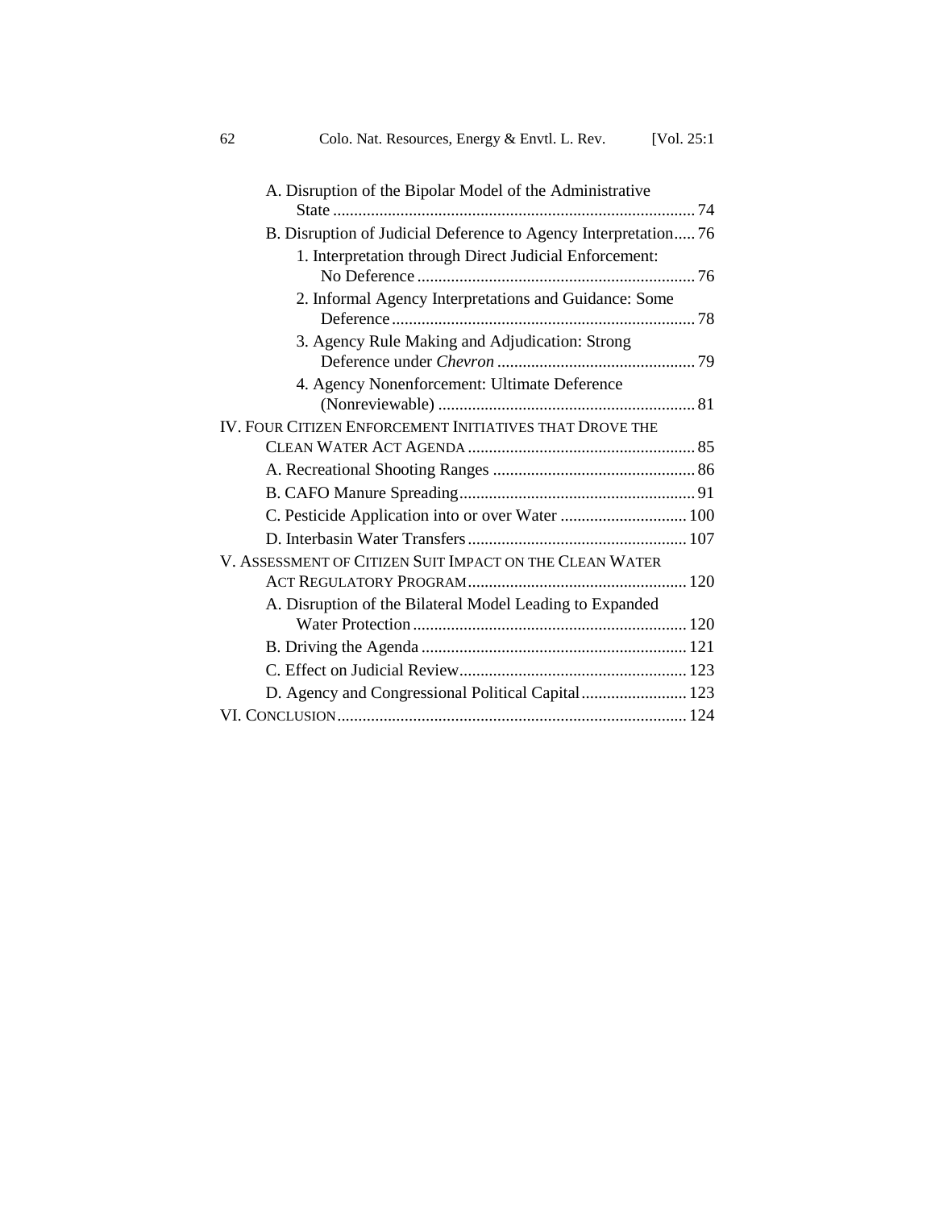A. Disruption of the Bipolar Model of the Administrative State ..... 74

B. Disruption of Judicial Deference to Agency Interpretation..... 76

1. Interpretation through Direct Judicial Enforcement: No Deference ..... 76

2. Informal Agency Interpretations and Guidance: Some Deference ..... 78

3. Agency Rule Making and Adjudication: Strong Deference under *Chevron* ..... 79

4. Agency Nonenforcement: Ultimate Deference (Nonreviewable) ..... 81

IV. FOUR CITIZEN ENFORCEMENT INITIATIVES THAT DROVE THE CLEAN WATER ACT AGENDA ..... 85

A. Recreational Shooting Ranges ..... 86

B. CAFO Manure Spreading ..... 91

C. Pesticide Application into or over Water ..... 100

D. Interbasin Water Transfers ..... 107

V. ASSESSMENT OF CITIZEN SUIT IMPACT ON THE CLEAN WATER ACT REGULATORY PROGRAM ..... 120

A. Disruption of the Bilateral Model Leading to Expanded Water Protection ..... 120

B. Driving the Agenda ..... 121

C. Effect on Judicial Review ..... 123

D. Agency and Congressional Political Capital ..... 123

VI. CONCLUSION ..... 124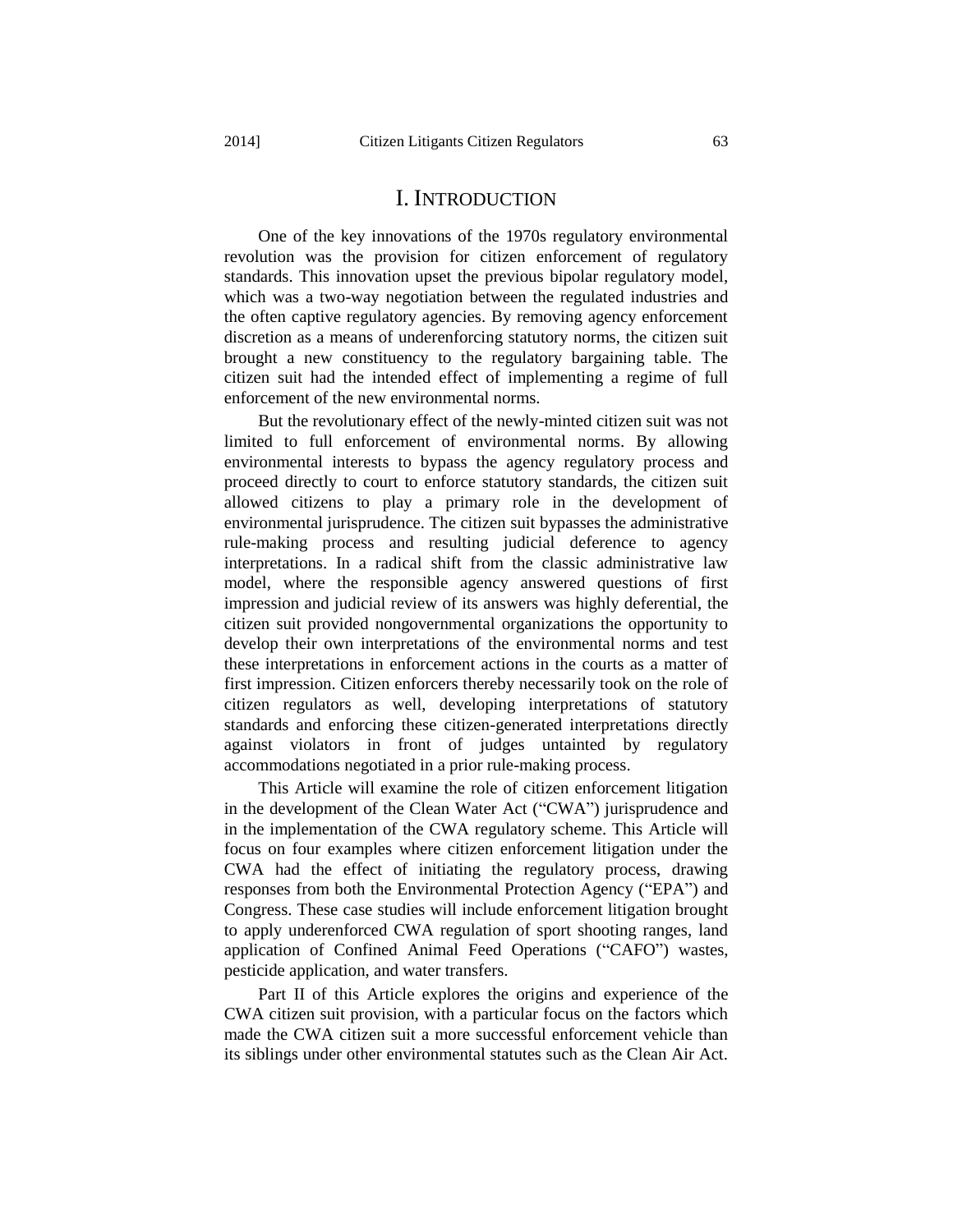# I. INTRODUCTION

One of the key innovations of the 1970s regulatory environmental revolution was the provision for citizen enforcement of regulatory standards. This innovation upset the previous bipolar regulatory model, which was a two-way negotiation between the regulated industries and the often captive regulatory agencies. By removing agency enforcement discretion as a means of underenforcing statutory norms, the citizen suit brought a new constituency to the regulatory bargaining table. The citizen suit had the intended effect of implementing a regime of full enforcement of the new environmental norms.

But the revolutionary effect of the newly-minted citizen suit was not limited to full enforcement of environmental norms. By allowing environmental interests to bypass the agency regulatory process and proceed directly to court to enforce statutory standards, the citizen suit allowed citizens to play a primary role in the development of environmental jurisprudence. The citizen suit bypasses the administrative rule-making process and resulting judicial deference to agency interpretations. In a radical shift from the classic administrative law model, where the responsible agency answered questions of first impression and judicial review of its answers was highly deferential, the citizen suit provided nongovernmental organizations the opportunity to develop their own interpretations of the environmental norms and test these interpretations in enforcement actions in the courts as a matter of first impression. Citizen enforcers thereby necessarily took on the role of citizen regulators as well, developing interpretations of statutory standards and enforcing these citizen-generated interpretations directly against violators in front of judges untainted by regulatory accommodations negotiated in a prior rule-making process.

This Article will examine the role of citizen enforcement litigation in the development of the Clean Water Act ("CWA") jurisprudence and in the implementation of the CWA regulatory scheme. This Article will focus on four examples where citizen enforcement litigation under the CWA had the effect of initiating the regulatory process, drawing responses from both the Environmental Protection Agency ("EPA") and Congress. These case studies will include enforcement litigation brought to apply underenforced CWA regulation of sport shooting ranges, land application of Confined Animal Feed Operations ("CAFO") wastes, pesticide application, and water transfers.

Part II of this Article explores the origins and experience of the CWA citizen suit provision, with a particular focus on the factors which made the CWA citizen suit a more successful enforcement vehicle than its siblings under other environmental statutes such as the Clean Air Act.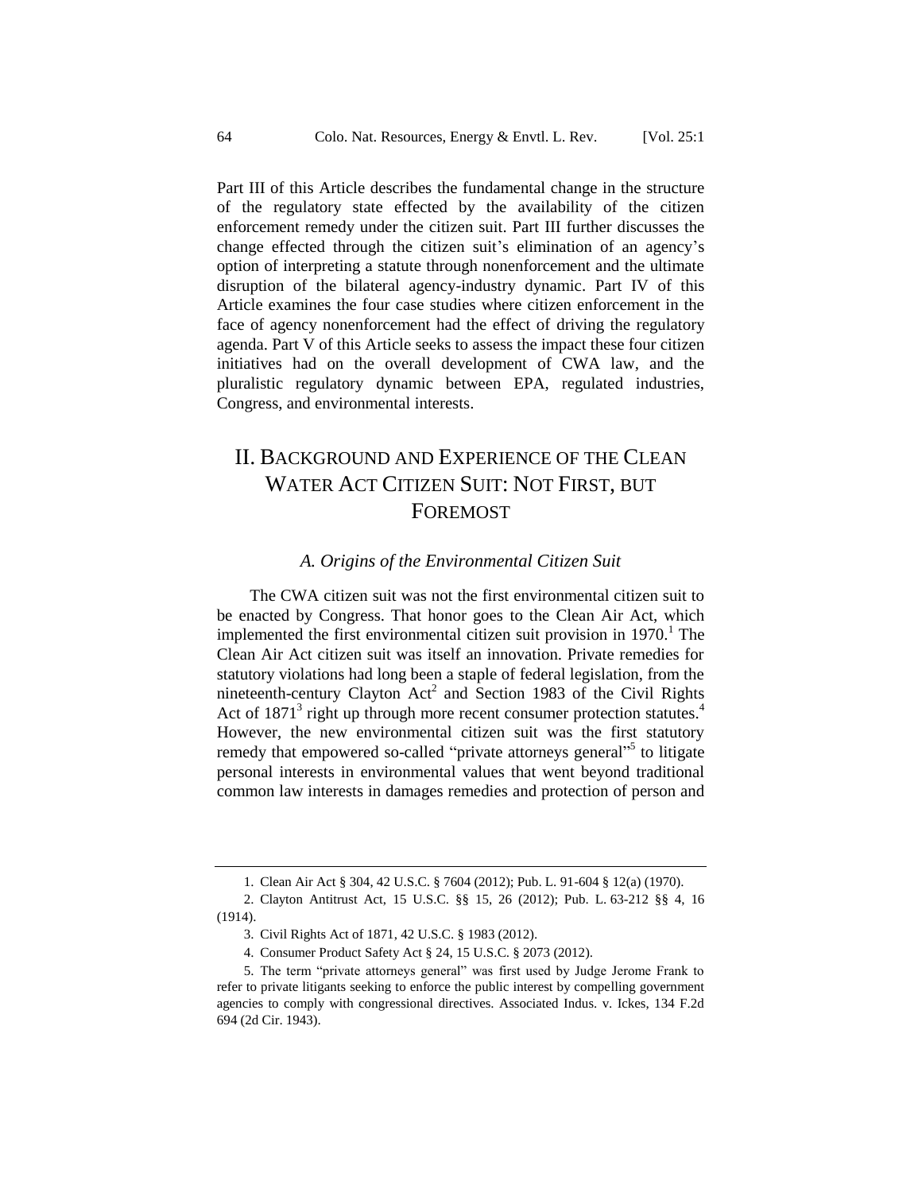Part III of this Article describes the fundamental change in the structure of the regulatory state effected by the availability of the citizen enforcement remedy under the citizen suit. Part III further discusses the change effected through the citizen suit's elimination of an agency's option of interpreting a statute through nonenforcement and the ultimate disruption of the bilateral agency-industry dynamic. Part IV of this Article examines the four case studies where citizen enforcement in the face of agency nonenforcement had the effect of driving the regulatory agenda. Part V of this Article seeks to assess the impact these four citizen initiatives had on the overall development of CWA law, and the pluralistic regulatory dynamic between EPA, regulated industries, Congress, and environmental interests.

## II. BACKGROUND AND EXPERIENCE OF THE CLEAN WATER ACT CITIZEN SUIT: NOT FIRST, BUT FOREMOST

### *A. Origins of the Environmental Citizen Suit*

The CWA citizen suit was not the first environmental citizen suit to be enacted by Congress. That honor goes to the Clean Air Act, which implemented the first environmental citizen suit provision in 1970.[1] The Clean Air Act citizen suit was itself an innovation. Private remedies for statutory violations had long been a staple of federal legislation, from the nineteenth-century Clayton Act[2] and Section 1983 of the Civil Rights Act of 1871[3] right up through more recent consumer protection statutes.[4] However, the new environmental citizen suit was the first statutory remedy that empowered so-called "private attorneys general"[5] to litigate personal interests in environmental values that went beyond traditional common law interests in damages remedies and protection of person and

1. Clean Air Act § 304, 42 U.S.C. § 7604 (2012); Pub. L. 91-604 § 12(a) (1970).

2. Clayton Antitrust Act, 15 U.S.C. §§ 15, 26 (2012); Pub. L. 63-212 §§ 4, 16 (1914).

3. Civil Rights Act of 1871, 42 U.S.C. § 1983 (2012).

4. Consumer Product Safety Act § 24, 15 U.S.C. § 2073 (2012).

5. The term "private attorneys general" was first used by Judge Jerome Frank to refer to private litigants seeking to enforce the public interest by compelling government agencies to comply with congressional directives. Associated Indus. v. Ickes, 134 F.2d 694 (2d Cir. 1943).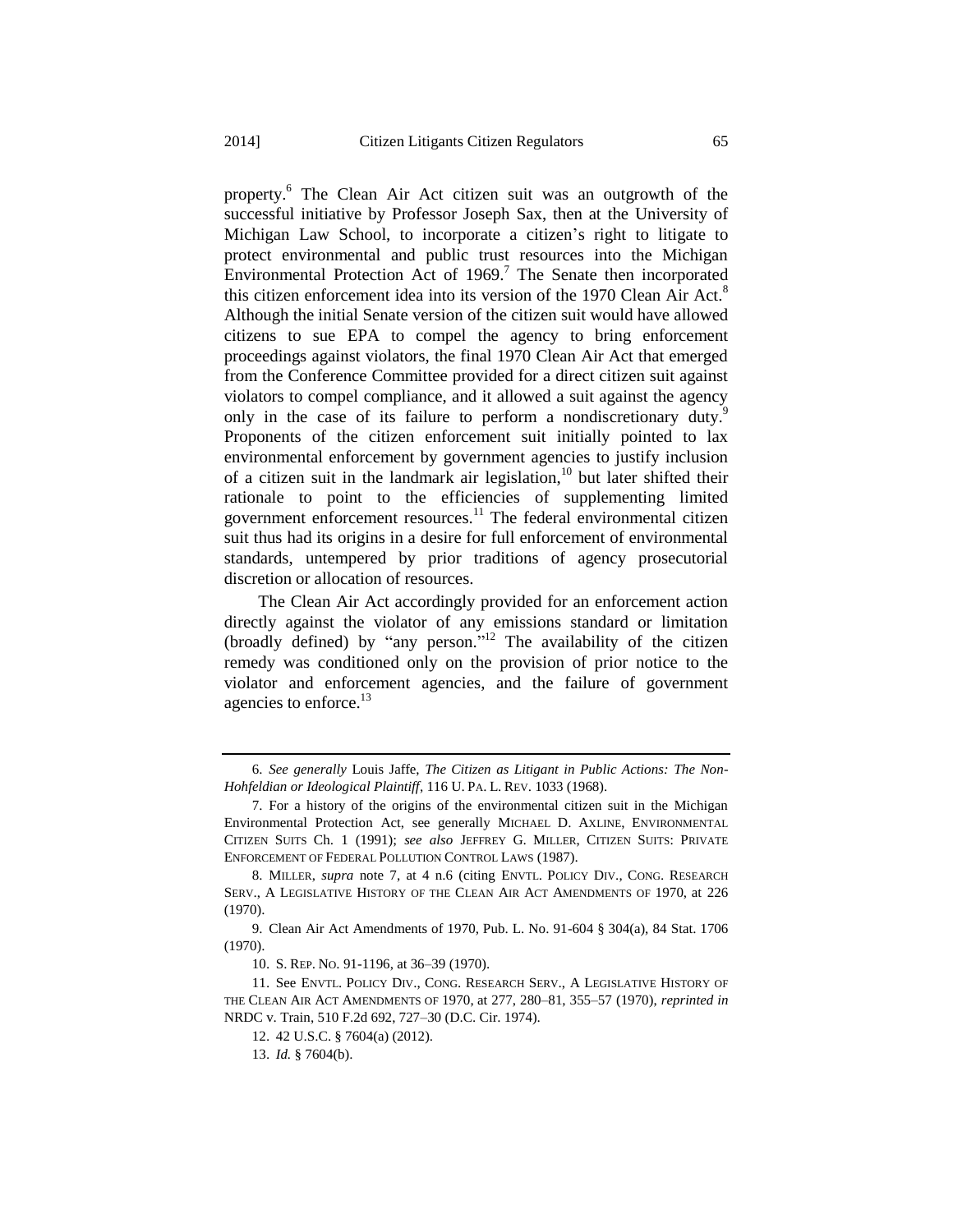property.[6] The Clean Air Act citizen suit was an outgrowth of the successful initiative by Professor Joseph Sax, then at the University of Michigan Law School, to incorporate a citizen's right to litigate to protect environmental and public trust resources into the Michigan Environmental Protection Act of 1969.[7] The Senate then incorporated this citizen enforcement idea into its version of the 1970 Clean Air Act.[8] Although the initial Senate version of the citizen suit would have allowed citizens to sue EPA to compel the agency to bring enforcement proceedings against violators, the final 1970 Clean Air Act that emerged from the Conference Committee provided for a direct citizen suit against violators to compel compliance, and it allowed a suit against the agency only in the case of its failure to perform a nondiscretionary duty.[9] Proponents of the citizen enforcement suit initially pointed to lax environmental enforcement by government agencies to justify inclusion of a citizen suit in the landmark air legislation,[10] but later shifted their rationale to point to the efficiencies of supplementing limited government enforcement resources.[11] The federal environmental citizen suit thus had its origins in a desire for full enforcement of environmental standards, untempered by prior traditions of agency prosecutorial discretion or allocation of resources.

The Clean Air Act accordingly provided for an enforcement action directly against the violator of any emissions standard or limitation (broadly defined) by "any person."[12] The availability of the citizen remedy was conditioned only on the provision of prior notice to the violator and enforcement agencies, and the failure of government agencies to enforce.[13]

---

6. *See generally* Louis Jaffe, *The Citizen as Litigant in Public Actions: The Non-Hohfeldian or Ideological Plaintiff*, 116 U. PA. L. REV. 1033 (1968).

7. For a history of the origins of the environmental citizen suit in the Michigan Environmental Protection Act, see generally MICHAEL D. AXLINE, ENVIRONMENTAL CITIZEN SUITS Ch. 1 (1991); *see also* JEFFREY G. MILLER, CITIZEN SUITS: PRIVATE ENFORCEMENT OF FEDERAL POLLUTION CONTROL LAWS (1987).

8. MILLER, *supra* note 7, at 4 n.6 (citing ENVTL. POLICY DIV., CONG. RESEARCH SERV., A LEGISLATIVE HISTORY OF THE CLEAN AIR ACT AMENDMENTS OF 1970, at 226 (1970).

9. Clean Air Act Amendments of 1970, Pub. L. No. 91-604 § 304(a), 84 Stat. 1706 (1970).

10. S. REP. NO. 91-1196, at 36–39 (1970).

11. See ENVTL. POLICY DIV., CONG. RESEARCH SERV., A LEGISLATIVE HISTORY OF THE CLEAN AIR ACT AMENDMENTS OF 1970, at 277, 280–81, 355–57 (1970), *reprinted in* NRDC v. Train, 510 F.2d 692, 727–30 (D.C. Cir. 1974).

12. 42 U.S.C. § 7604(a) (2012).

13. *Id.* § 7604(b).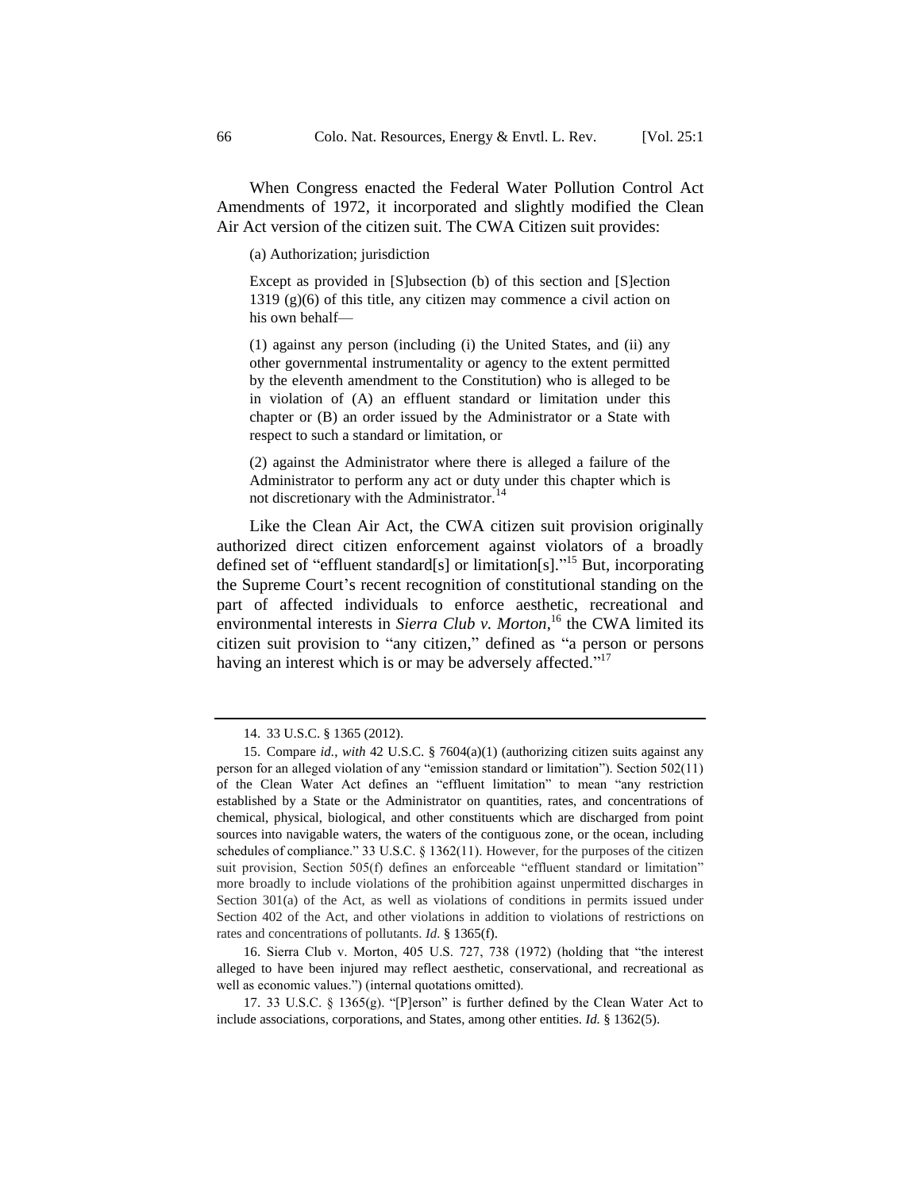When Congress enacted the Federal Water Pollution Control Act Amendments of 1972, it incorporated and slightly modified the Clean Air Act version of the citizen suit. The CWA Citizen suit provides:

> (a) Authorization; jurisdiction
>
> Except as provided in [S]ubsection (b) of this section and [S]ection 1319 (g)(6) of this title, any citizen may commence a civil action on his own behalf—
>
> (1) against any person (including (i) the United States, and (ii) any other governmental instrumentality or agency to the extent permitted by the eleventh amendment to the Constitution) who is alleged to be in violation of (A) an effluent standard or limitation under this chapter or (B) an order issued by the Administrator or a State with respect to such a standard or limitation, or
>
> (2) against the Administrator where there is alleged a failure of the Administrator to perform any act or duty under this chapter which is not discretionary with the Administrator.[14]

Like the Clean Air Act, the CWA citizen suit provision originally authorized direct citizen enforcement against violators of a broadly defined set of "effluent standard[s] or limitation[s]."[15] But, incorporating the Supreme Court's recent recognition of constitutional standing on the part of affected individuals to enforce aesthetic, recreational and environmental interests in *Sierra Club v. Morton*,[16] the CWA limited its citizen suit provision to "any citizen," defined as "a person or persons having an interest which is or may be adversely affected."[17]

---

14. 33 U.S.C. § 1365 (2012).

15. Compare *id.*, *with* 42 U.S.C. § 7604(a)(1) (authorizing citizen suits against any person for an alleged violation of any "emission standard or limitation"). Section 502(11) of the Clean Water Act defines an "effluent limitation" to mean "any restriction established by a State or the Administrator on quantities, rates, and concentrations of chemical, physical, biological, and other constituents which are discharged from point sources into navigable waters, the waters of the contiguous zone, or the ocean, including schedules of compliance." 33 U.S.C. § 1362(11). However, for the purposes of the citizen suit provision, Section 505(f) defines an enforceable "effluent standard or limitation" more broadly to include violations of the prohibition against unpermitted discharges in Section 301(a) of the Act, as well as violations of conditions in permits issued under Section 402 of the Act, and other violations in addition to violations of restrictions on rates and concentrations of pollutants. *Id.* § 1365(f).

16. Sierra Club v. Morton, 405 U.S. 727, 738 (1972) (holding that "the interest alleged to have been injured may reflect aesthetic, conservational, and recreational as well as economic values.") (internal quotations omitted).

17. 33 U.S.C. § 1365(g). "[P]erson" is further defined by the Clean Water Act to include associations, corporations, and States, among other entities. *Id.* § 1362(5).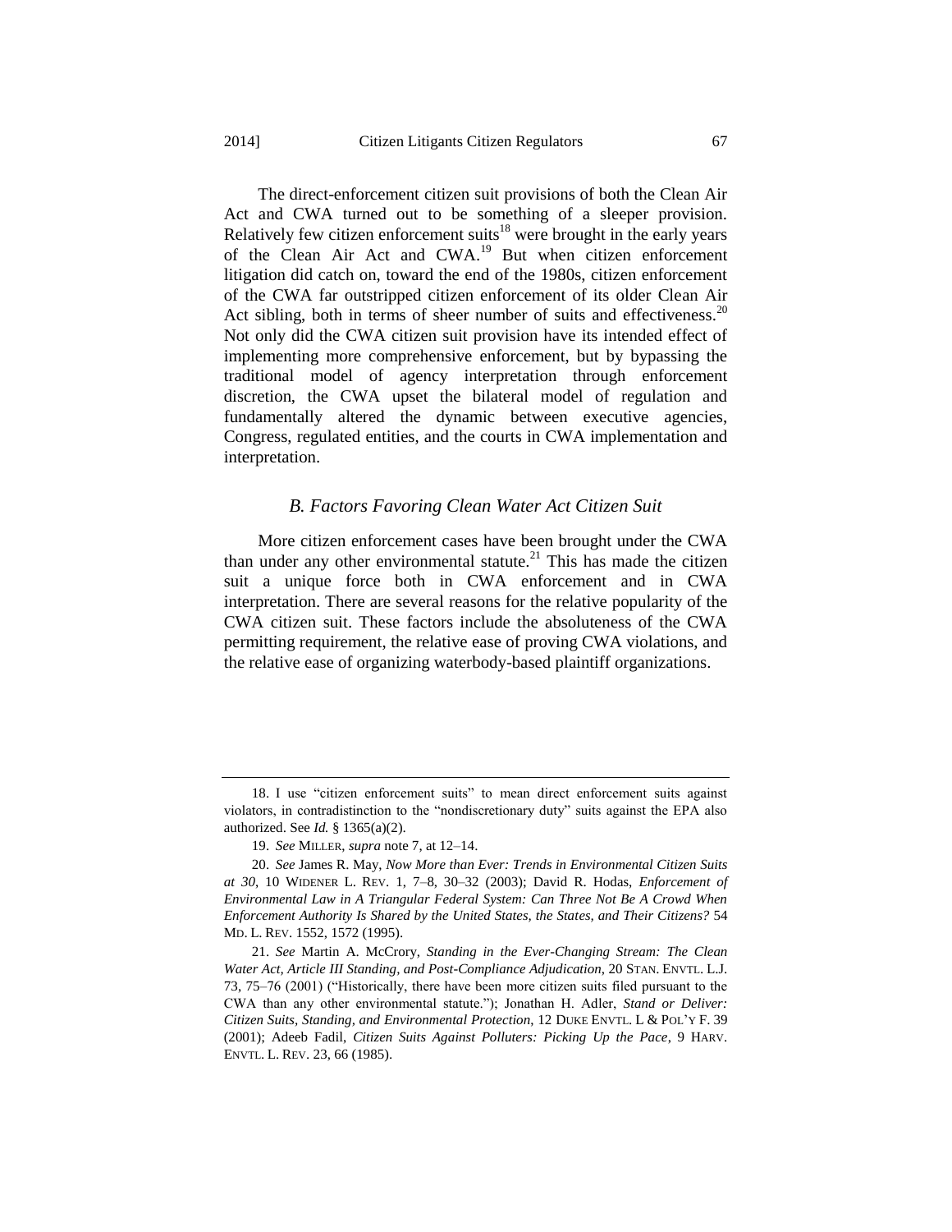The direct-enforcement citizen suit provisions of both the Clean Air Act and CWA turned out to be something of a sleeper provision. Relatively few citizen enforcement suits[18] were brought in the early years of the Clean Air Act and CWA.[19] But when citizen enforcement litigation did catch on, toward the end of the 1980s, citizen enforcement of the CWA far outstripped citizen enforcement of its older Clean Air Act sibling, both in terms of sheer number of suits and effectiveness.[20] Not only did the CWA citizen suit provision have its intended effect of implementing more comprehensive enforcement, but by bypassing the traditional model of agency interpretation through enforcement discretion, the CWA upset the bilateral model of regulation and fundamentally altered the dynamic between executive agencies, Congress, regulated entities, and the courts in CWA implementation and interpretation.

### *B. Factors Favoring Clean Water Act Citizen Suit*

More citizen enforcement cases have been brought under the CWA than under any other environmental statute.[21] This has made the citizen suit a unique force both in CWA enforcement and in CWA interpretation. There are several reasons for the relative popularity of the CWA citizen suit. These factors include the absoluteness of the CWA permitting requirement, the relative ease of proving CWA violations, and the relative ease of organizing waterbody-based plaintiff organizations.

---

18. I use "citizen enforcement suits" to mean direct enforcement suits against violators, in contradistinction to the "nondiscretionary duty" suits against the EPA also authorized. See *Id.* § 1365(a)(2).

19. *See* MILLER, *supra* note 7, at 12–14.

20. *See* James R. May, *Now More than Ever: Trends in Environmental Citizen Suits at 30*, 10 WIDENER L. REV. 1, 7–8, 30–32 (2003); David R. Hodas, *Enforcement of Environmental Law in A Triangular Federal System: Can Three Not Be A Crowd When Enforcement Authority Is Shared by the United States, the States, and Their Citizens?* 54 MD. L. REV. 1552, 1572 (1995).

21. *See* Martin A. McCrory, *Standing in the Ever-Changing Stream: The Clean Water Act, Article III Standing, and Post-Compliance Adjudication*, 20 STAN. ENVTL. L.J. 73, 75–76 (2001) ("Historically, there have been more citizen suits filed pursuant to the CWA than any other environmental statute."); Jonathan H. Adler, *Stand or Deliver: Citizen Suits, Standing, and Environmental Protection*, 12 DUKE ENVTL. L & POL'Y F. 39 (2001); Adeeb Fadil, *Citizen Suits Against Polluters: Picking Up the Pace*, 9 HARV. ENVTL. L. REV. 23, 66 (1985).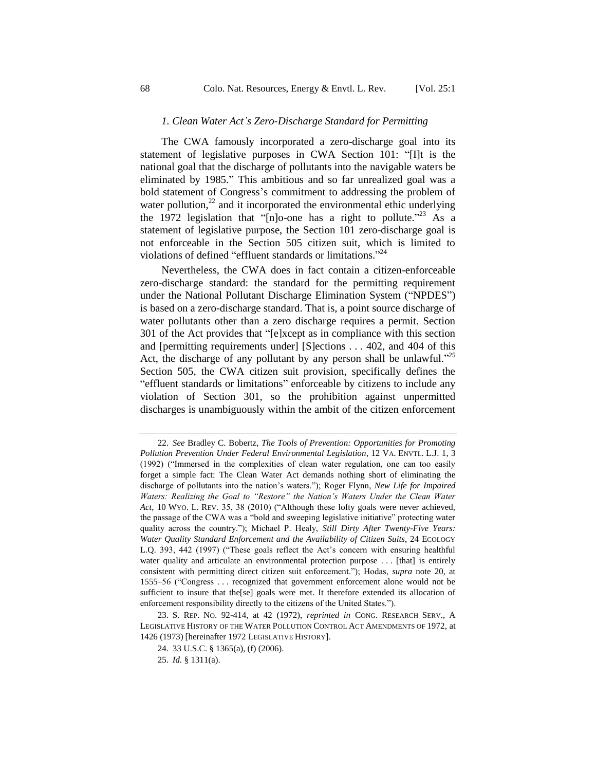### *1. Clean Water Act's Zero-Discharge Standard for Permitting*

The CWA famously incorporated a zero-discharge goal into its statement of legislative purposes in CWA Section 101: "[I]t is the national goal that the discharge of pollutants into the navigable waters be eliminated by 1985." This ambitious and so far unrealized goal was a bold statement of Congress's commitment to addressing the problem of water pollution,[22] and it incorporated the environmental ethic underlying the 1972 legislation that "[n]o-one has a right to pollute."[23] As a statement of legislative purpose, the Section 101 zero-discharge goal is not enforceable in the Section 505 citizen suit, which is limited to violations of defined "effluent standards or limitations."[24]

Nevertheless, the CWA does in fact contain a citizen-enforceable zero-discharge standard: the standard for the permitting requirement under the National Pollutant Discharge Elimination System ("NPDES") is based on a zero-discharge standard. That is, a point source discharge of water pollutants other than a zero discharge requires a permit. Section 301 of the Act provides that "[e]xcept as in compliance with this section and [permitting requirements under] [S]ections . . . 402, and 404 of this Act, the discharge of any pollutant by any person shall be unlawful."[25] Section 505, the CWA citizen suit provision, specifically defines the "effluent standards or limitations" enforceable by citizens to include any violation of Section 301, so the prohibition against unpermitted discharges is unambiguously within the ambit of the citizen enforcement

---

22. *See* Bradley C. Bobertz, *The Tools of Prevention: Opportunities for Promoting Pollution Prevention Under Federal Environmental Legislation*, 12 VA. ENVTL. L.J. 1, 3 (1992) ("Immersed in the complexities of clean water regulation, one can too easily forget a simple fact: The Clean Water Act demands nothing short of eliminating the discharge of pollutants into the nation's waters."); Roger Flynn, *New Life for Impaired Waters: Realizing the Goal to "Restore" the Nation's Waters Under the Clean Water Act*, 10 WYO. L. REV. 35, 38 (2010) ("Although these lofty goals were never achieved, the passage of the CWA was a "bold and sweeping legislative initiative" protecting water quality across the country."); Michael P. Healy, *Still Dirty After Twenty-Five Years: Water Quality Standard Enforcement and the Availability of Citizen Suits*, 24 ECOLOGY L.Q. 393, 442 (1997) ("These goals reflect the Act's concern with ensuring healthful water quality and articulate an environmental protection purpose . . . [that] is entirely consistent with permitting direct citizen suit enforcement."); Hodas, *supra* note 20, at 1555–56 ("Congress . . . recognized that government enforcement alone would not be sufficient to insure that the[se] goals were met. It therefore extended its allocation of enforcement responsibility directly to the citizens of the United States.").

23. S. REP. NO. 92-414, at 42 (1972), *reprinted in* CONG. RESEARCH SERV., A LEGISLATIVE HISTORY OF THE WATER POLLUTION CONTROL ACT AMENDMENTS OF 1972, at 1426 (1973) [hereinafter 1972 LEGISLATIVE HISTORY].

24. 33 U.S.C. § 1365(a), (f) (2006).

25. *Id.* § 1311(a).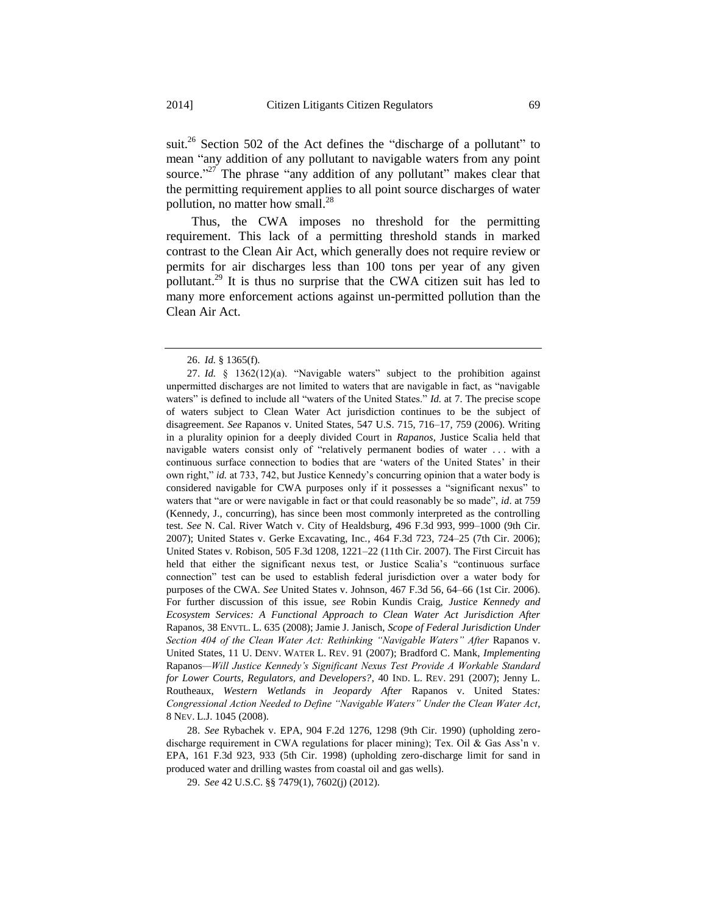suit.[26] Section 502 of the Act defines the "discharge of a pollutant" to mean "any addition of any pollutant to navigable waters from any point source."[27] The phrase "any addition of any pollutant" makes clear that the permitting requirement applies to all point source discharges of water pollution, no matter how small.[28]

Thus, the CWA imposes no threshold for the permitting requirement. This lack of a permitting threshold stands in marked contrast to the Clean Air Act, which generally does not require review or permits for air discharges less than 100 tons per year of any given pollutant.[29] It is thus no surprise that the CWA citizen suit has led to many more enforcement actions against un-permitted pollution than the Clean Air Act.

---

26. *Id.* § 1365(f).

27. *Id.* § 1362(12)(a). "Navigable waters" subject to the prohibition against unpermitted discharges are not limited to waters that are navigable in fact, as "navigable waters" is defined to include all "waters of the United States." *Id.* at 7. The precise scope of waters subject to Clean Water Act jurisdiction continues to be the subject of disagreement. *See* Rapanos v. United States, 547 U.S. 715, 716–17, 759 (2006). Writing in a plurality opinion for a deeply divided Court in *Rapanos*, Justice Scalia held that navigable waters consist only of "relatively permanent bodies of water . . . with a continuous surface connection to bodies that are 'waters of the United States' in their own right," *id.* at 733, 742, but Justice Kennedy's concurring opinion that a water body is considered navigable for CWA purposes only if it possesses a "significant nexus" to waters that "are or were navigable in fact or that could reasonably be so made", *id*. at 759 (Kennedy, J., concurring), has since been most commonly interpreted as the controlling test. *See* N. Cal. River Watch v. City of Healdsburg, 496 F.3d 993, 999–1000 (9th Cir. 2007); United States v. Gerke Excavating, Inc., 464 F.3d 723, 724–25 (7th Cir. 2006); United States v. Robison, 505 F.3d 1208, 1221–22 (11th Cir. 2007). The First Circuit has held that either the significant nexus test, or Justice Scalia's "continuous surface connection" test can be used to establish federal jurisdiction over a water body for purposes of the CWA. *See* United States v. Johnson, 467 F.3d 56, 64–66 (1st Cir. 2006). For further discussion of this issue, *see* Robin Kundis Craig, *Justice Kennedy and Ecosystem Services: A Functional Approach to Clean Water Act Jurisdiction After* Rapanos, 38 ENVTL. L. 635 (2008); Jamie J. Janisch, *Scope of Federal Jurisdiction Under Section 404 of the Clean Water Act: Rethinking "Navigable Waters" After* Rapanos v. United States, 11 U. DENV. WATER L. REV. 91 (2007); Bradford C. Mank, *Implementing* Rapanos*—Will Justice Kennedy's Significant Nexus Test Provide A Workable Standard for Lower Courts, Regulators, and Developers?*, 40 IND. L. REV. 291 (2007); Jenny L. Routheaux, *Western Wetlands in Jeopardy After* Rapanos v. United States*: Congressional Action Needed to Define "Navigable Waters" Under the Clean Water Act*, 8 NEV. L.J. 1045 (2008).

28. *See* Rybachek v. EPA, 904 F.2d 1276, 1298 (9th Cir. 1990) (upholding zero-discharge requirement in CWA regulations for placer mining); Tex. Oil & Gas Ass'n v. EPA, 161 F.3d 923, 933 (5th Cir. 1998) (upholding zero-discharge limit for sand in produced water and drilling wastes from coastal oil and gas wells).

29. *See* 42 U.S.C. §§ 7479(1), 7602(j) (2012).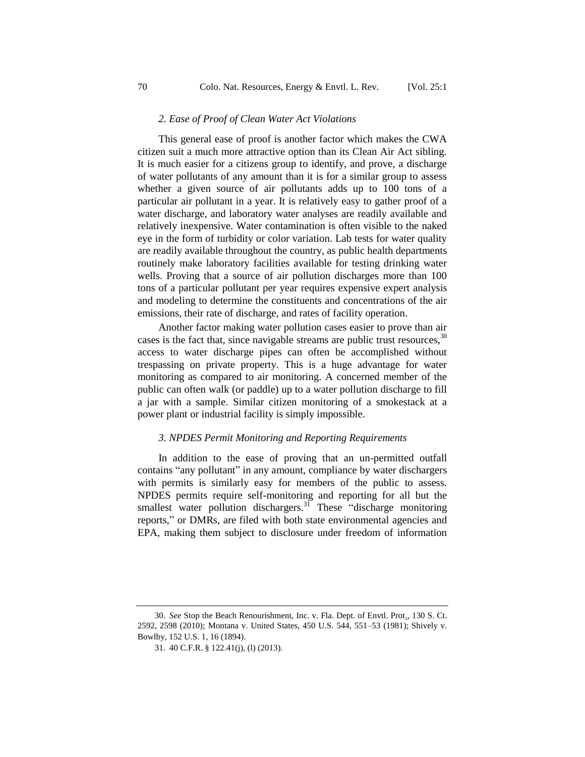### *2. Ease of Proof of Clean Water Act Violations*

This general ease of proof is another factor which makes the CWA citizen suit a much more attractive option than its Clean Air Act sibling. It is much easier for a citizens group to identify, and prove, a discharge of water pollutants of any amount than it is for a similar group to assess whether a given source of air pollutants adds up to 100 tons of a particular air pollutant in a year. It is relatively easy to gather proof of a water discharge, and laboratory water analyses are readily available and relatively inexpensive. Water contamination is often visible to the naked eye in the form of turbidity or color variation. Lab tests for water quality are readily available throughout the country, as public health departments routinely make laboratory facilities available for testing drinking water wells. Proving that a source of air pollution discharges more than 100 tons of a particular pollutant per year requires expensive expert analysis and modeling to determine the constituents and concentrations of the air emissions, their rate of discharge, and rates of facility operation.

Another factor making water pollution cases easier to prove than air cases is the fact that, since navigable streams are public trust resources,[30] access to water discharge pipes can often be accomplished without trespassing on private property. This is a huge advantage for water monitoring as compared to air monitoring. A concerned member of the public can often walk (or paddle) up to a water pollution discharge to fill a jar with a sample. Similar citizen monitoring of a smokestack at a power plant or industrial facility is simply impossible.

### *3. NPDES Permit Monitoring and Reporting Requirements*

In addition to the ease of proving that an un-permitted outfall contains "any pollutant" in any amount, compliance by water dischargers with permits is similarly easy for members of the public to assess. NPDES permits require self-monitoring and reporting for all but the smallest water pollution dischargers.[31] These "discharge monitoring reports," or DMRs, are filed with both state environmental agencies and EPA, making them subject to disclosure under freedom of information

---

30. *See* Stop the Beach Renourishment, Inc. v. Fla. Dept. of Envtl. Prot., 130 S. Ct. 2592, 2598 (2010); Montana v. United States, 450 U.S. 544, 551–53 (1981); Shively v. Bowlby, 152 U.S. 1, 16 (1894).

31. 40 C.F.R. § 122.41(j), (l) (2013).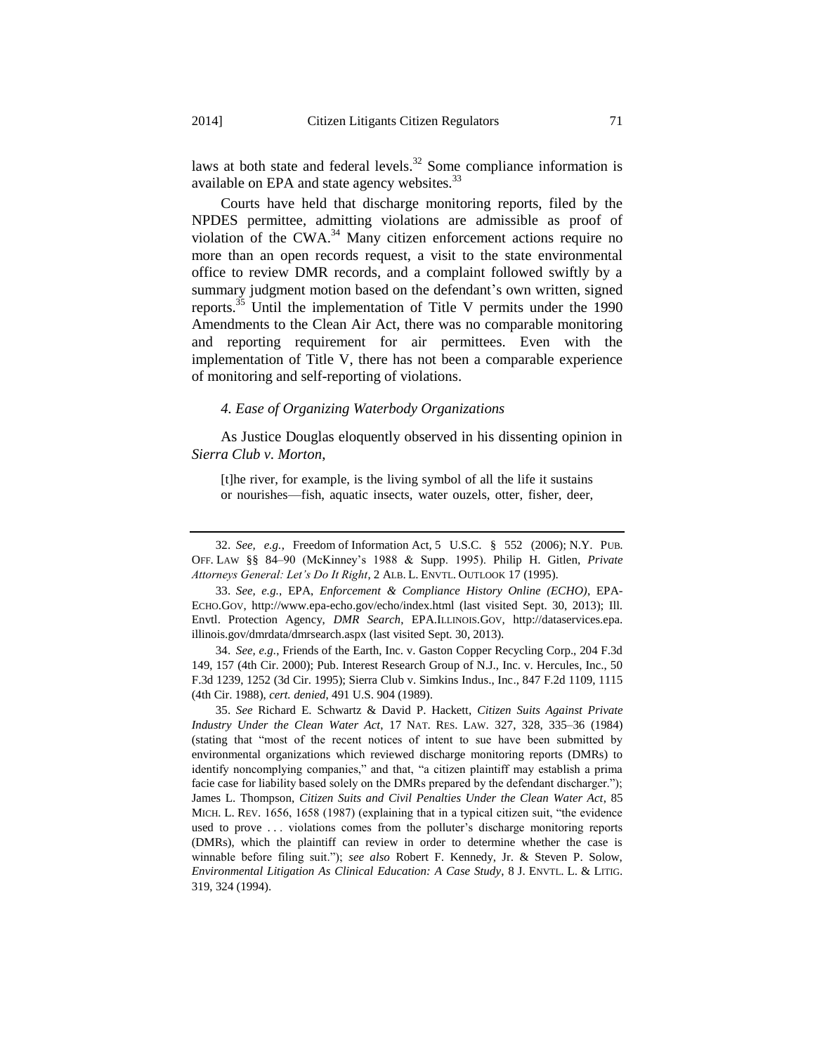laws at both state and federal levels.[32] Some compliance information is available on EPA and state agency websites.[33]

Courts have held that discharge monitoring reports, filed by the NPDES permittee, admitting violations are admissible as proof of violation of the CWA.[34] Many citizen enforcement actions require no more than an open records request, a visit to the state environmental office to review DMR records, and a complaint followed swiftly by a summary judgment motion based on the defendant's own written, signed reports.[35] Until the implementation of Title V permits under the 1990 Amendments to the Clean Air Act, there was no comparable monitoring and reporting requirement for air permittees. Even with the implementation of Title V, there has not been a comparable experience of monitoring and self-reporting of violations.

#### *4. Ease of Organizing Waterbody Organizations*

As Justice Douglas eloquently observed in his dissenting opinion in *Sierra Club v. Morton*,

> [t]he river, for example, is the living symbol of all the life it sustains or nourishes—fish, aquatic insects, water ouzels, otter, fisher, deer,

---

32. *See, e.g.*, Freedom of Information Act, 5 U.S.C. § 552 (2006); N.Y. PUB. OFF. LAW §§ 84–90 (McKinney's 1988 & Supp. 1995). Philip H. Gitlen, *Private Attorneys General: Let's Do It Right*, 2 ALB. L. ENVTL. OUTLOOK 17 (1995).

33. *See, e.g.*, EPA, *Enforcement & Compliance History Online (ECHO)*, EPA-ECHO.GOV, http://www.epa-echo.gov/echo/index.html (last visited Sept. 30, 2013); Ill. Envtl. Protection Agency, *DMR Search*, EPA.ILLINOIS.GOV, http://dataservices.epa.illinois.gov/dmrdata/dmrsearch.aspx (last visited Sept. 30, 2013).

34. *See, e.g.*, Friends of the Earth, Inc. v. Gaston Copper Recycling Corp., 204 F.3d 149, 157 (4th Cir. 2000); Pub. Interest Research Group of N.J., Inc. v. Hercules, Inc., 50 F.3d 1239, 1252 (3d Cir. 1995); Sierra Club v. Simkins Indus., Inc., 847 F.2d 1109, 1115 (4th Cir. 1988), *cert. denied*, 491 U.S. 904 (1989).

35. *See* Richard E. Schwartz & David P. Hackett, *Citizen Suits Against Private Industry Under the Clean Water Act*, 17 NAT. RES. LAW. 327, 328, 335–36 (1984) (stating that "most of the recent notices of intent to sue have been submitted by environmental organizations which reviewed discharge monitoring reports (DMRs) to identify noncomplying companies," and that, "a citizen plaintiff may establish a prima facie case for liability based solely on the DMRs prepared by the defendant discharger."); James L. Thompson, *Citizen Suits and Civil Penalties Under the Clean Water Act*, 85 MICH. L. REV. 1656, 1658 (1987) (explaining that in a typical citizen suit, "the evidence used to prove . . . violations comes from the polluter's discharge monitoring reports (DMRs), which the plaintiff can review in order to determine whether the case is winnable before filing suit."); *see also* Robert F. Kennedy, Jr. & Steven P. Solow, *Environmental Litigation As Clinical Education: A Case Study*, 8 J. ENVTL. L. & LITIG. 319, 324 (1994).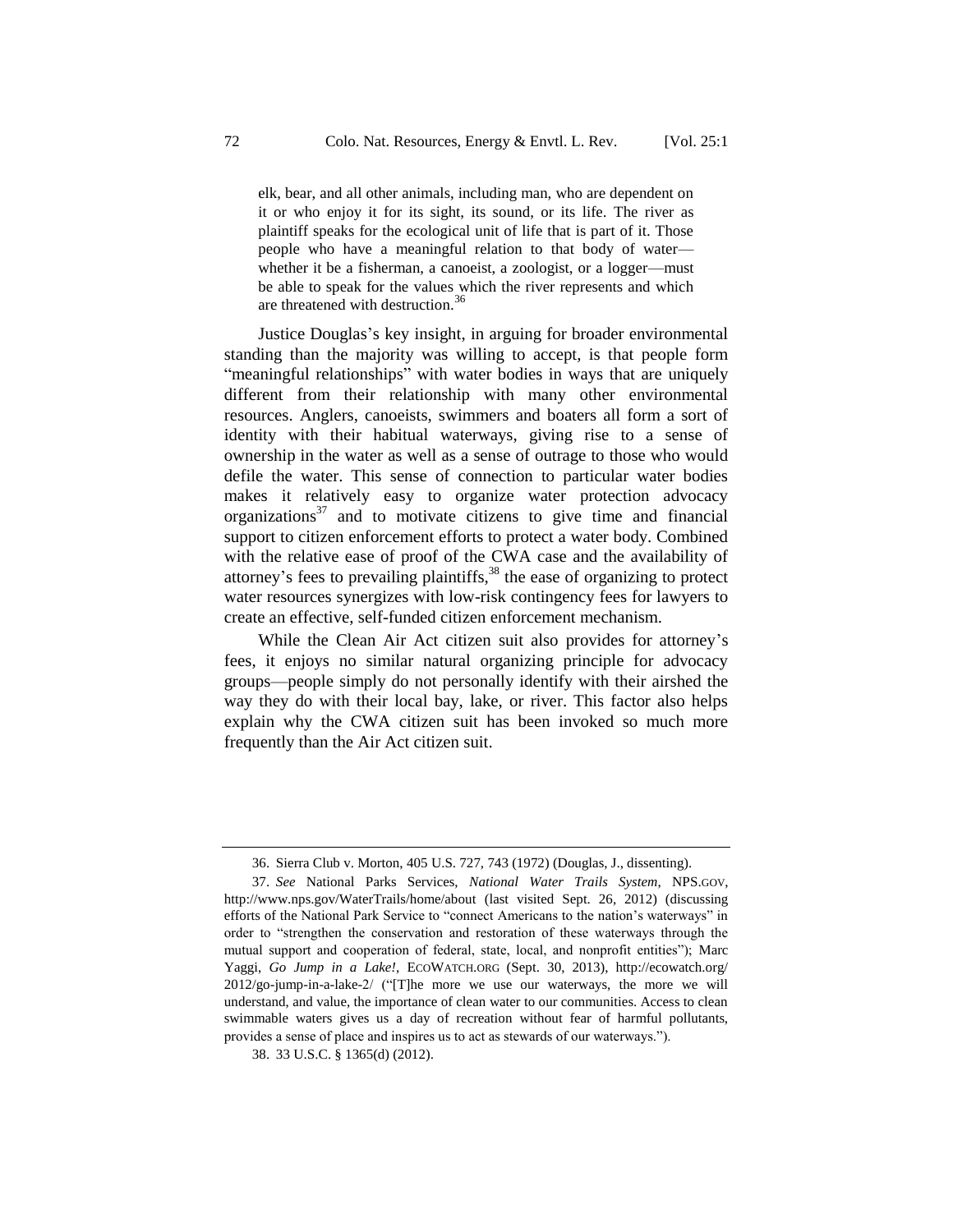> elk, bear, and all other animals, including man, who are dependent on it or who enjoy it for its sight, its sound, or its life. The river as plaintiff speaks for the ecological unit of life that is part of it. Those people who have a meaningful relation to that body of water—whether it be a fisherman, a canoeist, a zoologist, or a logger—must be able to speak for the values which the river represents and which are threatened with destruction.[36]

Justice Douglas's key insight, in arguing for broader environmental standing than the majority was willing to accept, is that people form "meaningful relationships" with water bodies in ways that are uniquely different from their relationship with many other environmental resources. Anglers, canoeists, swimmers and boaters all form a sort of identity with their habitual waterways, giving rise to a sense of ownership in the water as well as a sense of outrage to those who would defile the water. This sense of connection to particular water bodies makes it relatively easy to organize water protection advocacy organizations[37] and to motivate citizens to give time and financial support to citizen enforcement efforts to protect a water body. Combined with the relative ease of proof of the CWA case and the availability of attorney's fees to prevailing plaintiffs,[38] the ease of organizing to protect water resources synergizes with low-risk contingency fees for lawyers to create an effective, self-funded citizen enforcement mechanism.

While the Clean Air Act citizen suit also provides for attorney's fees, it enjoys no similar natural organizing principle for advocacy groups—people simply do not personally identify with their airshed the way they do with their local bay, lake, or river. This factor also helps explain why the CWA citizen suit has been invoked so much more frequently than the Air Act citizen suit.

---

36. Sierra Club v. Morton, 405 U.S. 727, 743 (1972) (Douglas, J., dissenting).

37. *See* National Parks Services, *National Water Trails System*, NPS.GOV, http://www.nps.gov/WaterTrails/home/about (last visited Sept. 26, 2012) (discussing efforts of the National Park Service to "connect Americans to the nation's waterways" in order to "strengthen the conservation and restoration of these waterways through the mutual support and cooperation of federal, state, local, and nonprofit entities"); Marc Yaggi, *Go Jump in a Lake!*, ECOWATCH.ORG (Sept. 30, 2013), http://ecowatch.org/2012/go-jump-in-a-lake-2/ ("[T]he more we use our waterways, the more we will understand, and value, the importance of clean water to our communities. Access to clean swimmable waters gives us a day of recreation without fear of harmful pollutants, provides a sense of place and inspires us to act as stewards of our waterways.").

38. 33 U.S.C. § 1365(d) (2012).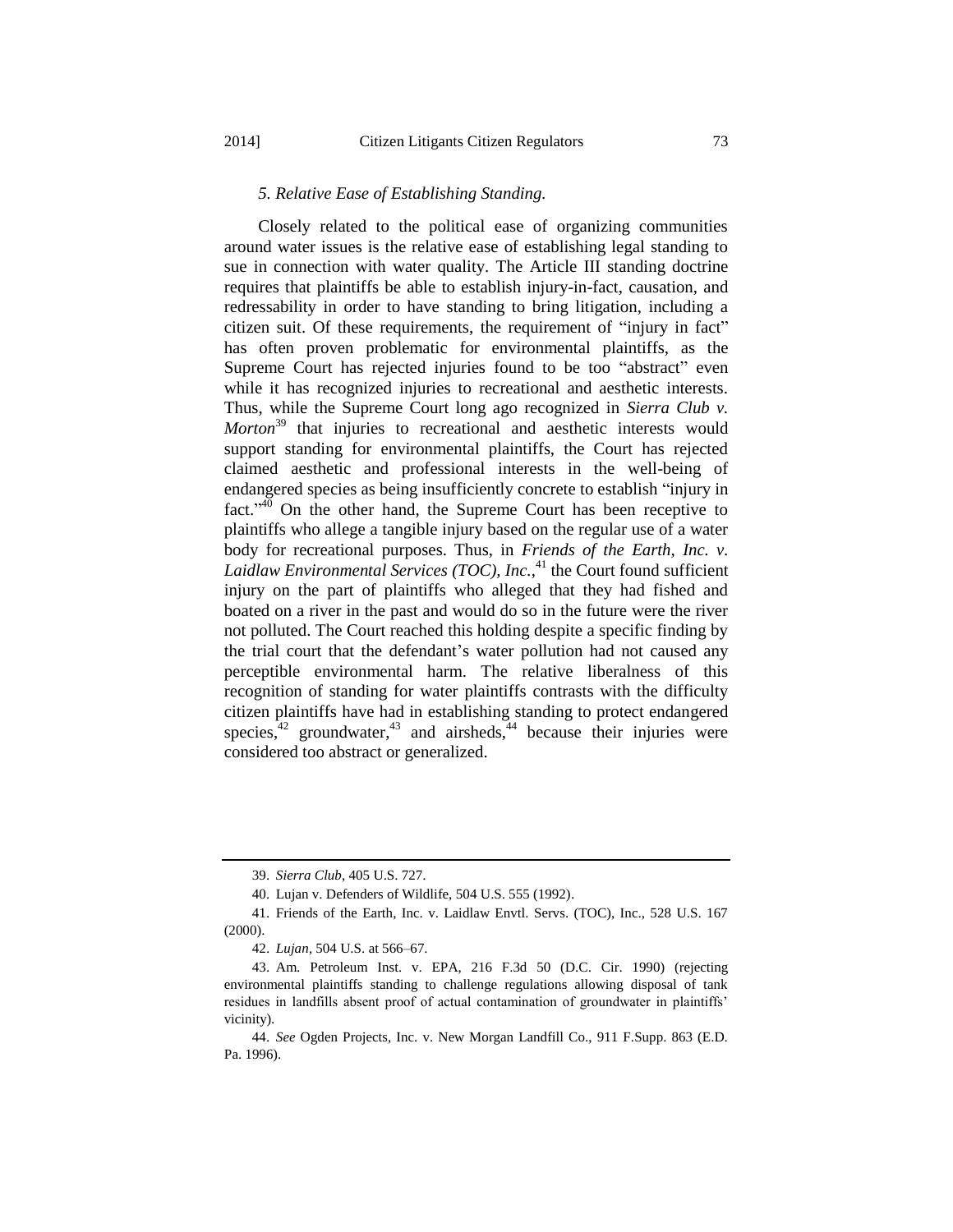### *5. Relative Ease of Establishing Standing.*

Closely related to the political ease of organizing communities around water issues is the relative ease of establishing legal standing to sue in connection with water quality. The Article III standing doctrine requires that plaintiffs be able to establish injury-in-fact, causation, and redressability in order to have standing to bring litigation, including a citizen suit. Of these requirements, the requirement of "injury in fact" has often proven problematic for environmental plaintiffs, as the Supreme Court has rejected injuries found to be too "abstract" even while it has recognized injuries to recreational and aesthetic interests. Thus, while the Supreme Court long ago recognized in *Sierra Club v. Morton*[39] that injuries to recreational and aesthetic interests would support standing for environmental plaintiffs, the Court has rejected claimed aesthetic and professional interests in the well-being of endangered species as being insufficiently concrete to establish "injury in fact."[40] On the other hand, the Supreme Court has been receptive to plaintiffs who allege a tangible injury based on the regular use of a water body for recreational purposes. Thus, in *Friends of the Earth, Inc. v. Laidlaw Environmental Services (TOC), Inc.*,[41] the Court found sufficient injury on the part of plaintiffs who alleged that they had fished and boated on a river in the past and would do so in the future were the river not polluted. The Court reached this holding despite a specific finding by the trial court that the defendant's water pollution had not caused any perceptible environmental harm. The relative liberalness of this recognition of standing for water plaintiffs contrasts with the difficulty citizen plaintiffs have had in establishing standing to protect endangered species,[42] groundwater,[43] and airsheds,[44] because their injuries were considered too abstract or generalized.

---

39. *Sierra Club*, 405 U.S. 727.

40. Lujan v. Defenders of Wildlife, 504 U.S. 555 (1992).

41. Friends of the Earth, Inc. v. Laidlaw Envtl. Servs. (TOC), Inc., 528 U.S. 167 (2000).

42. *Lujan*, 504 U.S. at 566–67.

43. Am. Petroleum Inst. v. EPA, 216 F.3d 50 (D.C. Cir. 1990) (rejecting environmental plaintiffs standing to challenge regulations allowing disposal of tank residues in landfills absent proof of actual contamination of groundwater in plaintiffs' vicinity).

44. *See* Ogden Projects, Inc. v. New Morgan Landfill Co., 911 F.Supp. 863 (E.D. Pa. 1996).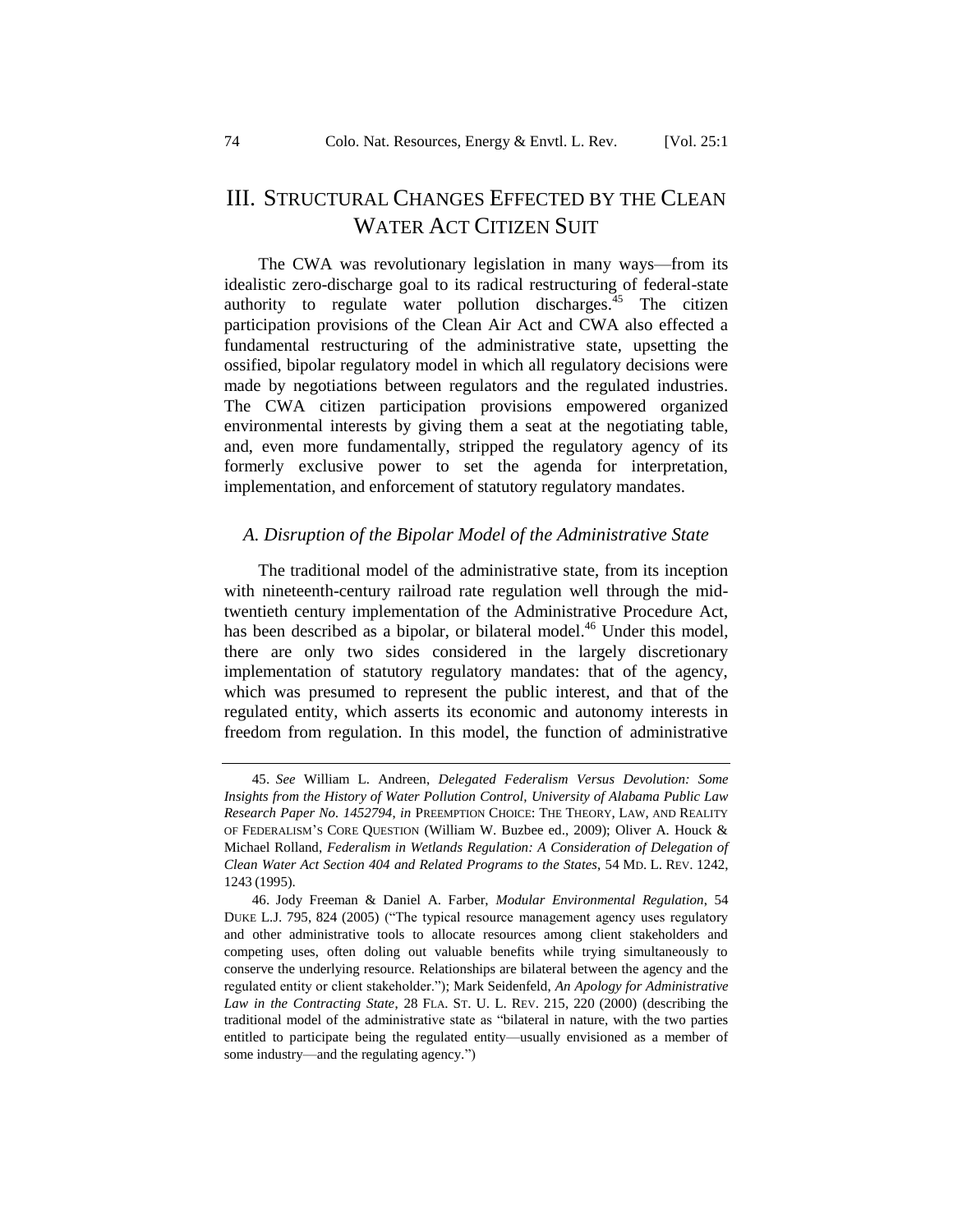# III. STRUCTURAL CHANGES EFFECTED BY THE CLEAN WATER ACT CITIZEN SUIT

The CWA was revolutionary legislation in many ways—from its idealistic zero-discharge goal to its radical restructuring of federal-state authority to regulate water pollution discharges.[45] The citizen participation provisions of the Clean Air Act and CWA also effected a fundamental restructuring of the administrative state, upsetting the ossified, bipolar regulatory model in which all regulatory decisions were made by negotiations between regulators and the regulated industries. The CWA citizen participation provisions empowered organized environmental interests by giving them a seat at the negotiating table, and, even more fundamentally, stripped the regulatory agency of its formerly exclusive power to set the agenda for interpretation, implementation, and enforcement of statutory regulatory mandates.

## *A. Disruption of the Bipolar Model of the Administrative State*

The traditional model of the administrative state, from its inception with nineteenth-century railroad rate regulation well through the mid-twentieth century implementation of the Administrative Procedure Act, has been described as a bipolar, or bilateral model.[46] Under this model, there are only two sides considered in the largely discretionary implementation of statutory regulatory mandates: that of the agency, which was presumed to represent the public interest, and that of the regulated entity, which asserts its economic and autonomy interests in freedom from regulation. In this model, the function of administrative

---

45. *See* William L. Andreen, *Delegated Federalism Versus Devolution: Some Insights from the History of Water Pollution Control, University of Alabama Public Law Research Paper No. 1452794*, *in* PREEMPTION CHOICE: THE THEORY, LAW, AND REALITY OF FEDERALISM'S CORE QUESTION (William W. Buzbee ed., 2009); Oliver A. Houck & Michael Rolland, *Federalism in Wetlands Regulation: A Consideration of Delegation of Clean Water Act Section 404 and Related Programs to the States*, 54 MD. L. REV. 1242, 1243 (1995).

46. Jody Freeman & Daniel A. Farber, *Modular Environmental Regulation*, 54 DUKE L.J. 795, 824 (2005) ("The typical resource management agency uses regulatory and other administrative tools to allocate resources among client stakeholders and competing uses, often doling out valuable benefits while trying simultaneously to conserve the underlying resource. Relationships are bilateral between the agency and the regulated entity or client stakeholder."); Mark Seidenfeld, *An Apology for Administrative Law in the Contracting State*, 28 FLA. ST. U. L. REV. 215, 220 (2000) (describing the traditional model of the administrative state as "bilateral in nature, with the two parties entitled to participate being the regulated entity—usually envisioned as a member of some industry—and the regulating agency.")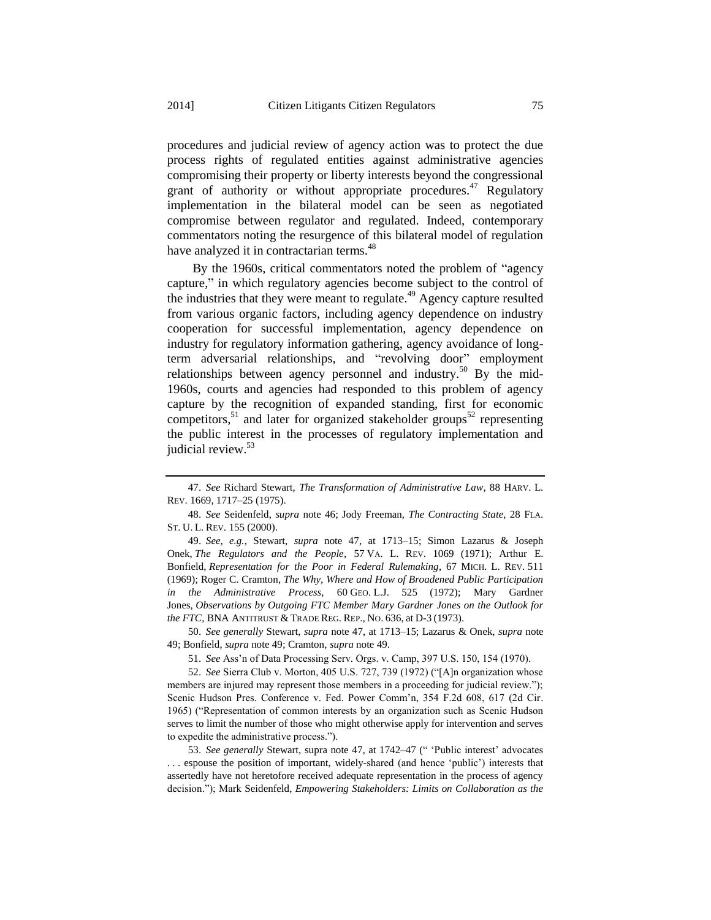procedures and judicial review of agency action was to protect the due process rights of regulated entities against administrative agencies compromising their property or liberty interests beyond the congressional grant of authority or without appropriate procedures.[47] Regulatory implementation in the bilateral model can be seen as negotiated compromise between regulator and regulated. Indeed, contemporary commentators noting the resurgence of this bilateral model of regulation have analyzed it in contractarian terms.[48]

By the 1960s, critical commentators noted the problem of "agency capture," in which regulatory agencies become subject to the control of the industries that they were meant to regulate.[49] Agency capture resulted from various organic factors, including agency dependence on industry cooperation for successful implementation, agency dependence on industry for regulatory information gathering, agency avoidance of long-term adversarial relationships, and "revolving door" employment relationships between agency personnel and industry.[50] By the mid-1960s, courts and agencies had responded to this problem of agency capture by the recognition of expanded standing, first for economic competitors,[51] and later for organized stakeholder groups[52] representing the public interest in the processes of regulatory implementation and judicial review.[53]

---

47. *See* Richard Stewart, *The Transformation of Administrative Law*, 88 HARV. L. REV. 1669, 1717–25 (1975).

48. *See* Seidenfeld, *supra* note 46; Jody Freeman, *The Contracting State*, 28 FLA. ST. U. L. REV. 155 (2000).

49. *See, e.g.*, Stewart, *supra* note 47, at 1713–15; Simon Lazarus & Joseph Onek, *The Regulators and the People*, 57 VA. L. REV. 1069 (1971); Arthur E. Bonfield, *Representation for the Poor in Federal Rulemaking*, 67 MICH. L. REV. 511 (1969); Roger C. Cramton, *The Why, Where and How of Broadened Public Participation in the Administrative Process*, 60 GEO. L.J. 525 (1972); Mary Gardner Jones, *Observations by Outgoing FTC Member Mary Gardner Jones on the Outlook for the FTC*, BNA ANTITRUST & TRADE REG. REP., NO. 636, at D-3 (1973).

50. *See generally* Stewart, *supra* note 47, at 1713–15; Lazarus & Onek, *supra* note 49; Bonfield, *supra* note 49; Cramton, *supra* note 49.

51. *See* Ass'n of Data Processing Serv. Orgs. v. Camp, 397 U.S. 150, 154 (1970).

52. *See* Sierra Club v. Morton, 405 U.S. 727, 739 (1972) ("[A]n organization whose members are injured may represent those members in a proceeding for judicial review."); Scenic Hudson Pres. Conference v. Fed. Power Comm'n, 354 F.2d 608, 617 (2d Cir. 1965) ("Representation of common interests by an organization such as Scenic Hudson serves to limit the number of those who might otherwise apply for intervention and serves to expedite the administrative process.").

53. *See generally* Stewart, supra note 47, at 1742–47 (" 'Public interest' advocates . . . espouse the position of important, widely-shared (and hence 'public') interests that assertedly have not heretofore received adequate representation in the process of agency decision."); Mark Seidenfeld, *Empowering Stakeholders: Limits on Collaboration as the*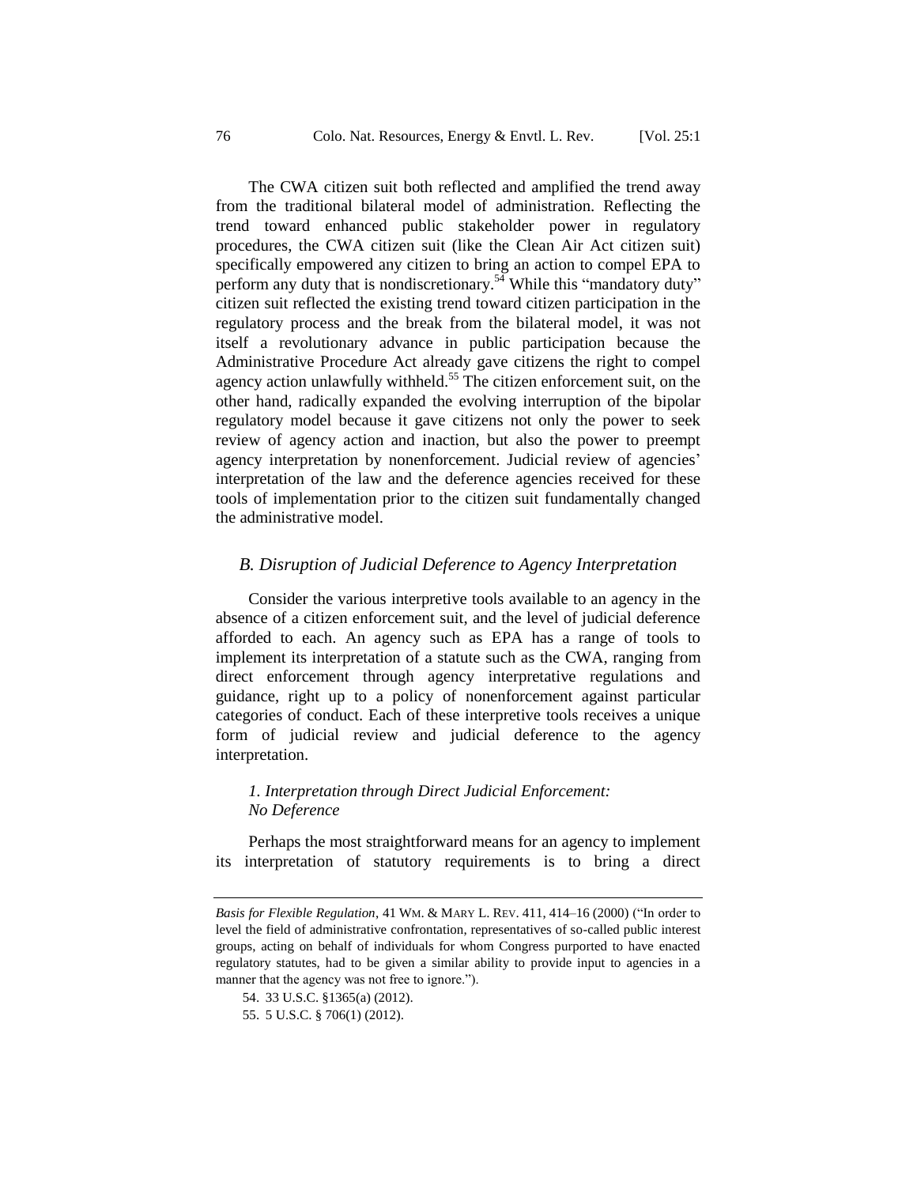The CWA citizen suit both reflected and amplified the trend away from the traditional bilateral model of administration. Reflecting the trend toward enhanced public stakeholder power in regulatory procedures, the CWA citizen suit (like the Clean Air Act citizen suit) specifically empowered any citizen to bring an action to compel EPA to perform any duty that is nondiscretionary.[54] While this "mandatory duty" citizen suit reflected the existing trend toward citizen participation in the regulatory process and the break from the bilateral model, it was not itself a revolutionary advance in public participation because the Administrative Procedure Act already gave citizens the right to compel agency action unlawfully withheld.[55] The citizen enforcement suit, on the other hand, radically expanded the evolving interruption of the bipolar regulatory model because it gave citizens not only the power to seek review of agency action and inaction, but also the power to preempt agency interpretation by nonenforcement. Judicial review of agencies' interpretation of the law and the deference agencies received for these tools of implementation prior to the citizen suit fundamentally changed the administrative model.

### *B. Disruption of Judicial Deference to Agency Interpretation*

Consider the various interpretive tools available to an agency in the absence of a citizen enforcement suit, and the level of judicial deference afforded to each. An agency such as EPA has a range of tools to implement its interpretation of a statute such as the CWA, ranging from direct enforcement through agency interpretative regulations and guidance, right up to a policy of nonenforcement against particular categories of conduct. Each of these interpretive tools receives a unique form of judicial review and judicial deference to the agency interpretation.

#### *1. Interpretation through Direct Judicial Enforcement: No Deference*

Perhaps the most straightforward means for an agency to implement its interpretation of statutory requirements is to bring a direct

---

*Basis for Flexible Regulation*, 41 WM. & MARY L. REV. 411, 414–16 (2000) ("In order to level the field of administrative confrontation, representatives of so-called public interest groups, acting on behalf of individuals for whom Congress purported to have enacted regulatory statutes, had to be given a similar ability to provide input to agencies in a manner that the agency was not free to ignore.").

54. 33 U.S.C. §1365(a) (2012).

55. 5 U.S.C. § 706(1) (2012).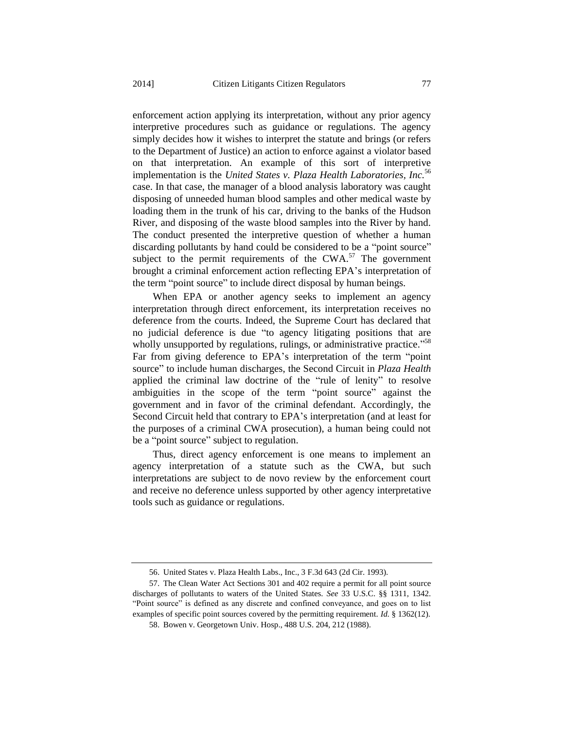enforcement action applying its interpretation, without any prior agency interpretive procedures such as guidance or regulations. The agency simply decides how it wishes to interpret the statute and brings (or refers to the Department of Justice) an action to enforce against a violator based on that interpretation. An example of this sort of interpretive implementation is the *United States v. Plaza Health Laboratories, Inc.*[56] case. In that case, the manager of a blood analysis laboratory was caught disposing of unneeded human blood samples and other medical waste by loading them in the trunk of his car, driving to the banks of the Hudson River, and disposing of the waste blood samples into the River by hand. The conduct presented the interpretive question of whether a human discarding pollutants by hand could be considered to be a "point source" subject to the permit requirements of the CWA.[57] The government brought a criminal enforcement action reflecting EPA's interpretation of the term "point source" to include direct disposal by human beings.

When EPA or another agency seeks to implement an agency interpretation through direct enforcement, its interpretation receives no deference from the courts. Indeed, the Supreme Court has declared that no judicial deference is due "to agency litigating positions that are wholly unsupported by regulations, rulings, or administrative practice."[58] Far from giving deference to EPA's interpretation of the term "point source" to include human discharges, the Second Circuit in *Plaza Health* applied the criminal law doctrine of the "rule of lenity" to resolve ambiguities in the scope of the term "point source" against the government and in favor of the criminal defendant. Accordingly, the Second Circuit held that contrary to EPA's interpretation (and at least for the purposes of a criminal CWA prosecution), a human being could not be a "point source" subject to regulation.

Thus, direct agency enforcement is one means to implement an agency interpretation of a statute such as the CWA, but such interpretations are subject to de novo review by the enforcement court and receive no deference unless supported by other agency interpretative tools such as guidance or regulations.

---

56. United States v. Plaza Health Labs., Inc., 3 F.3d 643 (2d Cir. 1993).

57. The Clean Water Act Sections 301 and 402 require a permit for all point source discharges of pollutants to waters of the United States. *See* 33 U.S.C. §§ 1311, 1342. "Point source" is defined as any discrete and confined conveyance, and goes on to list examples of specific point sources covered by the permitting requirement. *Id.* § 1362(12).

58. Bowen v. Georgetown Univ. Hosp., 488 U.S. 204, 212 (1988).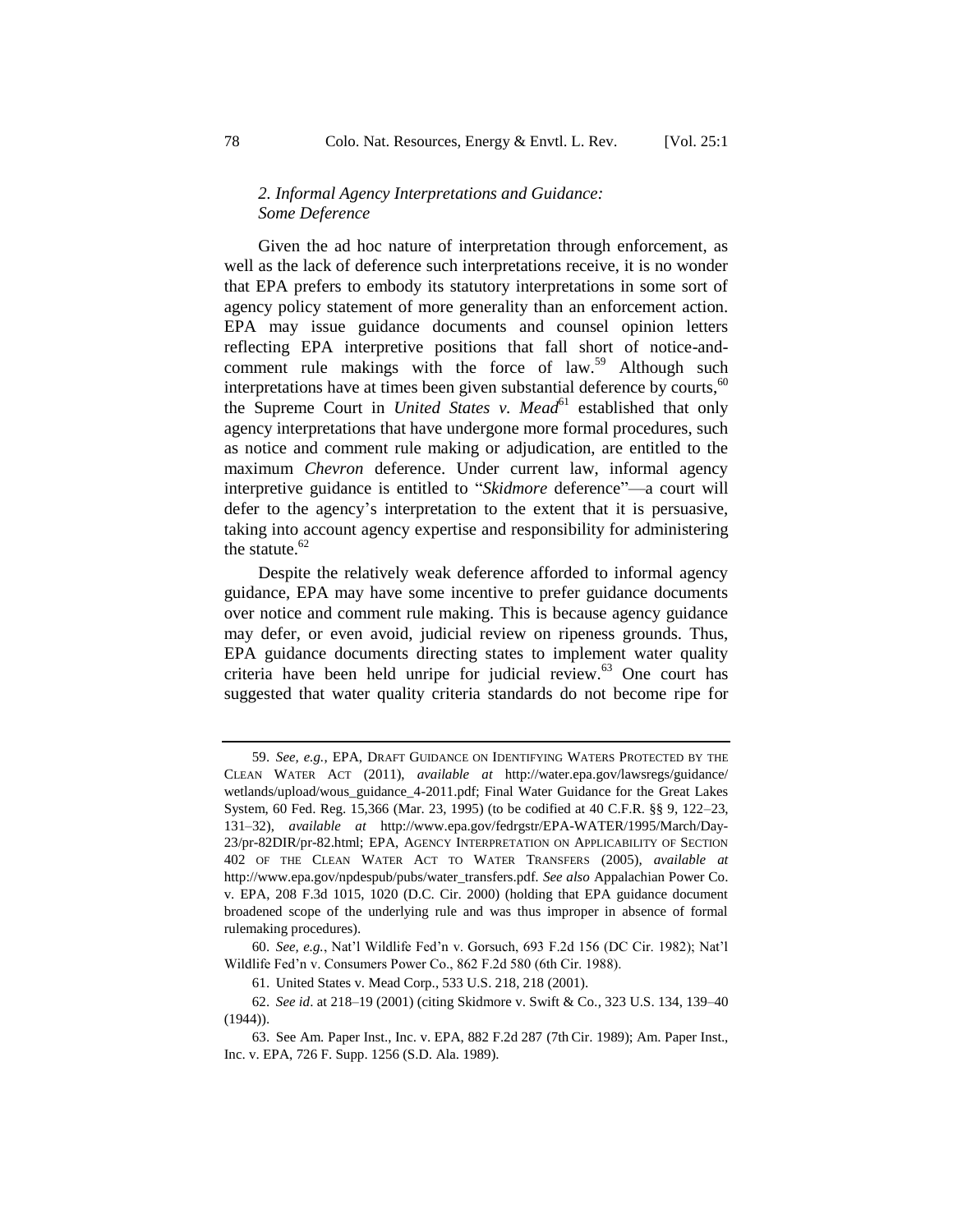### *2. Informal Agency Interpretations and Guidance: Some Deference*

Given the ad hoc nature of interpretation through enforcement, as well as the lack of deference such interpretations receive, it is no wonder that EPA prefers to embody its statutory interpretations in some sort of agency policy statement of more generality than an enforcement action. EPA may issue guidance documents and counsel opinion letters reflecting EPA interpretive positions that fall short of notice-and-comment rule makings with the force of law.[59] Although such interpretations have at times been given substantial deference by courts,[60] the Supreme Court in *United States v. Mead*[61] established that only agency interpretations that have undergone more formal procedures, such as notice and comment rule making or adjudication, are entitled to the maximum *Chevron* deference. Under current law, informal agency interpretive guidance is entitled to "*Skidmore* deference"—a court will defer to the agency's interpretation to the extent that it is persuasive, taking into account agency expertise and responsibility for administering the statute.[62]

Despite the relatively weak deference afforded to informal agency guidance, EPA may have some incentive to prefer guidance documents over notice and comment rule making. This is because agency guidance may defer, or even avoid, judicial review on ripeness grounds. Thus, EPA guidance documents directing states to implement water quality criteria have been held unripe for judicial review.[63] One court has suggested that water quality criteria standards do not become ripe for

---

59. *See, e.g.*, EPA, DRAFT GUIDANCE ON IDENTIFYING WATERS PROTECTED BY THE CLEAN WATER ACT (2011), *available at* http://water.epa.gov/lawsregs/guidance/wetlands/upload/wous_guidance_4-2011.pdf; Final Water Guidance for the Great Lakes System, 60 Fed. Reg. 15,366 (Mar. 23, 1995) (to be codified at 40 C.F.R. §§ 9, 122–23, 131–32), *available at* http://www.epa.gov/fedrgstr/EPA-WATER/1995/March/Day-23/pr-82DIR/pr-82.html; EPA, AGENCY INTERPRETATION ON APPLICABILITY OF SECTION 402 OF THE CLEAN WATER ACT TO WATER TRANSFERS (2005), *available at* http://www.epa.gov/npdespub/pubs/water_transfers.pdf. *See also* Appalachian Power Co. v. EPA, 208 F.3d 1015, 1020 (D.C. Cir. 2000) (holding that EPA guidance document broadened scope of the underlying rule and was thus improper in absence of formal rulemaking procedures).

60. *See, e.g.*, Nat'l Wildlife Fed'n v. Gorsuch, 693 F.2d 156 (DC Cir. 1982); Nat'l Wildlife Fed'n v. Consumers Power Co., 862 F.2d 580 (6th Cir. 1988).

61. United States v. Mead Corp., 533 U.S. 218, 218 (2001).

62. *See id*. at 218–19 (2001) (citing Skidmore v. Swift & Co., 323 U.S. 134, 139–40 (1944)).

63. See Am. Paper Inst., Inc. v. EPA, 882 F.2d 287 (7th Cir. 1989); Am. Paper Inst., Inc. v. EPA, 726 F. Supp. 1256 (S.D. Ala. 1989).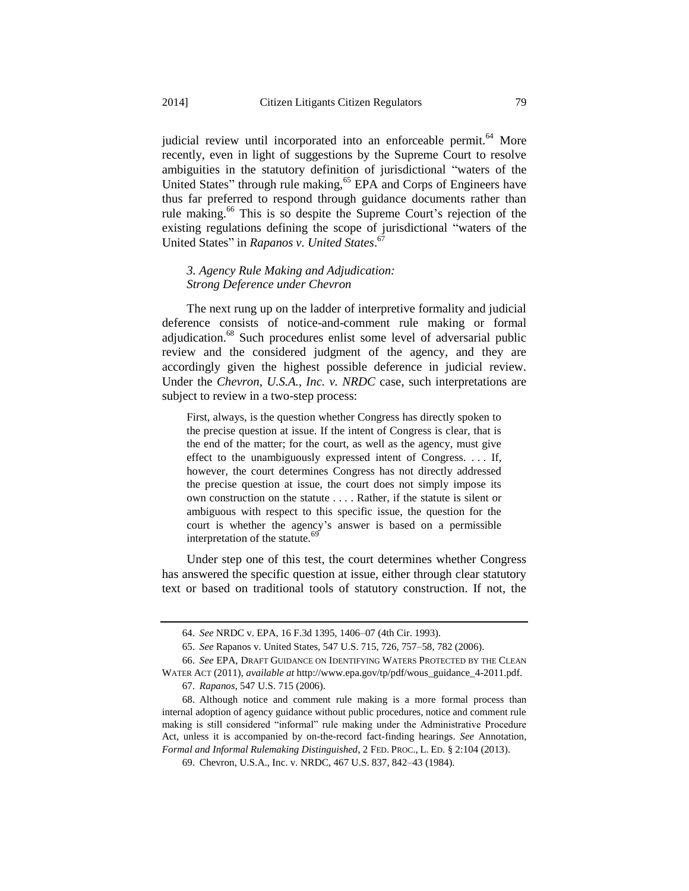judicial review until incorporated into an enforceable permit.[64] More recently, even in light of suggestions by the Supreme Court to resolve ambiguities in the statutory definition of jurisdictional "waters of the United States" through rule making,[65] EPA and Corps of Engineers have thus far preferred to respond through guidance documents rather than rule making.[66] This is so despite the Supreme Court's rejection of the existing regulations defining the scope of jurisdictional "waters of the United States" in *Rapanos v. United States*.[67]

### *3. Agency Rule Making and Adjudication: Strong Deference under Chevron*

The next rung up on the ladder of interpretive formality and judicial deference consists of notice-and-comment rule making or formal adjudication.[68] Such procedures enlist some level of adversarial public review and the considered judgment of the agency, and they are accordingly given the highest possible deference in judicial review. Under the *Chevron, U.S.A., Inc. v. NRDC* case, such interpretations are subject to review in a two-step process:

> First, always, is the question whether Congress has directly spoken to the precise question at issue. If the intent of Congress is clear, that is the end of the matter; for the court, as well as the agency, must give effect to the unambiguously expressed intent of Congress. . . . If, however, the court determines Congress has not directly addressed the precise question at issue, the court does not simply impose its own construction on the statute . . . . Rather, if the statute is silent or ambiguous with respect to this specific issue, the question for the court is whether the agency's answer is based on a permissible interpretation of the statute.[69]

Under step one of this test, the court determines whether Congress has answered the specific question at issue, either through clear statutory text or based on traditional tools of statutory construction. If not, the

---

64. *See* NRDC v. EPA, 16 F.3d 1395, 1406–07 (4th Cir. 1993).

65. *See* Rapanos v. United States, 547 U.S. 715, 726, 757–58, 782 (2006).

66. *See* EPA, DRAFT GUIDANCE ON IDENTIFYING WATERS PROTECTED BY THE CLEAN WATER ACT (2011), *available at* http://www.epa.gov/tp/pdf/wous_guidance_4-2011.pdf.

67. *Rapanos*, 547 U.S. 715 (2006).

68. Although notice and comment rule making is a more formal process than internal adoption of agency guidance without public procedures, notice and comment rule making is still considered "informal" rule making under the Administrative Procedure Act, unless it is accompanied by on-the-record fact-finding hearings. *See* Annotation, *Formal and Informal Rulemaking Distinguished*, 2 FED. PROC., L. ED. § 2:104 (2013).

69. Chevron, U.S.A., Inc. v. NRDC, 467 U.S. 837, 842–43 (1984).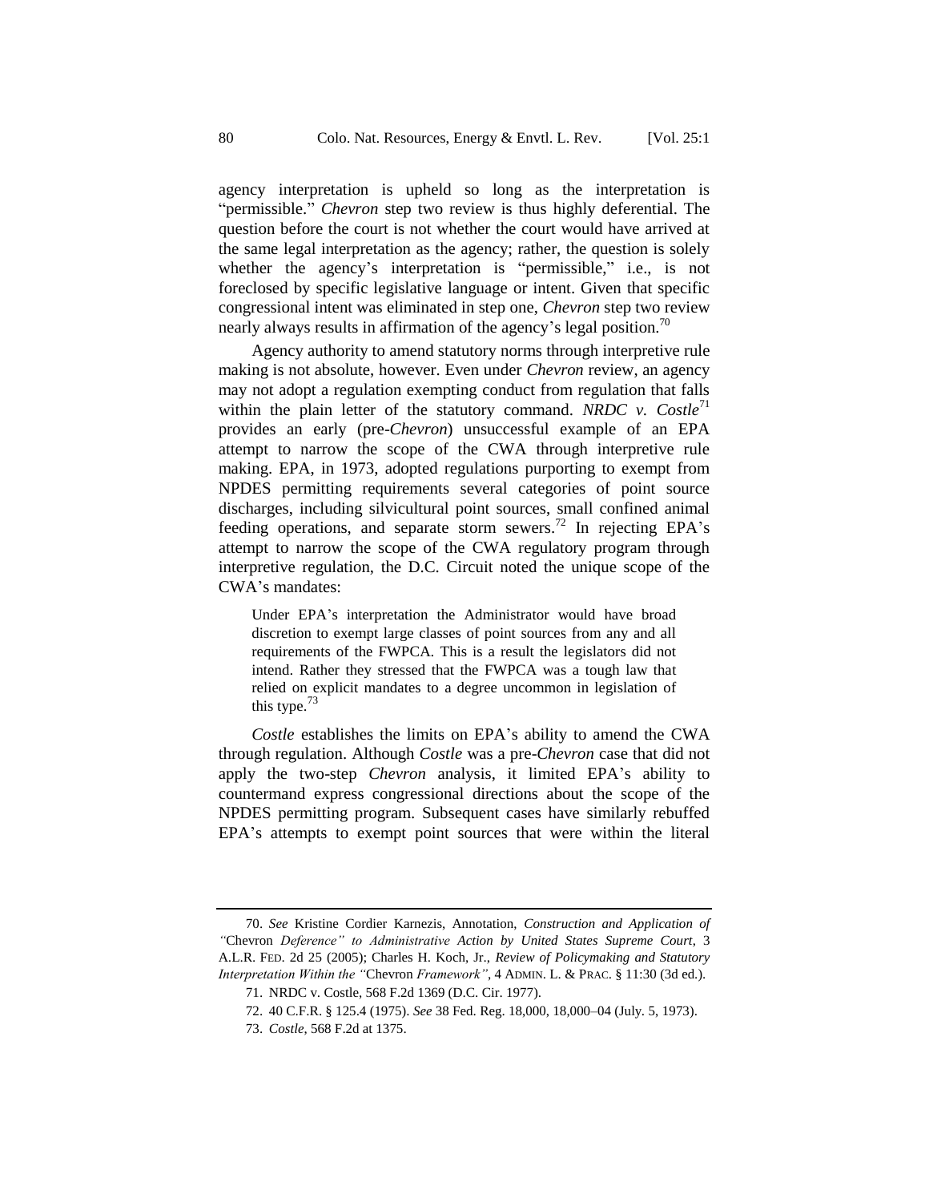agency interpretation is upheld so long as the interpretation is "permissible." *Chevron* step two review is thus highly deferential. The question before the court is not whether the court would have arrived at the same legal interpretation as the agency; rather, the question is solely whether the agency's interpretation is "permissible," i.e., is not foreclosed by specific legislative language or intent. Given that specific congressional intent was eliminated in step one, *Chevron* step two review nearly always results in affirmation of the agency's legal position.[70]

Agency authority to amend statutory norms through interpretive rule making is not absolute, however. Even under *Chevron* review, an agency may not adopt a regulation exempting conduct from regulation that falls within the plain letter of the statutory command. *NRDC v. Costle*[71] provides an early (pre-*Chevron*) unsuccessful example of an EPA attempt to narrow the scope of the CWA through interpretive rule making. EPA, in 1973, adopted regulations purporting to exempt from NPDES permitting requirements several categories of point source discharges, including silvicultural point sources, small confined animal feeding operations, and separate storm sewers.[72] In rejecting EPA's attempt to narrow the scope of the CWA regulatory program through interpretive regulation, the D.C. Circuit noted the unique scope of the CWA's mandates:

> Under EPA's interpretation the Administrator would have broad discretion to exempt large classes of point sources from any and all requirements of the FWPCA. This is a result the legislators did not intend. Rather they stressed that the FWPCA was a tough law that relied on explicit mandates to a degree uncommon in legislation of this type.[73]

*Costle* establishes the limits on EPA's ability to amend the CWA through regulation. Although *Costle* was a pre-*Chevron* case that did not apply the two-step *Chevron* analysis, it limited EPA's ability to countermand express congressional directions about the scope of the NPDES permitting program. Subsequent cases have similarly rebuffed EPA's attempts to exempt point sources that were within the literal

---

70. *See* Kristine Cordier Karnezis, Annotation, *Construction and Application of "*Chevron *Deference" to Administrative Action by United States Supreme Court*, 3 A.L.R. FED. 2d 25 (2005); Charles H. Koch, Jr., *Review of Policymaking and Statutory Interpretation Within the "*Chevron *Framework"*, 4 ADMIN. L. & PRAC. § 11:30 (3d ed.).

71. NRDC v. Costle, 568 F.2d 1369 (D.C. Cir. 1977).

72. 40 C.F.R. § 125.4 (1975). *See* 38 Fed. Reg. 18,000, 18,000–04 (July. 5, 1973).

73. *Costle*, 568 F.2d at 1375.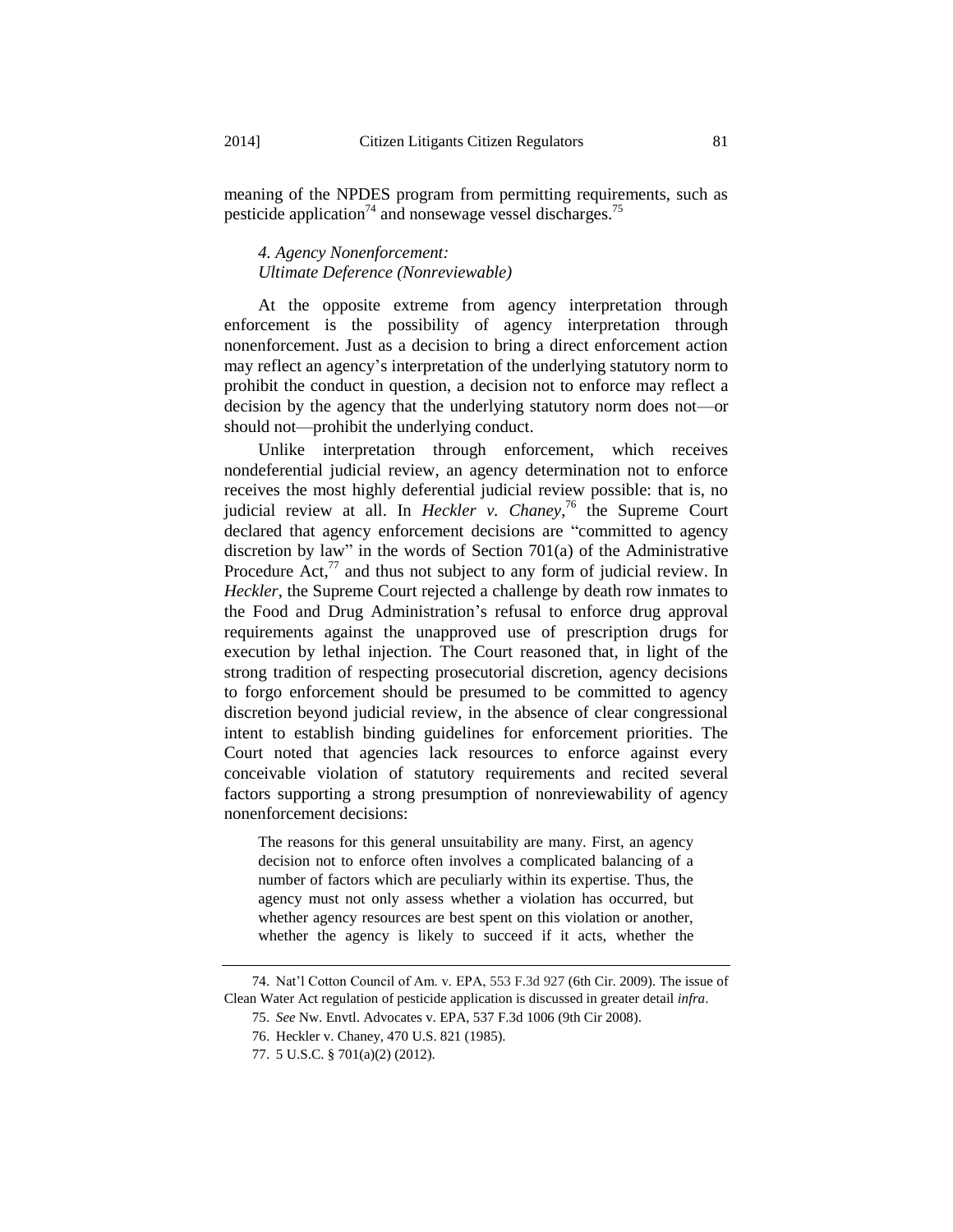meaning of the NPDES program from permitting requirements, such as pesticide application[74] and nonsewage vessel discharges.[75]

#### *4. Agency Nonenforcement: Ultimate Deference (Nonreviewable)*

At the opposite extreme from agency interpretation through enforcement is the possibility of agency interpretation through nonenforcement. Just as a decision to bring a direct enforcement action may reflect an agency's interpretation of the underlying statutory norm to prohibit the conduct in question, a decision not to enforce may reflect a decision by the agency that the underlying statutory norm does not—or should not—prohibit the underlying conduct.

Unlike interpretation through enforcement, which receives nondeferential judicial review, an agency determination not to enforce receives the most highly deferential judicial review possible: that is, no judicial review at all. In *Heckler v. Chaney*,[76] the Supreme Court declared that agency enforcement decisions are "committed to agency discretion by law" in the words of Section 701(a) of the Administrative Procedure Act,[77] and thus not subject to any form of judicial review. In *Heckler*, the Supreme Court rejected a challenge by death row inmates to the Food and Drug Administration's refusal to enforce drug approval requirements against the unapproved use of prescription drugs for execution by lethal injection. The Court reasoned that, in light of the strong tradition of respecting prosecutorial discretion, agency decisions to forgo enforcement should be presumed to be committed to agency discretion beyond judicial review, in the absence of clear congressional intent to establish binding guidelines for enforcement priorities. The Court noted that agencies lack resources to enforce against every conceivable violation of statutory requirements and recited several factors supporting a strong presumption of nonreviewability of agency nonenforcement decisions:

> The reasons for this general unsuitability are many. First, an agency decision not to enforce often involves a complicated balancing of a number of factors which are peculiarly within its expertise. Thus, the agency must not only assess whether a violation has occurred, but whether agency resources are best spent on this violation or another, whether the agency is likely to succeed if it acts, whether the

---

74. Nat'l Cotton Council of Am. v. EPA, 553 F.3d 927 (6th Cir. 2009). The issue of Clean Water Act regulation of pesticide application is discussed in greater detail *infra*.

75. *See* Nw. Envtl. Advocates v. EPA, 537 F.3d 1006 (9th Cir 2008).

76. Heckler v. Chaney, 470 U.S. 821 (1985).

77. 5 U.S.C. § 701(a)(2) (2012).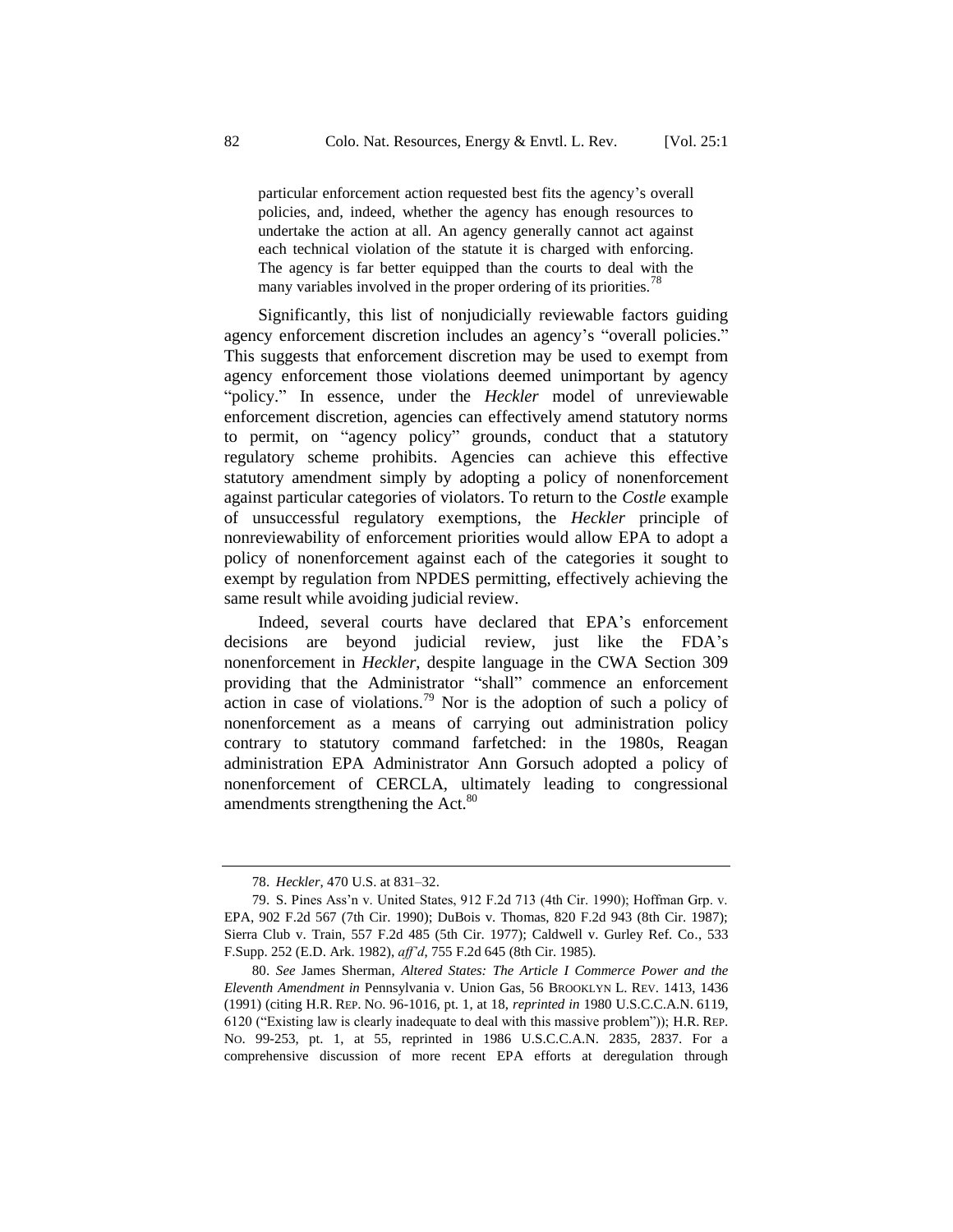> particular enforcement action requested best fits the agency's overall policies, and, indeed, whether the agency has enough resources to undertake the action at all. An agency generally cannot act against each technical violation of the statute it is charged with enforcing. The agency is far better equipped than the courts to deal with the many variables involved in the proper ordering of its priorities.[78]

Significantly, this list of nonjudicially reviewable factors guiding agency enforcement discretion includes an agency's "overall policies." This suggests that enforcement discretion may be used to exempt from agency enforcement those violations deemed unimportant by agency "policy." In essence, under the *Heckler* model of unreviewable enforcement discretion, agencies can effectively amend statutory norms to permit, on "agency policy" grounds, conduct that a statutory regulatory scheme prohibits. Agencies can achieve this effective statutory amendment simply by adopting a policy of nonenforcement against particular categories of violators. To return to the *Costle* example of unsuccessful regulatory exemptions, the *Heckler* principle of nonreviewability of enforcement priorities would allow EPA to adopt a policy of nonenforcement against each of the categories it sought to exempt by regulation from NPDES permitting, effectively achieving the same result while avoiding judicial review.

Indeed, several courts have declared that EPA's enforcement decisions are beyond judicial review, just like the FDA's nonenforcement in *Heckler*, despite language in the CWA Section 309 providing that the Administrator "shall" commence an enforcement action in case of violations.[79] Nor is the adoption of such a policy of nonenforcement as a means of carrying out administration policy contrary to statutory command farfetched: in the 1980s, Reagan administration EPA Administrator Ann Gorsuch adopted a policy of nonenforcement of CERCLA, ultimately leading to congressional amendments strengthening the Act.[80]

---

78. *Heckler*, 470 U.S. at 831–32.

79. S. Pines Ass'n v. United States, 912 F.2d 713 (4th Cir. 1990); Hoffman Grp. v. EPA, 902 F.2d 567 (7th Cir. 1990); DuBois v. Thomas, 820 F.2d 943 (8th Cir. 1987); Sierra Club v. Train, 557 F.2d 485 (5th Cir. 1977); Caldwell v. Gurley Ref. Co., 533 F.Supp. 252 (E.D. Ark. 1982), *aff'd*, 755 F.2d 645 (8th Cir. 1985).

80. *See* James Sherman, *Altered States: The Article I Commerce Power and the Eleventh Amendment in* Pennsylvania v. Union Gas, 56 BROOKLYN L. REV. 1413, 1436 (1991) (citing H.R. REP. NO. 96-1016, pt. 1, at 18, *reprinted in* 1980 U.S.C.C.A.N. 6119, 6120 ("Existing law is clearly inadequate to deal with this massive problem")); H.R. REP. NO. 99-253, pt. 1, at 55, reprinted in 1986 U.S.C.C.A.N. 2835, 2837. For a comprehensive discussion of more recent EPA efforts at deregulation through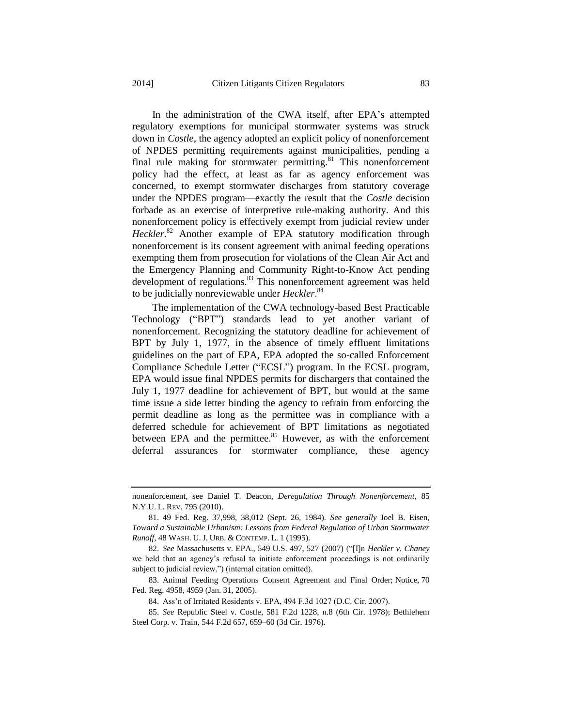In the administration of the CWA itself, after EPA's attempted regulatory exemptions for municipal stormwater systems was struck down in *Costle*, the agency adopted an explicit policy of nonenforcement of NPDES permitting requirements against municipalities, pending a final rule making for stormwater permitting.[81] This nonenforcement policy had the effect, at least as far as agency enforcement was concerned, to exempt stormwater discharges from statutory coverage under the NPDES program—exactly the result that the *Costle* decision forbade as an exercise of interpretive rule-making authority. And this nonenforcement policy is effectively exempt from judicial review under *Heckler*.[82] Another example of EPA statutory modification through nonenforcement is its consent agreement with animal feeding operations exempting them from prosecution for violations of the Clean Air Act and the Emergency Planning and Community Right-to-Know Act pending development of regulations.[83] This nonenforcement agreement was held to be judicially nonreviewable under *Heckler*.[84]

The implementation of the CWA technology-based Best Practicable Technology ("BPT") standards lead to yet another variant of nonenforcement. Recognizing the statutory deadline for achievement of BPT by July 1, 1977, in the absence of timely effluent limitations guidelines on the part of EPA, EPA adopted the so-called Enforcement Compliance Schedule Letter ("ECSL") program. In the ECSL program, EPA would issue final NPDES permits for dischargers that contained the July 1, 1977 deadline for achievement of BPT, but would at the same time issue a side letter binding the agency to refrain from enforcing the permit deadline as long as the permittee was in compliance with a deferred schedule for achievement of BPT limitations as negotiated between EPA and the permittee.[85] However, as with the enforcement deferral assurances for stormwater compliance, these agency

---

nonenforcement, see Daniel T. Deacon, *Deregulation Through Nonenforcement*, 85 N.Y.U. L. REV. 795 (2010).

81. 49 Fed. Reg. 37,998, 38,012 (Sept. 26, 1984). *See generally* Joel B. Eisen, *Toward a Sustainable Urbanism: Lessons from Federal Regulation of Urban Stormwater Runoff*, 48 WASH. U. J. URB. & CONTEMP. L. 1 (1995).

82. *See* Massachusetts v. EPA., 549 U.S. 497, 527 (2007) ("[I]n *Heckler v. Chaney* we held that an agency's refusal to initiate enforcement proceedings is not ordinarily subject to judicial review.") (internal citation omitted).

83. Animal Feeding Operations Consent Agreement and Final Order; Notice, 70 Fed. Reg. 4958, 4959 (Jan. 31, 2005).

84. Ass'n of Irritated Residents v. EPA, 494 F.3d 1027 (D.C. Cir. 2007).

85. *See* Republic Steel v. Costle, 581 F.2d 1228, n.8 (6th Cir. 1978); Bethlehem Steel Corp. v. Train, 544 F.2d 657, 659–60 (3d Cir. 1976).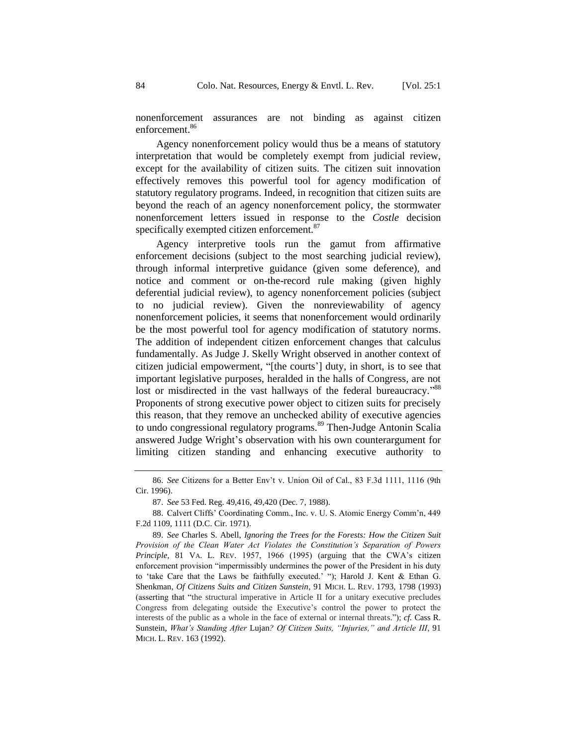nonenforcement assurances are not binding as against citizen enforcement.[86]

Agency nonenforcement policy would thus be a means of statutory interpretation that would be completely exempt from judicial review, except for the availability of citizen suits. The citizen suit innovation effectively removes this powerful tool for agency modification of statutory regulatory programs. Indeed, in recognition that citizen suits are beyond the reach of an agency nonenforcement policy, the stormwater nonenforcement letters issued in response to the *Costle* decision specifically exempted citizen enforcement.[87]

Agency interpretive tools run the gamut from affirmative enforcement decisions (subject to the most searching judicial review), through informal interpretive guidance (given some deference), and notice and comment or on-the-record rule making (given highly deferential judicial review), to agency nonenforcement policies (subject to no judicial review). Given the nonreviewability of agency nonenforcement policies, it seems that nonenforcement would ordinarily be the most powerful tool for agency modification of statutory norms. The addition of independent citizen enforcement changes that calculus fundamentally. As Judge J. Skelly Wright observed in another context of citizen judicial empowerment, "[the courts'] duty, in short, is to see that important legislative purposes, heralded in the halls of Congress, are not lost or misdirected in the vast hallways of the federal bureaucracy."[88] Proponents of strong executive power object to citizen suits for precisely this reason, that they remove an unchecked ability of executive agencies to undo congressional regulatory programs.[89] Then-Judge Antonin Scalia answered Judge Wright's observation with his own counterargument for limiting citizen standing and enhancing executive authority to

---

86. *See* Citizens for a Better Env't v. Union Oil of Cal., 83 F.3d 1111, 1116 (9th Cir. 1996).

87. *See* 53 Fed. Reg. 49,416, 49,420 (Dec. 7, 1988).

88. Calvert Cliffs' Coordinating Comm., Inc. v. U. S. Atomic Energy Comm'n, 449 F.2d 1109, 1111 (D.C. Cir. 1971).

89. *See* Charles S. Abell, *Ignoring the Trees for the Forests: How the Citizen Suit Provision of the Clean Water Act Violates the Constitution's Separation of Powers Principle*, 81 VA. L. REV. 1957, 1966 (1995) (arguing that the CWA's citizen enforcement provision "impermissibly undermines the power of the President in his duty to 'take Care that the Laws be faithfully executed.' "); Harold J. Kent & Ethan G. Shenkman, *Of Citizens Suits and Citizen Sunstein*, 91 MICH. L. REV. 1793, 1798 (1993) (asserting that "the structural imperative in Article II for a unitary executive precludes Congress from delegating outside the Executive's control the power to protect the interests of the public as a whole in the face of external or internal threats."); *cf.* Cass R. Sunstein, *What's Standing After* Lujan*? Of Citizen Suits, "Injuries," and Article III*, 91 MICH. L. REV. 163 (1992).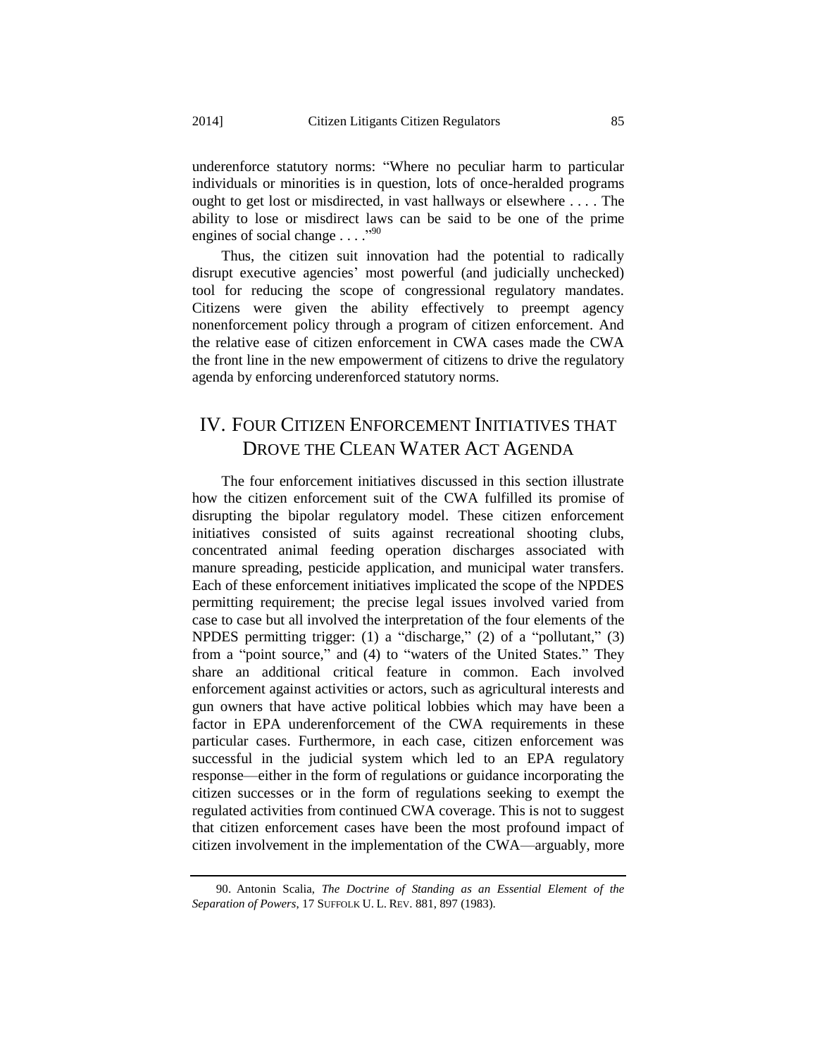underenforce statutory norms: "Where no peculiar harm to particular individuals or minorities is in question, lots of once-heralded programs ought to get lost or misdirected, in vast hallways or elsewhere . . . . The ability to lose or misdirect laws can be said to be one of the prime engines of social change . . . ."[90]

Thus, the citizen suit innovation had the potential to radically disrupt executive agencies' most powerful (and judicially unchecked) tool for reducing the scope of congressional regulatory mandates. Citizens were given the ability effectively to preempt agency nonenforcement policy through a program of citizen enforcement. And the relative ease of citizen enforcement in CWA cases made the CWA the front line in the new empowerment of citizens to drive the regulatory agenda by enforcing underenforced statutory norms.

## IV. Four Citizen Enforcement Initiatives that Drove the Clean Water Act Agenda

The four enforcement initiatives discussed in this section illustrate how the citizen enforcement suit of the CWA fulfilled its promise of disrupting the bipolar regulatory model. These citizen enforcement initiatives consisted of suits against recreational shooting clubs, concentrated animal feeding operation discharges associated with manure spreading, pesticide application, and municipal water transfers. Each of these enforcement initiatives implicated the scope of the NPDES permitting requirement; the precise legal issues involved varied from case to case but all involved the interpretation of the four elements of the NPDES permitting trigger: (1) a "discharge," (2) of a "pollutant," (3) from a "point source," and (4) to "waters of the United States." They share an additional critical feature in common. Each involved enforcement against activities or actors, such as agricultural interests and gun owners that have active political lobbies which may have been a factor in EPA underenforcement of the CWA requirements in these particular cases. Furthermore, in each case, citizen enforcement was successful in the judicial system which led to an EPA regulatory response—either in the form of regulations or guidance incorporating the citizen successes or in the form of regulations seeking to exempt the regulated activities from continued CWA coverage. This is not to suggest that citizen enforcement cases have been the most profound impact of citizen involvement in the implementation of the CWA—arguably, more

---

90. Antonin Scalia, *The Doctrine of Standing as an Essential Element of the Separation of Powers*, 17 SUFFOLK U. L. REV. 881, 897 (1983).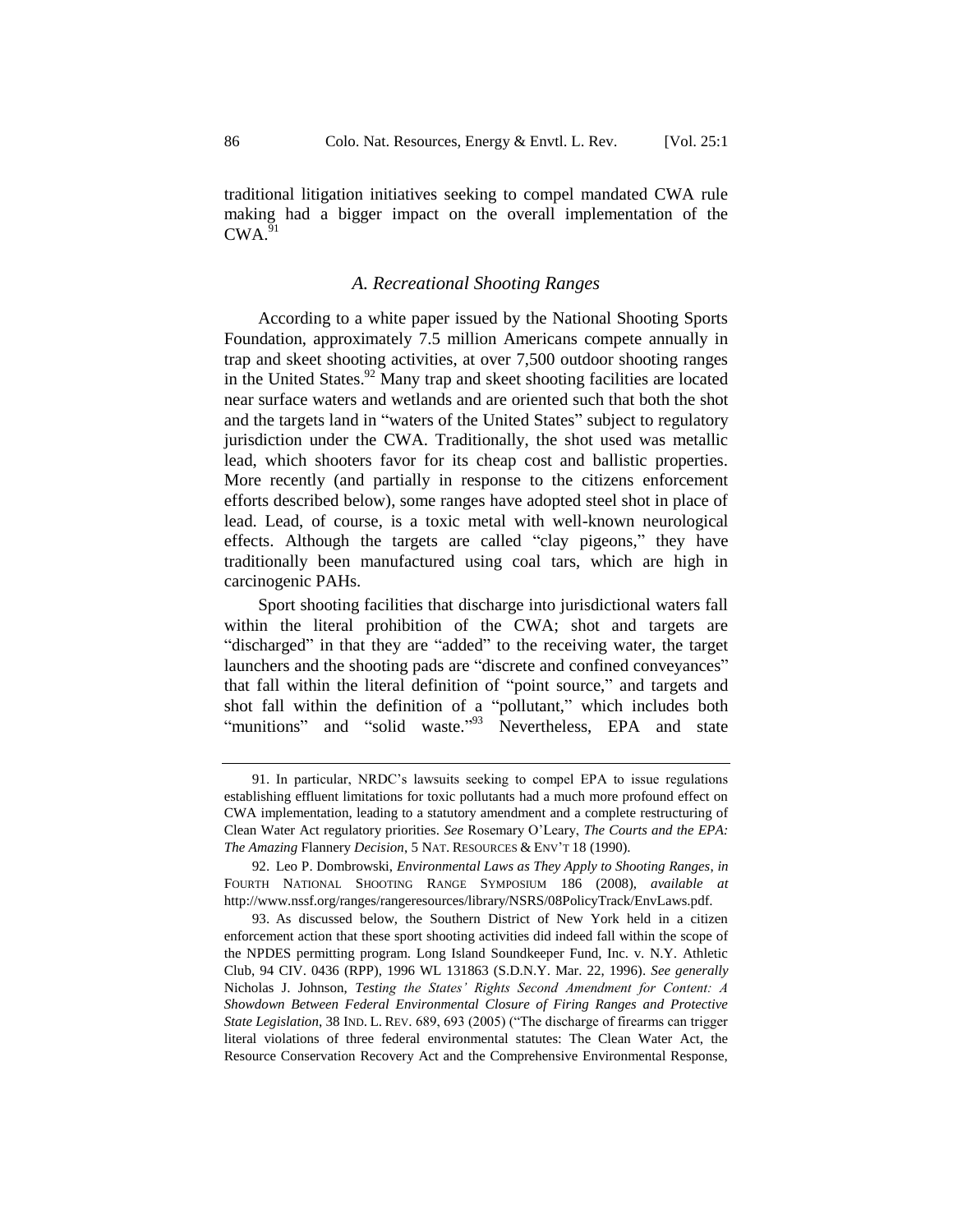traditional litigation initiatives seeking to compel mandated CWA rule making had a bigger impact on the overall implementation of the CWA.[91]

### *A. Recreational Shooting Ranges*

According to a white paper issued by the National Shooting Sports Foundation, approximately 7.5 million Americans compete annually in trap and skeet shooting activities, at over 7,500 outdoor shooting ranges in the United States.[92] Many trap and skeet shooting facilities are located near surface waters and wetlands and are oriented such that both the shot and the targets land in "waters of the United States" subject to regulatory jurisdiction under the CWA. Traditionally, the shot used was metallic lead, which shooters favor for its cheap cost and ballistic properties. More recently (and partially in response to the citizens enforcement efforts described below), some ranges have adopted steel shot in place of lead. Lead, of course, is a toxic metal with well-known neurological effects. Although the targets are called "clay pigeons," they have traditionally been manufactured using coal tars, which are high in carcinogenic PAHs.

Sport shooting facilities that discharge into jurisdictional waters fall within the literal prohibition of the CWA; shot and targets are "discharged" in that they are "added" to the receiving water, the target launchers and the shooting pads are "discrete and confined conveyances" that fall within the literal definition of "point source," and targets and shot fall within the definition of a "pollutant," which includes both "munitions" and "solid waste."[93] Nevertheless, EPA and state

---

91. In particular, NRDC's lawsuits seeking to compel EPA to issue regulations establishing effluent limitations for toxic pollutants had a much more profound effect on CWA implementation, leading to a statutory amendment and a complete restructuring of Clean Water Act regulatory priorities. *See* Rosemary O'Leary, *The Courts and the EPA: The Amazing* Flannery *Decision*, 5 NAT. RESOURCES & ENV'T 18 (1990).

92. Leo P. Dombrowski, *Environmental Laws as They Apply to Shooting Ranges*, *in* FOURTH NATIONAL SHOOTING RANGE SYMPOSIUM 186 (2008), *available at* http://www.nssf.org/ranges/rangeresources/library/NSRS/08PolicyTrack/EnvLaws.pdf.

93. As discussed below, the Southern District of New York held in a citizen enforcement action that these sport shooting activities did indeed fall within the scope of the NPDES permitting program. Long Island Soundkeeper Fund, Inc. v. N.Y. Athletic Club, 94 CIV. 0436 (RPP), 1996 WL 131863 (S.D.N.Y. Mar. 22, 1996). *See generally* Nicholas J. Johnson, *Testing the States' Rights Second Amendment for Content: A Showdown Between Federal Environmental Closure of Firing Ranges and Protective State Legislation*, 38 IND. L. REV. 689, 693 (2005) ("The discharge of firearms can trigger literal violations of three federal environmental statutes: The Clean Water Act, the Resource Conservation Recovery Act and the Comprehensive Environmental Response,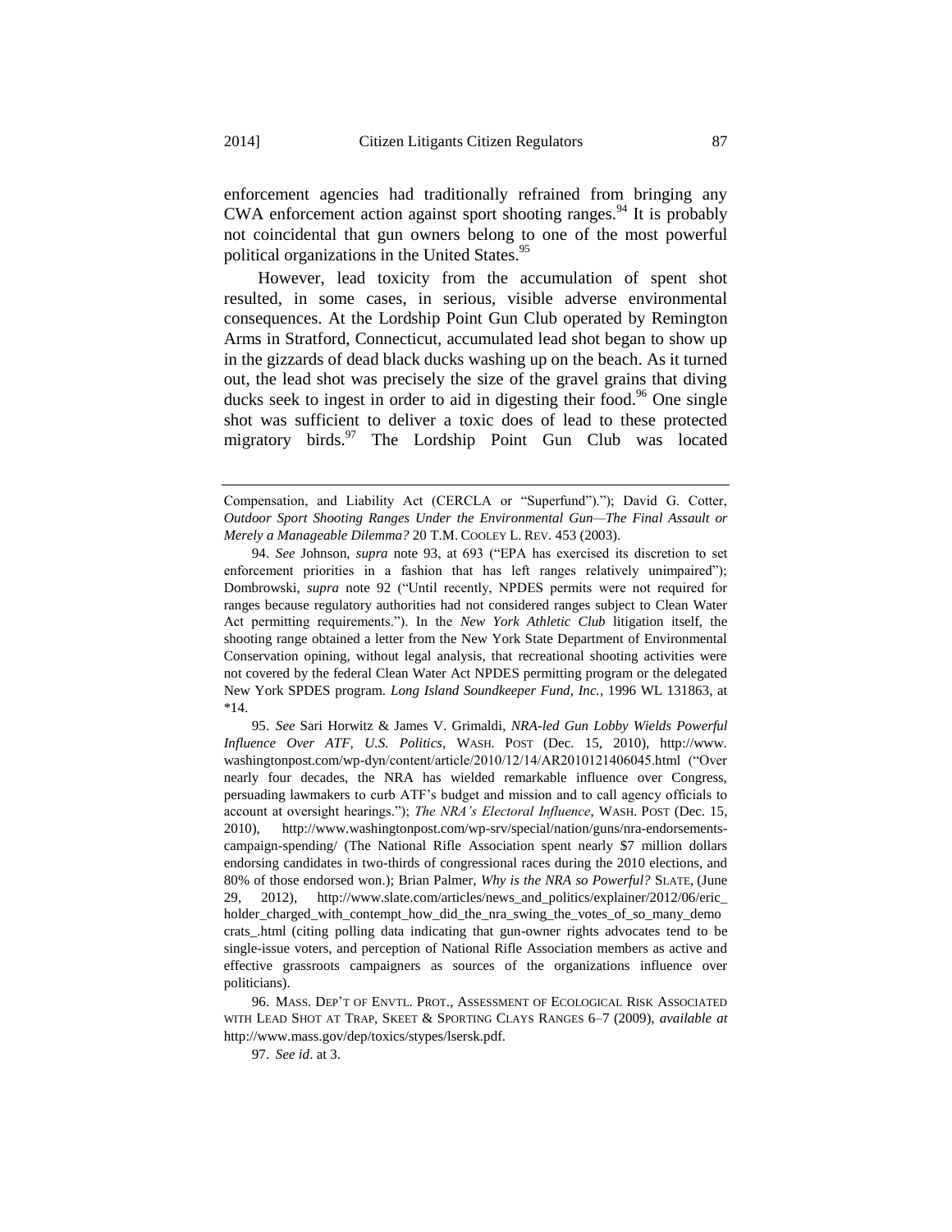enforcement agencies had traditionally refrained from bringing any CWA enforcement action against sport shooting ranges.[94] It is probably not coincidental that gun owners belong to one of the most powerful political organizations in the United States.[95]

However, lead toxicity from the accumulation of spent shot resulted, in some cases, in serious, visible adverse environmental consequences. At the Lordship Point Gun Club operated by Remington Arms in Stratford, Connecticut, accumulated lead shot began to show up in the gizzards of dead black ducks washing up on the beach. As it turned out, the lead shot was precisely the size of the gravel grains that diving ducks seek to ingest in order to aid in digesting their food.[96] One single shot was sufficient to deliver a toxic does of lead to these protected migratory birds.[97] The Lordship Point Gun Club was located

---

Compensation, and Liability Act (CERCLA or "Superfund")."); David G. Cotter, *Outdoor Sport Shooting Ranges Under the Environmental Gun—The Final Assault or Merely a Manageable Dilemma?* 20 T.M. COOLEY L. REV. 453 (2003).

94. *See* Johnson, *supra* note 93, at 693 ("EPA has exercised its discretion to set enforcement priorities in a fashion that has left ranges relatively unimpaired"); Dombrowski, *supra* note 92 ("Until recently, NPDES permits were not required for ranges because regulatory authorities had not considered ranges subject to Clean Water Act permitting requirements."). In the *New York Athletic Club* litigation itself, the shooting range obtained a letter from the New York State Department of Environmental Conservation opining, without legal analysis, that recreational shooting activities were not covered by the federal Clean Water Act NPDES permitting program or the delegated New York SPDES program. *Long Island Soundkeeper Fund, Inc.*, 1996 WL 131863, at *14.

95. *See* Sari Horwitz & James V. Grimaldi, *NRA-led Gun Lobby Wields Powerful Influence Over ATF, U.S. Politics*, WASH. POST (Dec. 15, 2010), http://www.washingtonpost.com/wp-dyn/content/article/2010/12/14/AR2010121406045.html ("Over nearly four decades, the NRA has wielded remarkable influence over Congress, persuading lawmakers to curb ATF's budget and mission and to call agency officials to account at oversight hearings."); *The NRA's Electoral Influence*, WASH. POST (Dec. 15, 2010), http://www.washingtonpost.com/wp-srv/special/nation/guns/nra-endorsements-campaign-spending/ (The National Rifle Association spent nearly $7 million dollars endorsing candidates in two-thirds of congressional races during the 2010 elections, and 80% of those endorsed won.); Brian Palmer, *Why is the NRA so Powerful?* SLATE, (June 29, 2012), http://www.slate.com/articles/news_and_politics/explainer/2012/06/eric_holder_charged_with_contempt_how_did_the_nra_swing_the_votes_of_so_many_democrats_.html (citing polling data indicating that gun-owner rights advocates tend to be single-issue voters, and perception of National Rifle Association members as active and effective grassroots campaigners as sources of the organizations influence over politicians).

96. MASS. DEP'T OF ENVTL. PROT., ASSESSMENT OF ECOLOGICAL RISK ASSOCIATED WITH LEAD SHOT AT TRAP, SKEET & SPORTING CLAYS RANGES 6–7 (2009), *available at* http://www.mass.gov/dep/toxics/stypes/lsersk.pdf.

97. *See id*. at 3.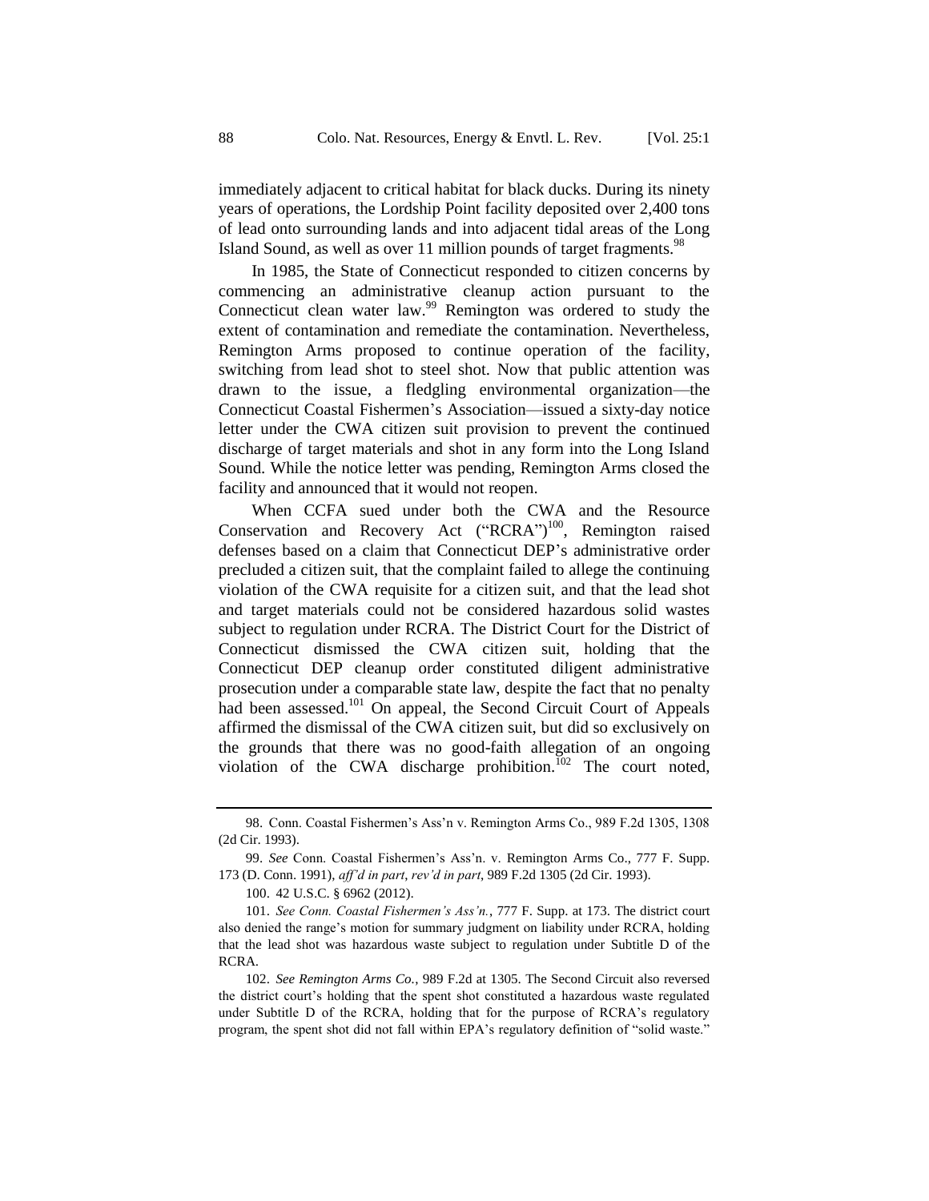immediately adjacent to critical habitat for black ducks. During its ninety years of operations, the Lordship Point facility deposited over 2,400 tons of lead onto surrounding lands and into adjacent tidal areas of the Long Island Sound, as well as over 11 million pounds of target fragments.[98]

In 1985, the State of Connecticut responded to citizen concerns by commencing an administrative cleanup action pursuant to the Connecticut clean water law.[99] Remington was ordered to study the extent of contamination and remediate the contamination. Nevertheless, Remington Arms proposed to continue operation of the facility, switching from lead shot to steel shot. Now that public attention was drawn to the issue, a fledgling environmental organization—the Connecticut Coastal Fishermen's Association—issued a sixty-day notice letter under the CWA citizen suit provision to prevent the continued discharge of target materials and shot in any form into the Long Island Sound. While the notice letter was pending, Remington Arms closed the facility and announced that it would not reopen.

When CCFA sued under both the CWA and the Resource Conservation and Recovery Act ("RCRA")[100], Remington raised defenses based on a claim that Connecticut DEP's administrative order precluded a citizen suit, that the complaint failed to allege the continuing violation of the CWA requisite for a citizen suit, and that the lead shot and target materials could not be considered hazardous solid wastes subject to regulation under RCRA. The District Court for the District of Connecticut dismissed the CWA citizen suit, holding that the Connecticut DEP cleanup order constituted diligent administrative prosecution under a comparable state law, despite the fact that no penalty had been assessed.[101] On appeal, the Second Circuit Court of Appeals affirmed the dismissal of the CWA citizen suit, but did so exclusively on the grounds that there was no good-faith allegation of an ongoing violation of the CWA discharge prohibition.[102] The court noted,

---

98. Conn. Coastal Fishermen's Ass'n v. Remington Arms Co., 989 F.2d 1305, 1308 (2d Cir. 1993).

99. *See* Conn. Coastal Fishermen's Ass'n. v. Remington Arms Co., 777 F. Supp. 173 (D. Conn. 1991), *aff'd in part*, *rev'd in part*, 989 F.2d 1305 (2d Cir. 1993).

100. 42 U.S.C. § 6962 (2012).

101. *See Conn. Coastal Fishermen's Ass'n.*, 777 F. Supp. at 173. The district court also denied the range's motion for summary judgment on liability under RCRA, holding that the lead shot was hazardous waste subject to regulation under Subtitle D of the RCRA.

102. *See Remington Arms Co.*, 989 F.2d at 1305. The Second Circuit also reversed the district court's holding that the spent shot constituted a hazardous waste regulated under Subtitle D of the RCRA, holding that for the purpose of RCRA's regulatory program, the spent shot did not fall within EPA's regulatory definition of "solid waste."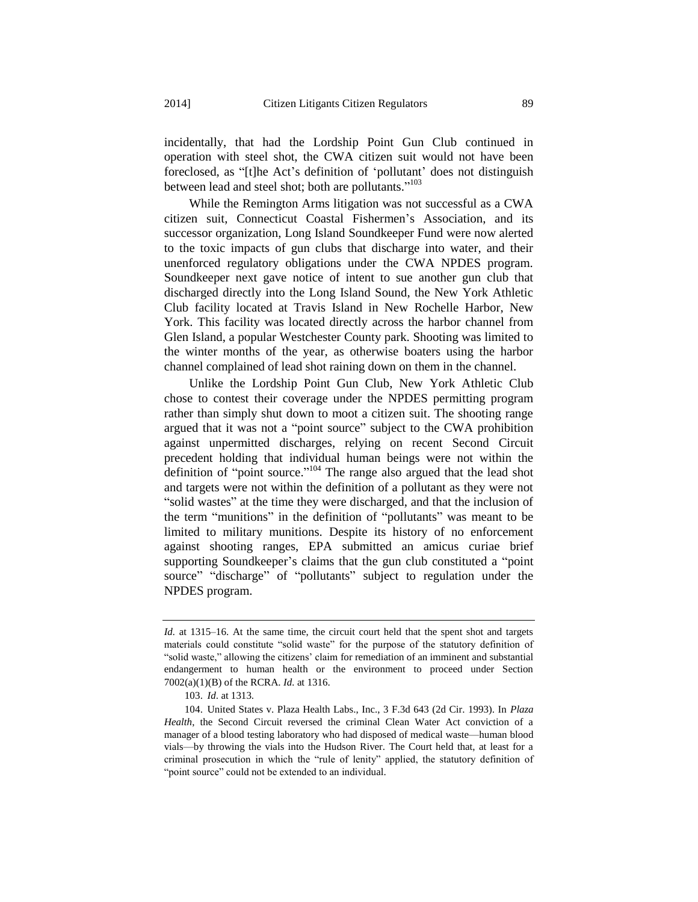incidentally, that had the Lordship Point Gun Club continued in operation with steel shot, the CWA citizen suit would not have been foreclosed, as "[t]he Act's definition of 'pollutant' does not distinguish between lead and steel shot; both are pollutants."[103]

While the Remington Arms litigation was not successful as a CWA citizen suit, Connecticut Coastal Fishermen's Association, and its successor organization, Long Island Soundkeeper Fund were now alerted to the toxic impacts of gun clubs that discharge into water, and their unenforced regulatory obligations under the CWA NPDES program. Soundkeeper next gave notice of intent to sue another gun club that discharged directly into the Long Island Sound, the New York Athletic Club facility located at Travis Island in New Rochelle Harbor, New York. This facility was located directly across the harbor channel from Glen Island, a popular Westchester County park. Shooting was limited to the winter months of the year, as otherwise boaters using the harbor channel complained of lead shot raining down on them in the channel.

Unlike the Lordship Point Gun Club, New York Athletic Club chose to contest their coverage under the NPDES permitting program rather than simply shut down to moot a citizen suit. The shooting range argued that it was not a "point source" subject to the CWA prohibition against unpermitted discharges, relying on recent Second Circuit precedent holding that individual human beings were not within the definition of "point source."[104] The range also argued that the lead shot and targets were not within the definition of a pollutant as they were not "solid wastes" at the time they were discharged, and that the inclusion of the term "munitions" in the definition of "pollutants" was meant to be limited to military munitions. Despite its history of no enforcement against shooting ranges, EPA submitted an amicus curiae brief supporting Soundkeeper's claims that the gun club constituted a "point source" "discharge" of "pollutants" subject to regulation under the NPDES program.

---

*Id.* at 1315–16. At the same time, the circuit court held that the spent shot and targets materials could constitute "solid waste" for the purpose of the statutory definition of "solid waste," allowing the citizens' claim for remediation of an imminent and substantial endangerment to human health or the environment to proceed under Section 7002(a)(1)(B) of the RCRA. *Id.* at 1316.

103. *Id*. at 1313.

104. United States v. Plaza Health Labs., Inc., 3 F.3d 643 (2d Cir. 1993). In *Plaza Health*, the Second Circuit reversed the criminal Clean Water Act conviction of a manager of a blood testing laboratory who had disposed of medical waste—human blood vials—by throwing the vials into the Hudson River. The Court held that, at least for a criminal prosecution in which the "rule of lenity" applied, the statutory definition of "point source" could not be extended to an individual.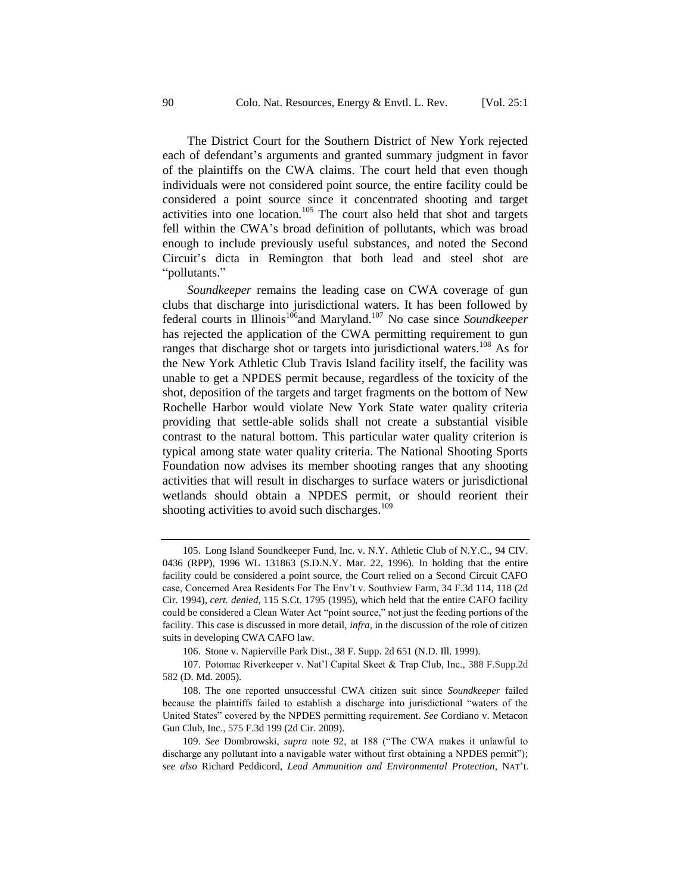The District Court for the Southern District of New York rejected each of defendant's arguments and granted summary judgment in favor of the plaintiffs on the CWA claims. The court held that even though individuals were not considered point source, the entire facility could be considered a point source since it concentrated shooting and target activities into one location.[105] The court also held that shot and targets fell within the CWA's broad definition of pollutants, which was broad enough to include previously useful substances, and noted the Second Circuit's dicta in Remington that both lead and steel shot are "pollutants."

*Soundkeeper* remains the leading case on CWA coverage of gun clubs that discharge into jurisdictional waters. It has been followed by federal courts in Illinois[106]and Maryland.[107] No case since *Soundkeeper* has rejected the application of the CWA permitting requirement to gun ranges that discharge shot or targets into jurisdictional waters.[108] As for the New York Athletic Club Travis Island facility itself, the facility was unable to get a NPDES permit because, regardless of the toxicity of the shot, deposition of the targets and target fragments on the bottom of New Rochelle Harbor would violate New York State water quality criteria providing that settle-able solids shall not create a substantial visible contrast to the natural bottom. This particular water quality criterion is typical among state water quality criteria. The National Shooting Sports Foundation now advises its member shooting ranges that any shooting activities that will result in discharges to surface waters or jurisdictional wetlands should obtain a NPDES permit, or should reorient their shooting activities to avoid such discharges.[109]

---

105. Long Island Soundkeeper Fund, Inc. v. N.Y. Athletic Club of N.Y.C., 94 CIV. 0436 (RPP), 1996 WL 131863 (S.D.N.Y. Mar. 22, 1996). In holding that the entire facility could be considered a point source, the Court relied on a Second Circuit CAFO case, Concerned Area Residents For The Env't v. Southview Farm, 34 F.3d 114, 118 (2d Cir. 1994), *cert. denied*, 115 S.Ct. 1795 (1995), which held that the entire CAFO facility could be considered a Clean Water Act "point source," not just the feeding portions of the facility. This case is discussed in more detail, *infra*, in the discussion of the role of citizen suits in developing CWA CAFO law.

106. Stone v. Napierville Park Dist., 38 F. Supp. 2d 651 (N.D. Ill. 1999).

107. Potomac Riverkeeper v. Nat'l Capital Skeet & Trap Club, Inc., 388 F.Supp.2d 582 (D. Md. 2005).

108. The one reported unsuccessful CWA citizen suit since *Soundkeeper* failed because the plaintiffs failed to establish a discharge into jurisdictional "waters of the United States" covered by the NPDES permitting requirement. *See* Cordiano v. Metacon Gun Club, Inc., 575 F.3d 199 (2d Cir. 2009).

109. *See* Dombrowski, *supra* note 92, at 188 ("The CWA makes it unlawful to discharge any pollutant into a navigable water without first obtaining a NPDES permit"); *see also* Richard Peddicord, *Lead Ammunition and Environmental Protection*, NAT'L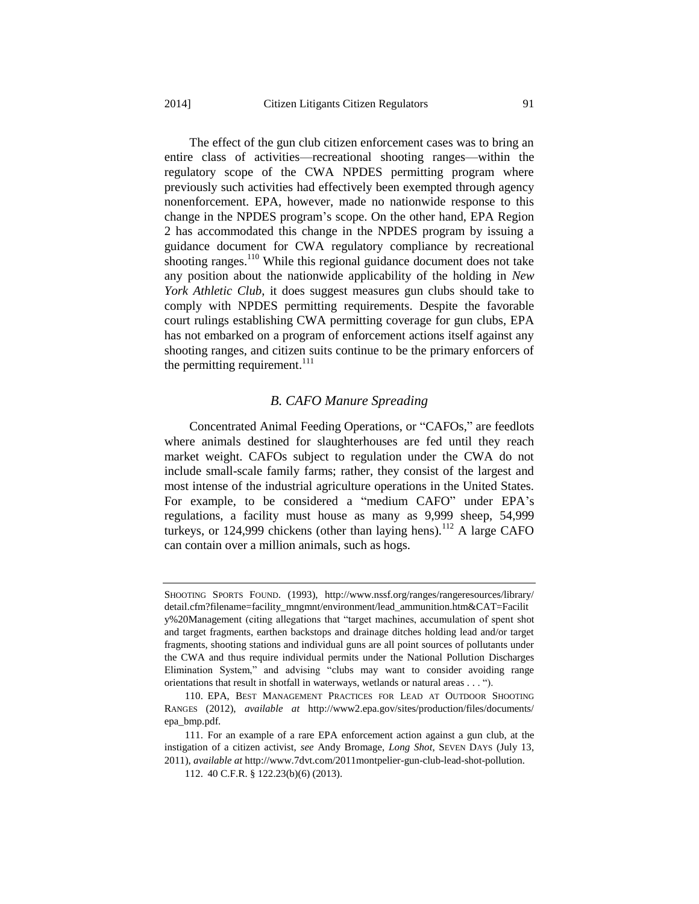The effect of the gun club citizen enforcement cases was to bring an entire class of activities—recreational shooting ranges—within the regulatory scope of the CWA NPDES permitting program where previously such activities had effectively been exempted through agency nonenforcement. EPA, however, made no nationwide response to this change in the NPDES program's scope. On the other hand, EPA Region 2 has accommodated this change in the NPDES program by issuing a guidance document for CWA regulatory compliance by recreational shooting ranges.[110] While this regional guidance document does not take any position about the nationwide applicability of the holding in *New York Athletic Club*, it does suggest measures gun clubs should take to comply with NPDES permitting requirements. Despite the favorable court rulings establishing CWA permitting coverage for gun clubs, EPA has not embarked on a program of enforcement actions itself against any shooting ranges, and citizen suits continue to be the primary enforcers of the permitting requirement.[111]

### *B. CAFO Manure Spreading*

Concentrated Animal Feeding Operations, or "CAFOs," are feedlots where animals destined for slaughterhouses are fed until they reach market weight. CAFOs subject to regulation under the CWA do not include small-scale family farms; rather, they consist of the largest and most intense of the industrial agriculture operations in the United States. For example, to be considered a "medium CAFO" under EPA's regulations, a facility must house as many as 9,999 sheep, 54,999 turkeys, or 124,999 chickens (other than laying hens).[112] A large CAFO can contain over a million animals, such as hogs.

---

SHOOTING SPORTS FOUND. (1993), http://www.nssf.org/ranges/rangeresources/library/detail.cfm?filename=facility_mngmnt/environment/lead_ammunition.htm&CAT=Facility%20Management (citing allegations that "target machines, accumulation of spent shot and target fragments, earthen backstops and drainage ditches holding lead and/or target fragments, shooting stations and individual guns are all point sources of pollutants under the CWA and thus require individual permits under the National Pollution Discharges Elimination System," and advising "clubs may want to consider avoiding range orientations that result in shotfall in waterways, wetlands or natural areas . . . ").

110. EPA, BEST MANAGEMENT PRACTICES FOR LEAD AT OUTDOOR SHOOTING RANGES (2012), *available at* http://www2.epa.gov/sites/production/files/documents/epa_bmp.pdf.

111. For an example of a rare EPA enforcement action against a gun club, at the instigation of a citizen activist, *see* Andy Bromage, *Long Shot*, SEVEN DAYS (July 13, 2011), *available at* http://www.7dvt.com/2011montpelier-gun-club-lead-shot-pollution.

112. 40 C.F.R. § 122.23(b)(6) (2013).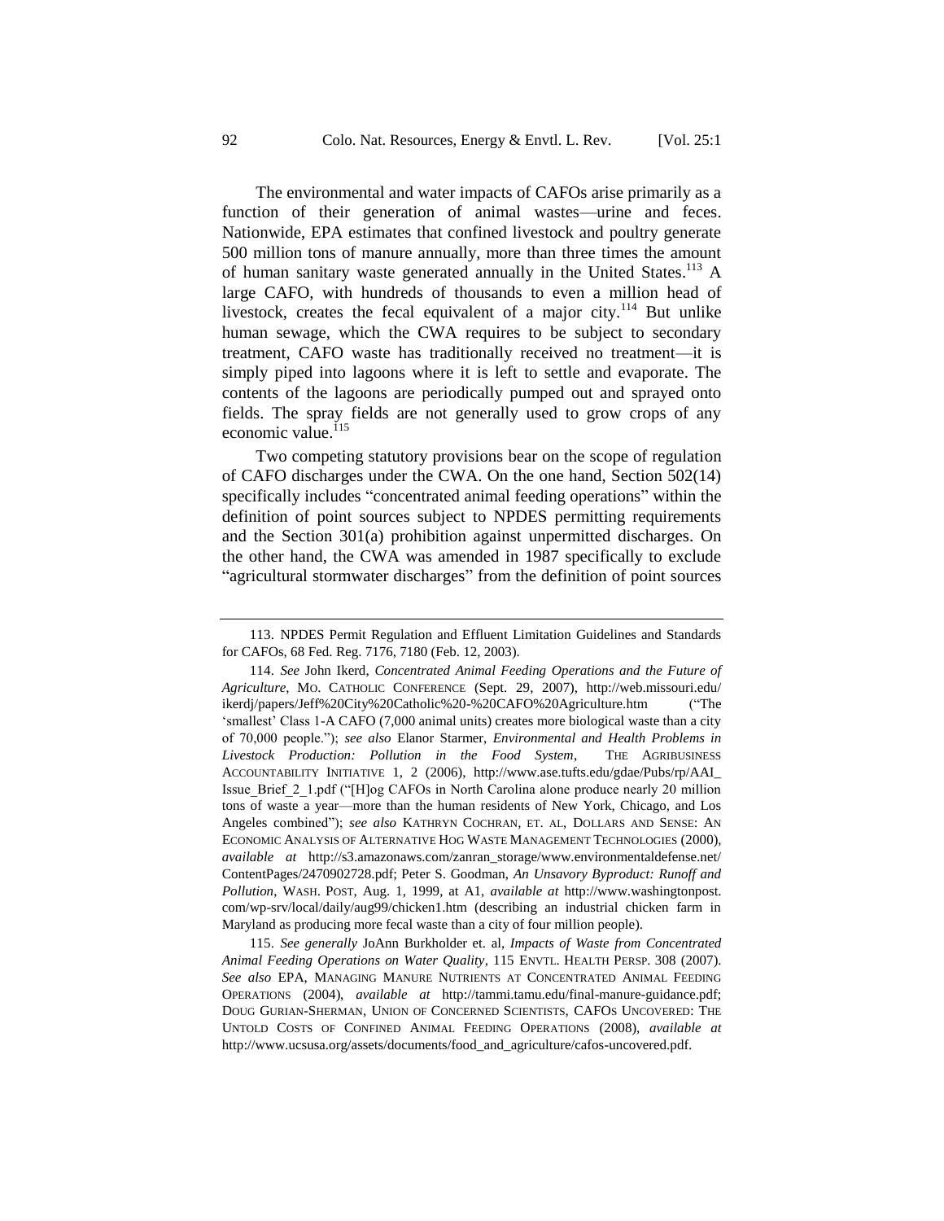The environmental and water impacts of CAFOs arise primarily as a function of their generation of animal wastes—urine and feces. Nationwide, EPA estimates that confined livestock and poultry generate 500 million tons of manure annually, more than three times the amount of human sanitary waste generated annually in the United States.[113] A large CAFO, with hundreds of thousands to even a million head of livestock, creates the fecal equivalent of a major city.[114] But unlike human sewage, which the CWA requires to be subject to secondary treatment, CAFO waste has traditionally received no treatment—it is simply piped into lagoons where it is left to settle and evaporate. The contents of the lagoons are periodically pumped out and sprayed onto fields. The spray fields are not generally used to grow crops of any economic value.[115]

Two competing statutory provisions bear on the scope of regulation of CAFO discharges under the CWA. On the one hand, Section 502(14) specifically includes "concentrated animal feeding operations" within the definition of point sources subject to NPDES permitting requirements and the Section 301(a) prohibition against unpermitted discharges. On the other hand, the CWA was amended in 1987 specifically to exclude "agricultural stormwater discharges" from the definition of point sources

---

113. NPDES Permit Regulation and Effluent Limitation Guidelines and Standards for CAFOs, 68 Fed. Reg. 7176, 7180 (Feb. 12, 2003).

114. *See* John Ikerd, *Concentrated Animal Feeding Operations and the Future of Agriculture*, MO. CATHOLIC CONFERENCE (Sept. 29, 2007), http://web.missouri.edu/ikerdj/papers/Jeff%20City%20Catholic%20-%20CAFO%20Agriculture.htm ("The 'smallest' Class 1-A CAFO (7,000 animal units) creates more biological waste than a city of 70,000 people."); *see also* Elanor Starmer, *Environmental and Health Problems in Livestock Production: Pollution in the Food System*, THE AGRIBUSINESS ACCOUNTABILITY INITIATIVE 1, 2 (2006), http://www.ase.tufts.edu/gdae/Pubs/rp/AAI_Issue_Brief_2_1.pdf ("[H]og CAFOs in North Carolina alone produce nearly 20 million tons of waste a year—more than the human residents of New York, Chicago, and Los Angeles combined"); *see also* KATHRYN COCHRAN, ET. AL, DOLLARS AND SENSE: AN ECONOMIC ANALYSIS OF ALTERNATIVE HOG WASTE MANAGEMENT TECHNOLOGIES (2000), *available at* http://s3.amazonaws.com/zanran_storage/www.environmentaldefense.net/ContentPages/2470902728.pdf; Peter S. Goodman, *An Unsavory Byproduct: Runoff and Pollution*, WASH. POST, Aug. 1, 1999, at A1, *available at* http://www.washingtonpost.com/wp-srv/local/daily/aug99/chicken1.htm (describing an industrial chicken farm in Maryland as producing more fecal waste than a city of four million people).

115. *See generally* JoAnn Burkholder et. al, *Impacts of Waste from Concentrated Animal Feeding Operations on Water Quality*, 115 ENVTL. HEALTH PERSP. 308 (2007). *See also* EPA, MANAGING MANURE NUTRIENTS AT CONCENTRATED ANIMAL FEEDING OPERATIONS (2004), *available at* http://tammi.tamu.edu/final-manure-guidance.pdf; DOUG GURIAN-SHERMAN, UNION OF CONCERNED SCIENTISTS, CAFOS UNCOVERED: THE UNTOLD COSTS OF CONFINED ANIMAL FEEDING OPERATIONS (2008), *available at* http://www.ucsusa.org/assets/documents/food_and_agriculture/cafos-uncovered.pdf.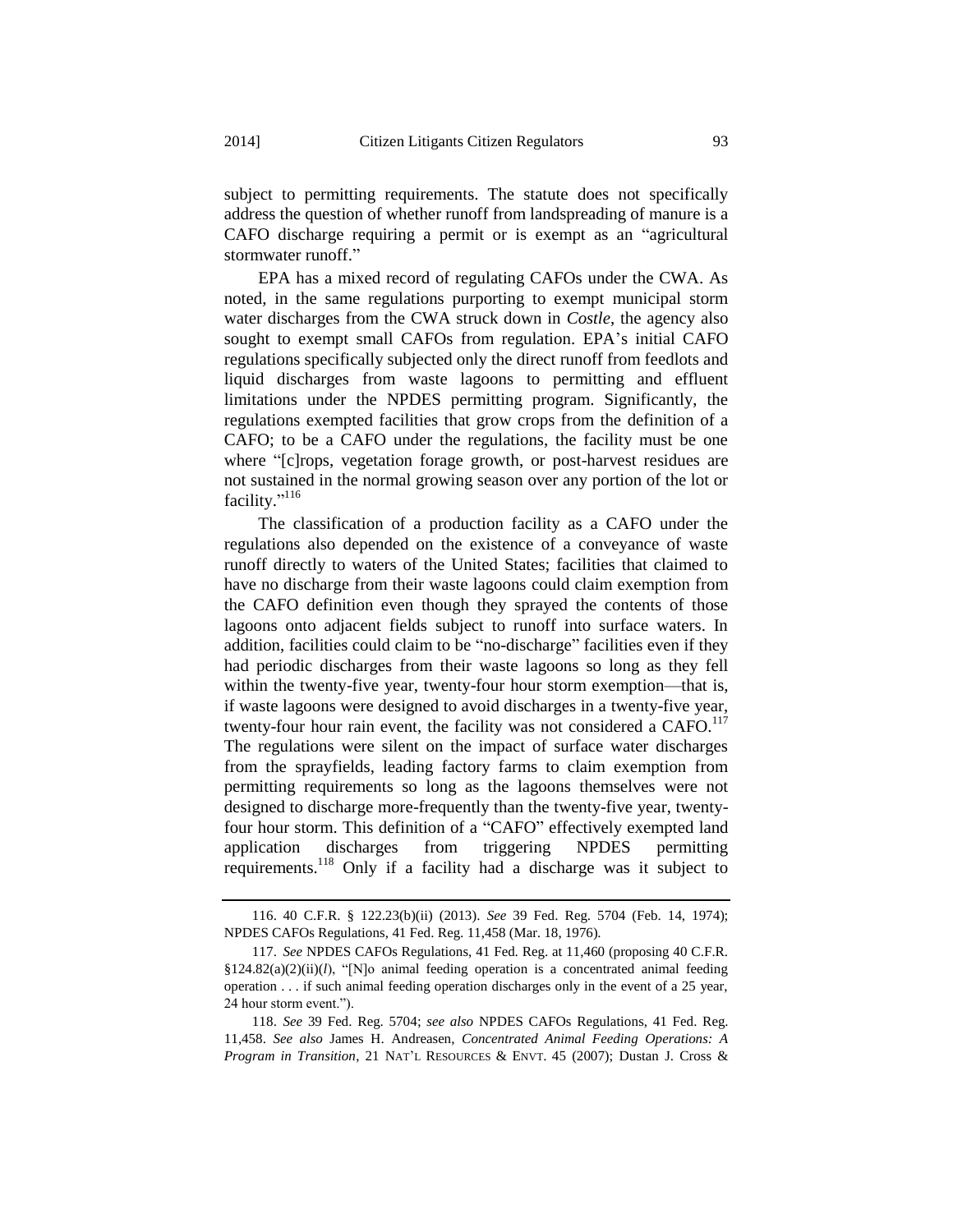subject to permitting requirements. The statute does not specifically address the question of whether runoff from landspreading of manure is a CAFO discharge requiring a permit or is exempt as an "agricultural stormwater runoff."

EPA has a mixed record of regulating CAFOs under the CWA. As noted, in the same regulations purporting to exempt municipal storm water discharges from the CWA struck down in *Costle*, the agency also sought to exempt small CAFOs from regulation. EPA's initial CAFO regulations specifically subjected only the direct runoff from feedlots and liquid discharges from waste lagoons to permitting and effluent limitations under the NPDES permitting program. Significantly, the regulations exempted facilities that grow crops from the definition of a CAFO; to be a CAFO under the regulations, the facility must be one where "[c]rops, vegetation forage growth, or post-harvest residues are not sustained in the normal growing season over any portion of the lot or facility."[116]

The classification of a production facility as a CAFO under the regulations also depended on the existence of a conveyance of waste runoff directly to waters of the United States; facilities that claimed to have no discharge from their waste lagoons could claim exemption from the CAFO definition even though they sprayed the contents of those lagoons onto adjacent fields subject to runoff into surface waters. In addition, facilities could claim to be "no-discharge" facilities even if they had periodic discharges from their waste lagoons so long as they fell within the twenty-five year, twenty-four hour storm exemption—that is, if waste lagoons were designed to avoid discharges in a twenty-five year, twenty-four hour rain event, the facility was not considered a CAFO.[117] The regulations were silent on the impact of surface water discharges from the sprayfields, leading factory farms to claim exemption from permitting requirements so long as the lagoons themselves were not designed to discharge more-frequently than the twenty-five year, twenty-four hour storm. This definition of a "CAFO" effectively exempted land application discharges from triggering NPDES permitting requirements.[118] Only if a facility had a discharge was it subject to

---

116. 40 C.F.R. § 122.23(b)(ii) (2013). *See* 39 Fed. Reg. 5704 (Feb. 14, 1974); NPDES CAFOs Regulations, 41 Fed. Reg. 11,458 (Mar. 18, 1976).

117. *See* NPDES CAFOs Regulations, 41 Fed. Reg. at 11,460 (proposing 40 C.F.R. §124.82(a)(2)(ii)(*l*), "[N]o animal feeding operation is a concentrated animal feeding operation . . . if such animal feeding operation discharges only in the event of a 25 year, 24 hour storm event.").

118. *See* 39 Fed. Reg. 5704; *see also* NPDES CAFOs Regulations, 41 Fed. Reg. 11,458. *See also* James H. Andreasen, *Concentrated Animal Feeding Operations: A Program in Transition*, 21 NAT'L RESOURCES & ENVT. 45 (2007); Dustan J. Cross &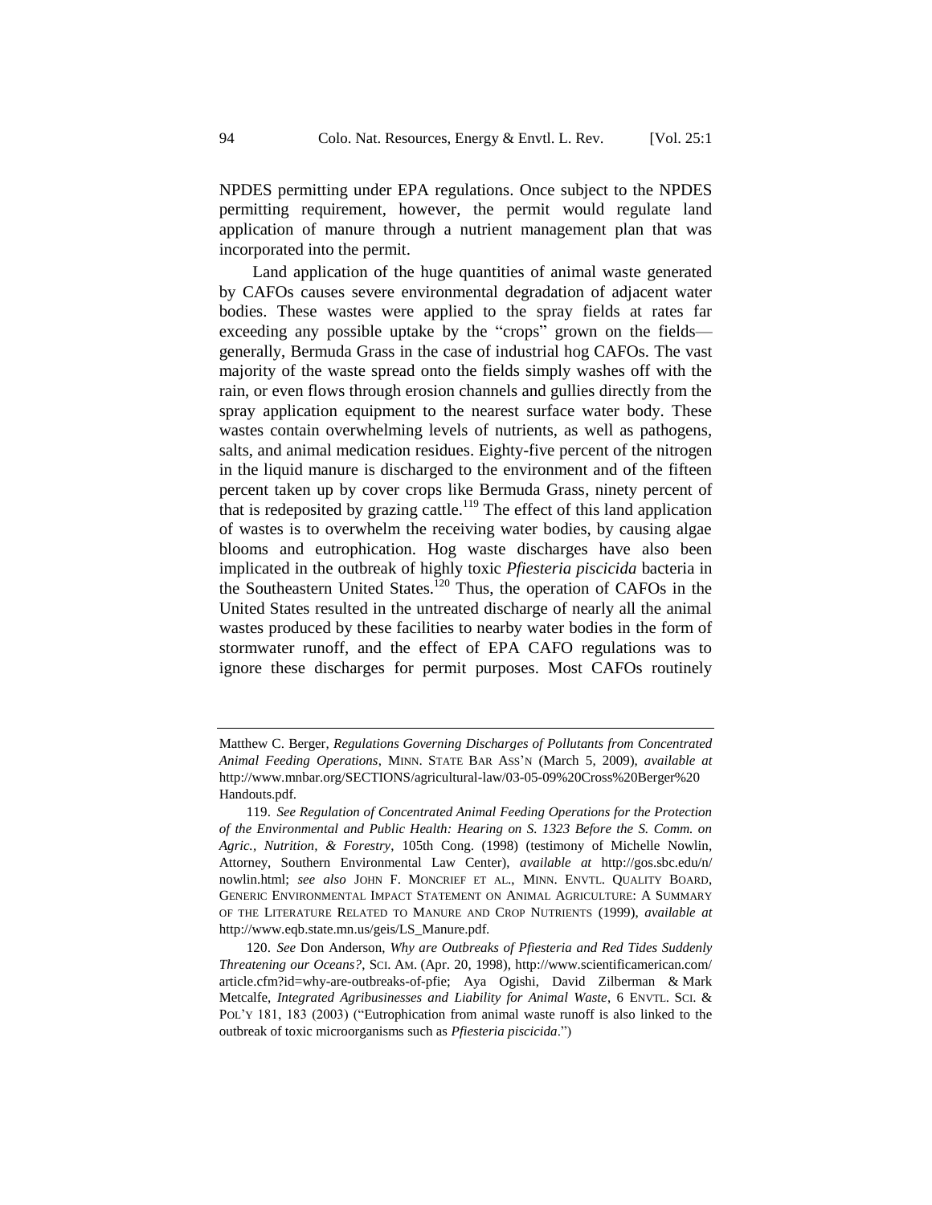NPDES permitting under EPA regulations. Once subject to the NPDES permitting requirement, however, the permit would regulate land application of manure through a nutrient management plan that was incorporated into the permit.

Land application of the huge quantities of animal waste generated by CAFOs causes severe environmental degradation of adjacent water bodies. These wastes were applied to the spray fields at rates far exceeding any possible uptake by the "crops" grown on the fields—generally, Bermuda Grass in the case of industrial hog CAFOs. The vast majority of the waste spread onto the fields simply washes off with the rain, or even flows through erosion channels and gullies directly from the spray application equipment to the nearest surface water body. These wastes contain overwhelming levels of nutrients, as well as pathogens, salts, and animal medication residues. Eighty-five percent of the nitrogen in the liquid manure is discharged to the environment and of the fifteen percent taken up by cover crops like Bermuda Grass, ninety percent of that is redeposited by grazing cattle.[119] The effect of this land application of wastes is to overwhelm the receiving water bodies, by causing algae blooms and eutrophication. Hog waste discharges have also been implicated in the outbreak of highly toxic *Pfiesteria piscicida* bacteria in the Southeastern United States.[120] Thus, the operation of CAFOs in the United States resulted in the untreated discharge of nearly all the animal wastes produced by these facilities to nearby water bodies in the form of stormwater runoff, and the effect of EPA CAFO regulations was to ignore these discharges for permit purposes. Most CAFOs routinely

---

Matthew C. Berger, *Regulations Governing Discharges of Pollutants from Concentrated Animal Feeding Operations*, MINN. STATE BAR ASS'N (March 5, 2009), *available at* http://www.mnbar.org/SECTIONS/agricultural-law/03-05-09%20Cross%20Berger%20 Handouts.pdf.

119. *See Regulation of Concentrated Animal Feeding Operations for the Protection of the Environmental and Public Health: Hearing on S. 1323 Before the S. Comm. on Agric., Nutrition, & Forestry*, 105th Cong. (1998) (testimony of Michelle Nowlin, Attorney, Southern Environmental Law Center), *available at* http://gos.sbc.edu/n/nowlin.html; *see also* JOHN F. MONCRIEF ET AL., MINN. ENVTL. QUALITY BOARD, GENERIC ENVIRONMENTAL IMPACT STATEMENT ON ANIMAL AGRICULTURE: A SUMMARY OF THE LITERATURE RELATED TO MANURE AND CROP NUTRIENTS (1999), *available at* http://www.eqb.state.mn.us/geis/LS_Manure.pdf.

120. *See* Don Anderson, *Why are Outbreaks of Pfiesteria and Red Tides Suddenly Threatening our Oceans?*, SCI. AM. (Apr. 20, 1998), http://www.scientificamerican.com/article.cfm?id=why-are-outbreaks-of-pfie; Aya Ogishi, David Zilberman & Mark Metcalfe, *Integrated Agribusinesses and Liability for Animal Waste*, 6 ENVTL. SCI. & POL'Y 181, 183 (2003) ("Eutrophication from animal waste runoff is also linked to the outbreak of toxic microorganisms such as *Pfiesteria piscicida*.")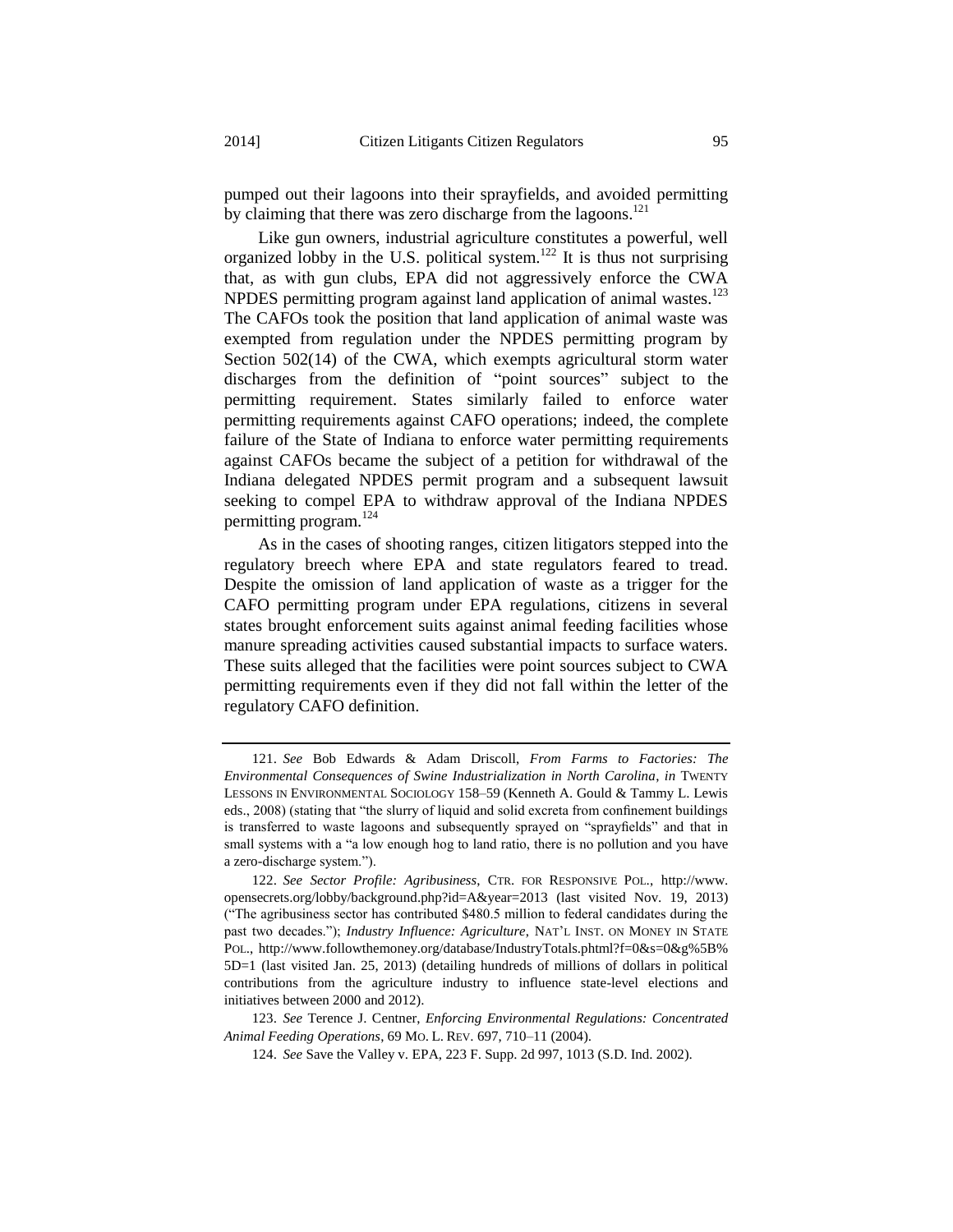pumped out their lagoons into their sprayfields, and avoided permitting by claiming that there was zero discharge from the lagoons.[121]

Like gun owners, industrial agriculture constitutes a powerful, well organized lobby in the U.S. political system.[122] It is thus not surprising that, as with gun clubs, EPA did not aggressively enforce the CWA NPDES permitting program against land application of animal wastes.[123] The CAFOs took the position that land application of animal waste was exempted from regulation under the NPDES permitting program by Section 502(14) of the CWA, which exempts agricultural storm water discharges from the definition of "point sources" subject to the permitting requirement. States similarly failed to enforce water permitting requirements against CAFO operations; indeed, the complete failure of the State of Indiana to enforce water permitting requirements against CAFOs became the subject of a petition for withdrawal of the Indiana delegated NPDES permit program and a subsequent lawsuit seeking to compel EPA to withdraw approval of the Indiana NPDES permitting program.[124]

As in the cases of shooting ranges, citizen litigators stepped into the regulatory breech where EPA and state regulators feared to tread. Despite the omission of land application of waste as a trigger for the CAFO permitting program under EPA regulations, citizens in several states brought enforcement suits against animal feeding facilities whose manure spreading activities caused substantial impacts to surface waters. These suits alleged that the facilities were point sources subject to CWA permitting requirements even if they did not fall within the letter of the regulatory CAFO definition.

---

121. *See* Bob Edwards & Adam Driscoll, *From Farms to Factories: The Environmental Consequences of Swine Industrialization in North Carolina*, *in* TWENTY LESSONS IN ENVIRONMENTAL SOCIOLOGY 158–59 (Kenneth A. Gould & Tammy L. Lewis eds., 2008) (stating that "the slurry of liquid and solid excreta from confinement buildings is transferred to waste lagoons and subsequently sprayed on "sprayfields" and that in small systems with a "a low enough hog to land ratio, there is no pollution and you have a zero-discharge system.").

122. *See Sector Profile: Agribusiness*, CTR. FOR RESPONSIVE POL., http://www.opensecrets.org/lobby/background.php?id=A&year=2013 (last visited Nov. 19, 2013) ("The agribusiness sector has contributed $480.5 million to federal candidates during the past two decades."); *Industry Influence: Agriculture*, NAT'L INST. ON MONEY IN STATE POL., http://www.followthemoney.org/database/IndustryTotals.phtml?f=0&s=0&g%5B%5D=1 (last visited Jan. 25, 2013) (detailing hundreds of millions of dollars in political contributions from the agriculture industry to influence state-level elections and initiatives between 2000 and 2012).

123. *See* Terence J. Centner, *Enforcing Environmental Regulations: Concentrated Animal Feeding Operations*, 69 MO. L. REV. 697, 710–11 (2004).

124. *See* Save the Valley v. EPA, 223 F. Supp. 2d 997, 1013 (S.D. Ind. 2002).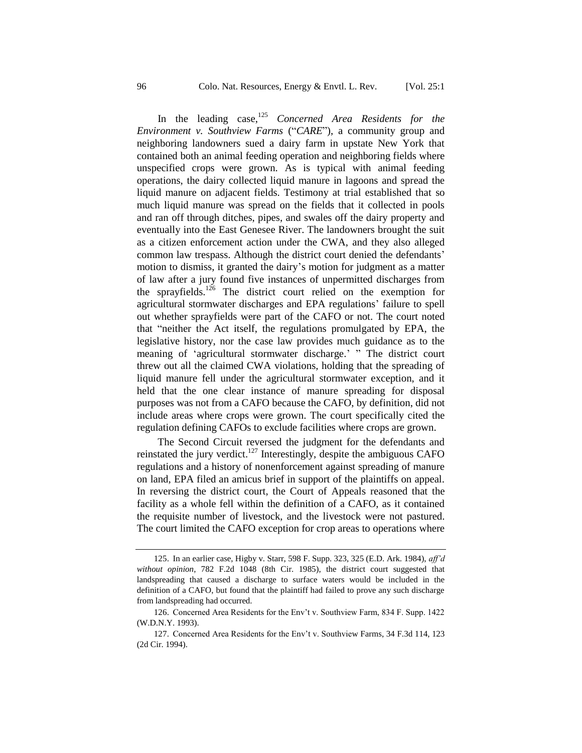In the leading case,[125] *Concerned Area Residents for the Environment v. Southview Farms* ("*CARE*"), a community group and neighboring landowners sued a dairy farm in upstate New York that contained both an animal feeding operation and neighboring fields where unspecified crops were grown. As is typical with animal feeding operations, the dairy collected liquid manure in lagoons and spread the liquid manure on adjacent fields. Testimony at trial established that so much liquid manure was spread on the fields that it collected in pools and ran off through ditches, pipes, and swales off the dairy property and eventually into the East Genesee River. The landowners brought the suit as a citizen enforcement action under the CWA, and they also alleged common law trespass. Although the district court denied the defendants' motion to dismiss, it granted the dairy's motion for judgment as a matter of law after a jury found five instances of unpermitted discharges from the sprayfields.[126] The district court relied on the exemption for agricultural stormwater discharges and EPA regulations' failure to spell out whether sprayfields were part of the CAFO or not. The court noted that "neither the Act itself, the regulations promulgated by EPA, the legislative history, nor the case law provides much guidance as to the meaning of 'agricultural stormwater discharge.' " The district court threw out all the claimed CWA violations, holding that the spreading of liquid manure fell under the agricultural stormwater exception, and it held that the one clear instance of manure spreading for disposal purposes was not from a CAFO because the CAFO, by definition, did not include areas where crops were grown. The court specifically cited the regulation defining CAFOs to exclude facilities where crops are grown.

The Second Circuit reversed the judgment for the defendants and reinstated the jury verdict.[127] Interestingly, despite the ambiguous CAFO regulations and a history of nonenforcement against spreading of manure on land, EPA filed an amicus brief in support of the plaintiffs on appeal. In reversing the district court, the Court of Appeals reasoned that the facility as a whole fell within the definition of a CAFO, as it contained the requisite number of livestock, and the livestock were not pastured. The court limited the CAFO exception for crop areas to operations where

---

125. In an earlier case, Higby v. Starr, 598 F. Supp. 323, 325 (E.D. Ark. 1984), *aff'd without opinion*, 782 F.2d 1048 (8th Cir. 1985), the district court suggested that landspreading that caused a discharge to surface waters would be included in the definition of a CAFO, but found that the plaintiff had failed to prove any such discharge from landspreading had occurred.

126. Concerned Area Residents for the Env't v. Southview Farm, 834 F. Supp. 1422 (W.D.N.Y. 1993).

127. Concerned Area Residents for the Env't v. Southview Farms, 34 F.3d 114, 123 (2d Cir. 1994).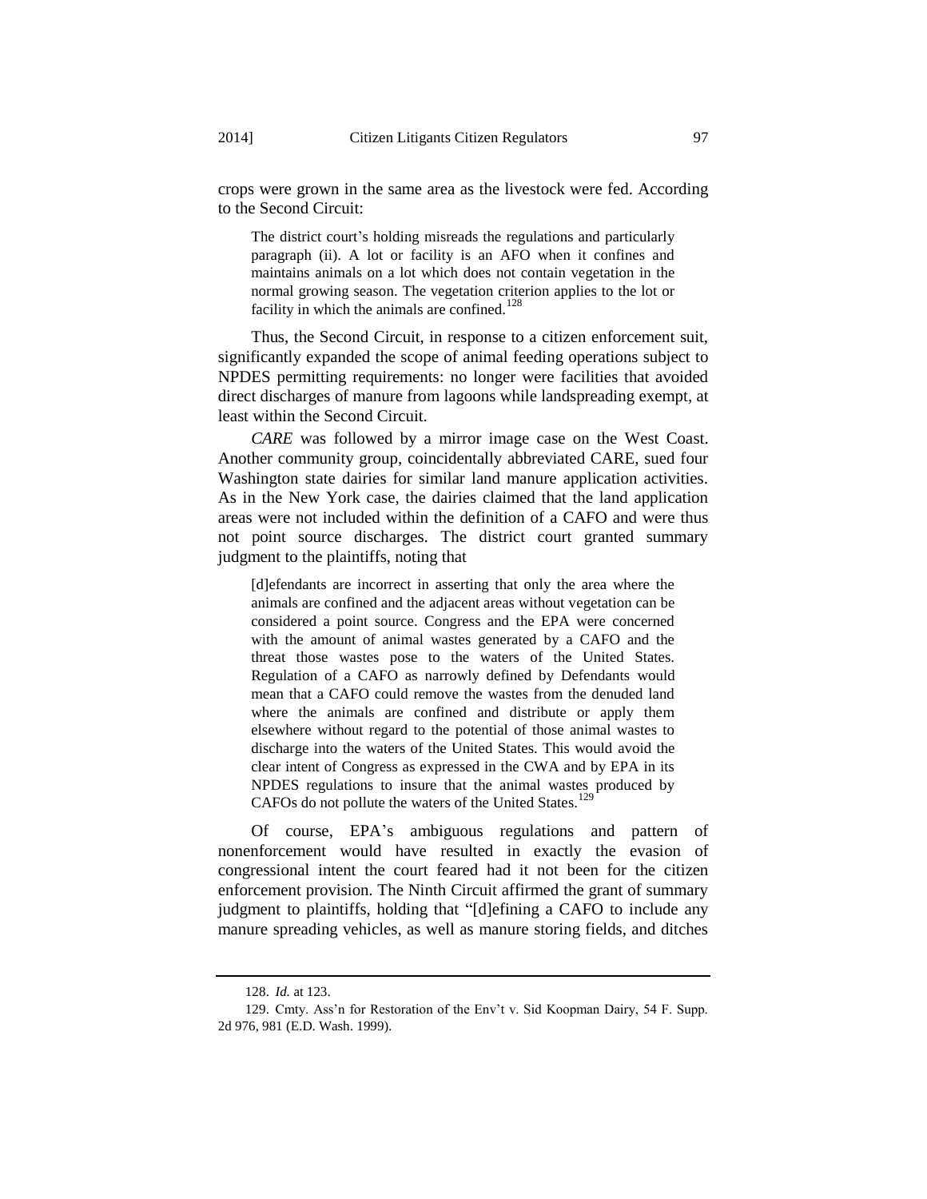crops were grown in the same area as the livestock were fed. According to the Second Circuit:

> The district court's holding misreads the regulations and particularly paragraph (ii). A lot or facility is an AFO when it confines and maintains animals on a lot which does not contain vegetation in the normal growing season. The vegetation criterion applies to the lot or facility in which the animals are confined.[128]

Thus, the Second Circuit, in response to a citizen enforcement suit, significantly expanded the scope of animal feeding operations subject to NPDES permitting requirements: no longer were facilities that avoided direct discharges of manure from lagoons while landspreading exempt, at least within the Second Circuit.

*CARE* was followed by a mirror image case on the West Coast. Another community group, coincidentally abbreviated CARE, sued four Washington state dairies for similar land manure application activities. As in the New York case, the dairies claimed that the land application areas were not included within the definition of a CAFO and were thus not point source discharges. The district court granted summary judgment to the plaintiffs, noting that

> [d]efendants are incorrect in asserting that only the area where the animals are confined and the adjacent areas without vegetation can be considered a point source. Congress and the EPA were concerned with the amount of animal wastes generated by a CAFO and the threat those wastes pose to the waters of the United States. Regulation of a CAFO as narrowly defined by Defendants would mean that a CAFO could remove the wastes from the denuded land where the animals are confined and distribute or apply them elsewhere without regard to the potential of those animal wastes to discharge into the waters of the United States. This would avoid the clear intent of Congress as expressed in the CWA and by EPA in its NPDES regulations to insure that the animal wastes produced by CAFOs do not pollute the waters of the United States.[129]

Of course, EPA's ambiguous regulations and pattern of nonenforcement would have resulted in exactly the evasion of congressional intent the court feared had it not been for the citizen enforcement provision. The Ninth Circuit affirmed the grant of summary judgment to plaintiffs, holding that "[d]efining a CAFO to include any manure spreading vehicles, as well as manure storing fields, and ditches

---

128. *Id.* at 123.

129. Cmty. Ass'n for Restoration of the Env't v. Sid Koopman Dairy, 54 F. Supp. 2d 976, 981 (E.D. Wash. 1999).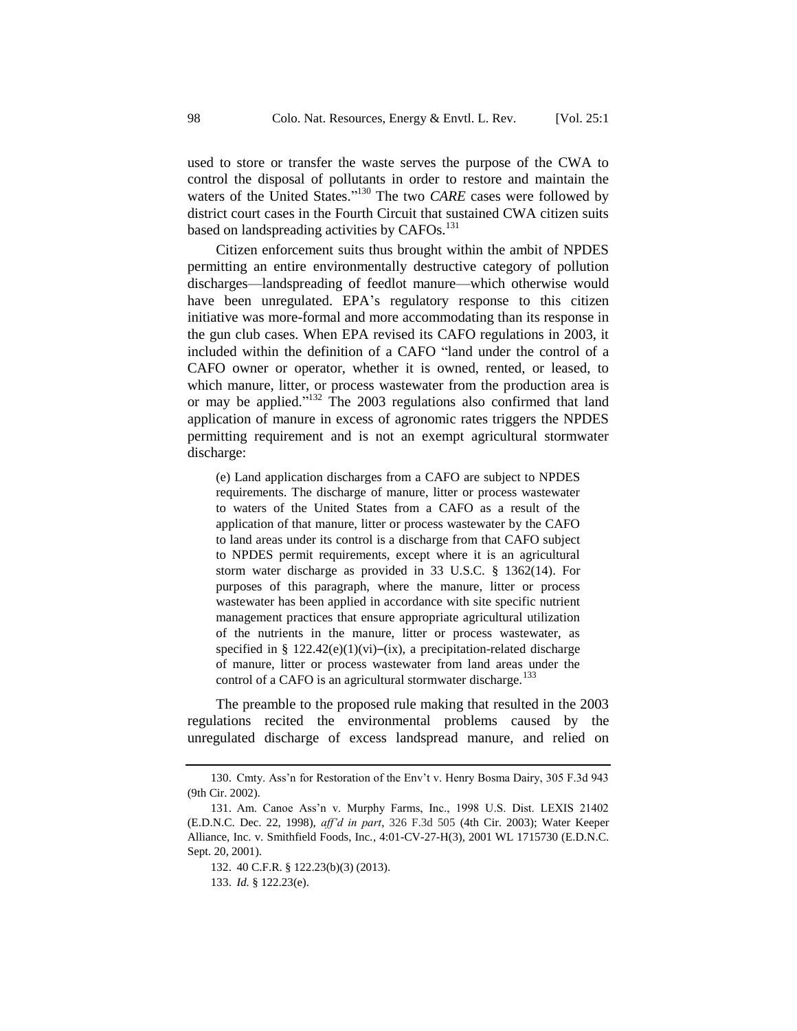used to store or transfer the waste serves the purpose of the CWA to control the disposal of pollutants in order to restore and maintain the waters of the United States."[130] The two *CARE* cases were followed by district court cases in the Fourth Circuit that sustained CWA citizen suits based on landspreading activities by CAFOs.[131]

Citizen enforcement suits thus brought within the ambit of NPDES permitting an entire environmentally destructive category of pollution discharges—landspreading of feedlot manure—which otherwise would have been unregulated. EPA's regulatory response to this citizen initiative was more-formal and more accommodating than its response in the gun club cases. When EPA revised its CAFO regulations in 2003, it included within the definition of a CAFO "land under the control of a CAFO owner or operator, whether it is owned, rented, or leased, to which manure, litter, or process wastewater from the production area is or may be applied."[132] The 2003 regulations also confirmed that land application of manure in excess of agronomic rates triggers the NPDES permitting requirement and is not an exempt agricultural stormwater discharge:

> (e) Land application discharges from a CAFO are subject to NPDES requirements. The discharge of manure, litter or process wastewater to waters of the United States from a CAFO as a result of the application of that manure, litter or process wastewater by the CAFO to land areas under its control is a discharge from that CAFO subject to NPDES permit requirements, except where it is an agricultural storm water discharge as provided in 33 U.S.C. § 1362(14). For purposes of this paragraph, where the manure, litter or process wastewater has been applied in accordance with site specific nutrient management practices that ensure appropriate agricultural utilization of the nutrients in the manure, litter or process wastewater, as specified in § 122.42(e)(1)(vi)–(ix), a precipitation-related discharge of manure, litter or process wastewater from land areas under the control of a CAFO is an agricultural stormwater discharge.[133]

The preamble to the proposed rule making that resulted in the 2003 regulations recited the environmental problems caused by the unregulated discharge of excess landspread manure, and relied on

---

130. Cmty. Ass'n for Restoration of the Env't v. Henry Bosma Dairy, 305 F.3d 943 (9th Cir. 2002).

131. Am. Canoe Ass'n v. Murphy Farms, Inc., 1998 U.S. Dist. LEXIS 21402 (E.D.N.C. Dec. 22, 1998), *aff'd in part*, 326 F.3d 505 (4th Cir. 2003); Water Keeper Alliance, Inc. v. Smithfield Foods, Inc., 4:01-CV-27-H(3), 2001 WL 1715730 (E.D.N.C. Sept. 20, 2001).

132. 40 C.F.R. § 122.23(b)(3) (2013).

133. *Id.* § 122.23(e).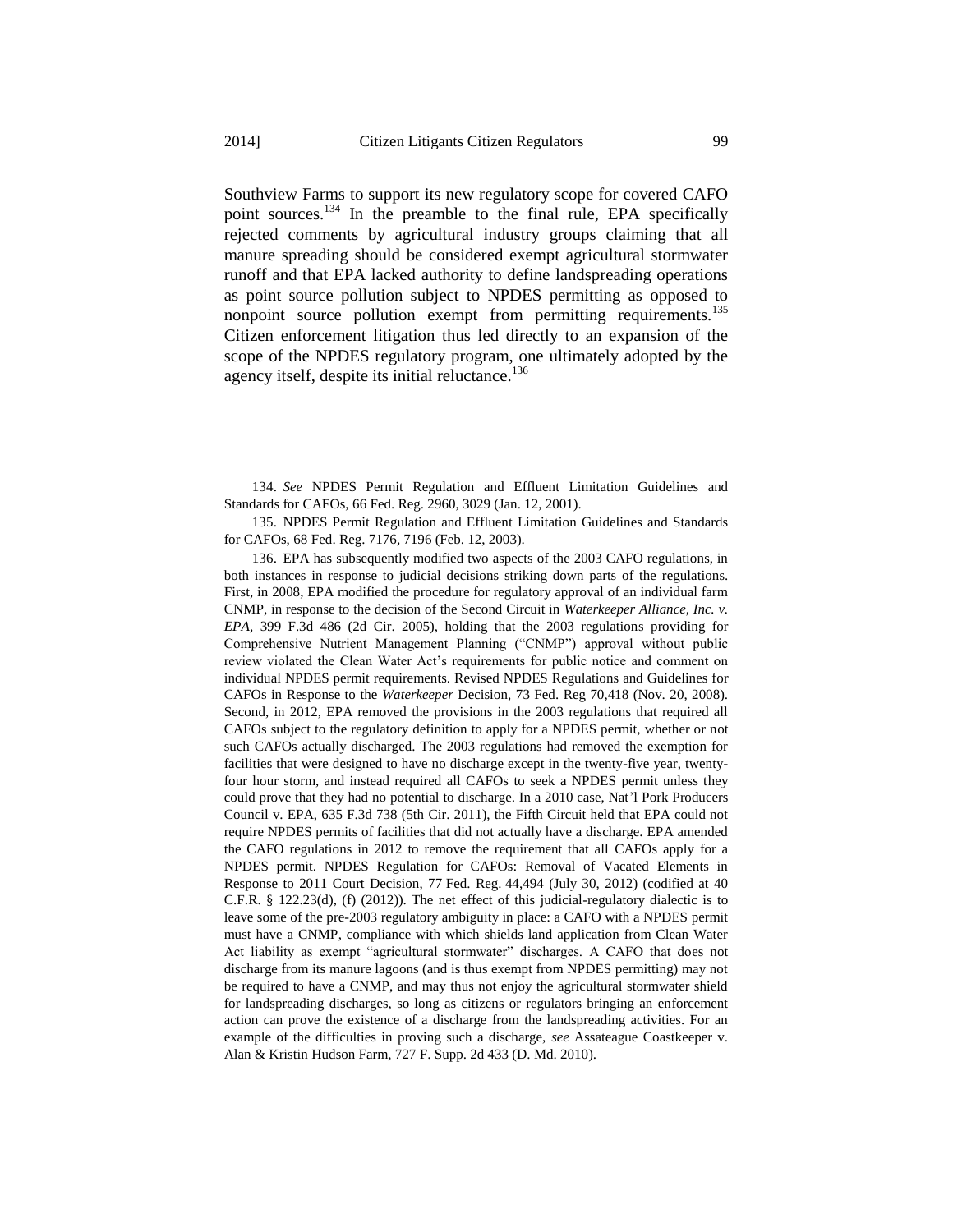Southview Farms to support its new regulatory scope for covered CAFO point sources.[134] In the preamble to the final rule, EPA specifically rejected comments by agricultural industry groups claiming that all manure spreading should be considered exempt agricultural stormwater runoff and that EPA lacked authority to define landspreading operations as point source pollution subject to NPDES permitting as opposed to nonpoint source pollution exempt from permitting requirements.[135] Citizen enforcement litigation thus led directly to an expansion of the scope of the NPDES regulatory program, one ultimately adopted by the agency itself, despite its initial reluctance.[136]

---

134. *See* NPDES Permit Regulation and Effluent Limitation Guidelines and Standards for CAFOs, 66 Fed. Reg. 2960, 3029 (Jan. 12, 2001).

135. NPDES Permit Regulation and Effluent Limitation Guidelines and Standards for CAFOs, 68 Fed. Reg. 7176, 7196 (Feb. 12, 2003).

136. EPA has subsequently modified two aspects of the 2003 CAFO regulations, in both instances in response to judicial decisions striking down parts of the regulations. First, in 2008, EPA modified the procedure for regulatory approval of an individual farm CNMP, in response to the decision of the Second Circuit in *Waterkeeper Alliance, Inc. v. EPA*, 399 F.3d 486 (2d Cir. 2005), holding that the 2003 regulations providing for Comprehensive Nutrient Management Planning ("CNMP") approval without public review violated the Clean Water Act's requirements for public notice and comment on individual NPDES permit requirements. Revised NPDES Regulations and Guidelines for CAFOs in Response to the *Waterkeeper* Decision, 73 Fed. Reg 70,418 (Nov. 20, 2008). Second, in 2012, EPA removed the provisions in the 2003 regulations that required all CAFOs subject to the regulatory definition to apply for a NPDES permit, whether or not such CAFOs actually discharged. The 2003 regulations had removed the exemption for facilities that were designed to have no discharge except in the twenty-five year, twenty-four hour storm, and instead required all CAFOs to seek a NPDES permit unless they could prove that they had no potential to discharge. In a 2010 case, Nat'l Pork Producers Council v. EPA, 635 F.3d 738 (5th Cir. 2011), the Fifth Circuit held that EPA could not require NPDES permits of facilities that did not actually have a discharge. EPA amended the CAFO regulations in 2012 to remove the requirement that all CAFOs apply for a NPDES permit. NPDES Regulation for CAFOs: Removal of Vacated Elements in Response to 2011 Court Decision, 77 Fed. Reg. 44,494 (July 30, 2012) (codified at 40 C.F.R. § 122.23(d), (f) (2012)). The net effect of this judicial-regulatory dialectic is to leave some of the pre-2003 regulatory ambiguity in place: a CAFO with a NPDES permit must have a CNMP, compliance with which shields land application from Clean Water Act liability as exempt "agricultural stormwater" discharges. A CAFO that does not discharge from its manure lagoons (and is thus exempt from NPDES permitting) may not be required to have a CNMP, and may thus not enjoy the agricultural stormwater shield for landspreading discharges, so long as citizens or regulators bringing an enforcement action can prove the existence of a discharge from the landspreading activities. For an example of the difficulties in proving such a discharge, *see* Assateague Coastkeeper v. Alan & Kristin Hudson Farm, 727 F. Supp. 2d 433 (D. Md. 2010).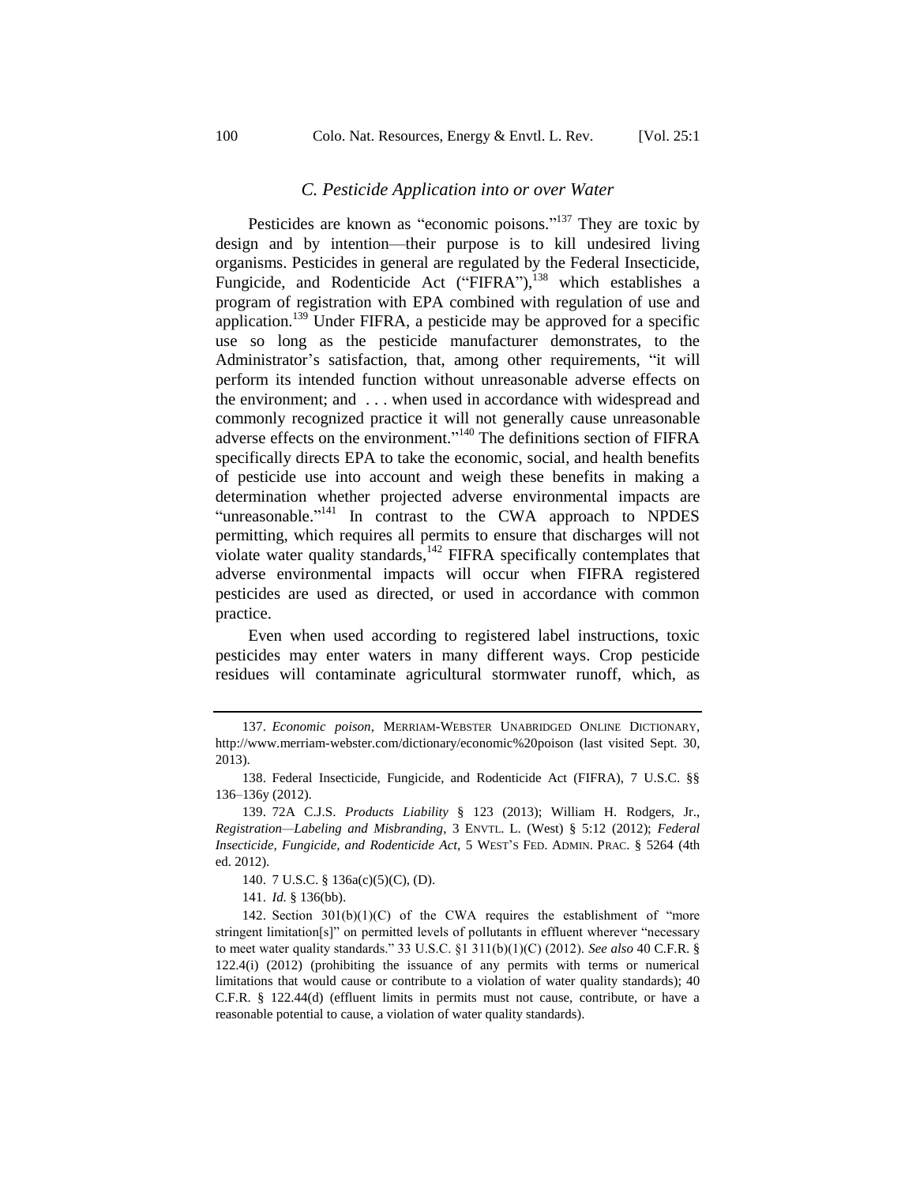### C. Pesticide Application into or over Water

Pesticides are known as "economic poisons."[137] They are toxic by design and by intention—their purpose is to kill undesired living organisms. Pesticides in general are regulated by the Federal Insecticide, Fungicide, and Rodenticide Act ("FIFRA"),[138] which establishes a program of registration with EPA combined with regulation of use and application.[139] Under FIFRA, a pesticide may be approved for a specific use so long as the pesticide manufacturer demonstrates, to the Administrator's satisfaction, that, among other requirements, "it will perform its intended function without unreasonable adverse effects on the environment; and . . . when used in accordance with widespread and commonly recognized practice it will not generally cause unreasonable adverse effects on the environment."[140] The definitions section of FIFRA specifically directs EPA to take the economic, social, and health benefits of pesticide use into account and weigh these benefits in making a determination whether projected adverse environmental impacts are "unreasonable."[141] In contrast to the CWA approach to NPDES permitting, which requires all permits to ensure that discharges will not violate water quality standards,[142] FIFRA specifically contemplates that adverse environmental impacts will occur when FIFRA registered pesticides are used as directed, or used in accordance with common practice.

Even when used according to registered label instructions, toxic pesticides may enter waters in many different ways. Crop pesticide residues will contaminate agricultural stormwater runoff, which, as

---

137. *Economic poison*, MERRIAM-WEBSTER UNABRIDGED ONLINE DICTIONARY, http://www.merriam-webster.com/dictionary/economic%20poison (last visited Sept. 30, 2013).

138. Federal Insecticide, Fungicide, and Rodenticide Act (FIFRA), 7 U.S.C. §§ 136–136y (2012).

139. 72A C.J.S. *Products Liability* § 123 (2013); William H. Rodgers, Jr., *Registration—Labeling and Misbranding*, 3 ENVTL. L. (West) § 5:12 (2012); *Federal Insecticide, Fungicide, and Rodenticide Act*, 5 WEST'S FED. ADMIN. PRAC. § 5264 (4th ed. 2012).

140. 7 U.S.C. § 136a(c)(5)(C), (D).

141. *Id.* § 136(bb).

142. Section 301(b)(1)(C) of the CWA requires the establishment of "more stringent limitation[s]" on permitted levels of pollutants in effluent wherever "necessary to meet water quality standards." 33 U.S.C. §1 311(b)(1)(C) (2012). *See also* 40 C.F.R. § 122.4(i) (2012) (prohibiting the issuance of any permits with terms or numerical limitations that would cause or contribute to a violation of water quality standards); 40 C.F.R. § 122.44(d) (effluent limits in permits must not cause, contribute, or have a reasonable potential to cause, a violation of water quality standards).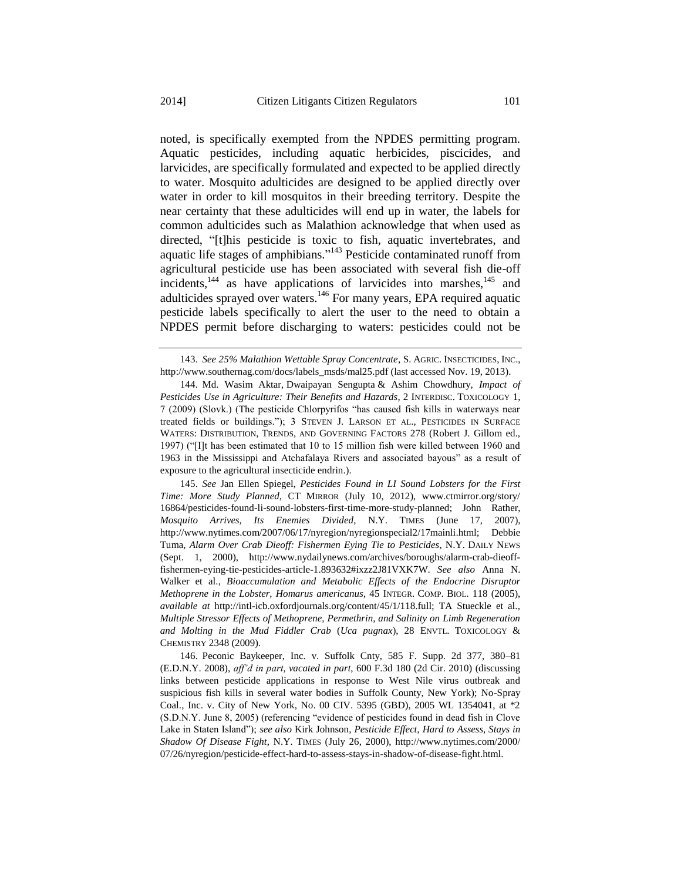noted, is specifically exempted from the NPDES permitting program. Aquatic pesticides, including aquatic herbicides, piscicides, and larvicides, are specifically formulated and expected to be applied directly to water. Mosquito adulticides are designed to be applied directly over water in order to kill mosquitos in their breeding territory. Despite the near certainty that these adulticides will end up in water, the labels for common adulticides such as Malathion acknowledge that when used as directed, "[t]his pesticide is toxic to fish, aquatic invertebrates, and aquatic life stages of amphibians."[143] Pesticide contaminated runoff from agricultural pesticide use has been associated with several fish die-off incidents,[144] as have applications of larvicides into marshes,[145] and adulticides sprayed over waters.[146] For many years, EPA required aquatic pesticide labels specifically to alert the user to the need to obtain a NPDES permit before discharging to waters: pesticides could not be

---

143. *See 25% Malathion Wettable Spray Concentrate*, S. AGRIC. INSECTICIDES, INC., http://www.southernag.com/docs/labels_msds/mal25.pdf (last accessed Nov. 19, 2013).

144. Md. Wasim Aktar, Dwaipayan Sengupta & Ashim Chowdhury, *Impact of Pesticides Use in Agriculture: Their Benefits and Hazards*, 2 INTERDISC. TOXICOLOGY 1, 7 (2009) (Slovk.) (The pesticide Chlorpyrifos "has caused fish kills in waterways near treated fields or buildings."); 3 STEVEN J. LARSON ET AL., PESTICIDES IN SURFACE WATERS: DISTRIBUTION, TRENDS, AND GOVERNING FACTORS 278 (Robert J. Gillom ed., 1997) ("[I]t has been estimated that 10 to 15 million fish were killed between 1960 and 1963 in the Mississippi and Atchafalaya Rivers and associated bayous" as a result of exposure to the agricultural insecticide endrin.).

145. *See* Jan Ellen Spiegel, *Pesticides Found in LI Sound Lobsters for the First Time: More Study Planned*, CT MIRROR (July 10, 2012), www.ctmirror.org/story/16864/pesticides-found-li-sound-lobsters-first-time-more-study-planned; John Rather, *Mosquito Arrives, Its Enemies Divided*, N.Y. TIMES (June 17, 2007), http://www.nytimes.com/2007/06/17/nyregion/nyregionspecial2/17mainli.html; Debbie Tuma, *Alarm Over Crab Dieoff: Fishermen Eying Tie to Pesticides*, N.Y. DAILY NEWS (Sept. 1, 2000), http://www.nydailynews.com/archives/boroughs/alarm-crab-dieoff-fishermen-eying-tie-pesticides-article-1.893632#ixzz2J81VXK7W. *See also* Anna N. Walker et al., *Bioaccumulation and Metabolic Effects of the Endocrine Disruptor Methoprene in the Lobster, Homarus americanus*, 45 INTEGR. COMP. BIOL. 118 (2005), *available at* http://intl-icb.oxfordjournals.org/content/45/1/118.full; TA Stueckle et al., *Multiple Stressor Effects of Methoprene, Permethrin, and Salinity on Limb Regeneration and Molting in the Mud Fiddler Crab* (*Uca pugnax*), 28 ENVTL. TOXICOLOGY & CHEMISTRY 2348 (2009).

146. Peconic Baykeeper, Inc. v. Suffolk Cnty, 585 F. Supp. 2d 377, 380–81 (E.D.N.Y. 2008), *aff'd in part*, *vacated in part*, 600 F.3d 180 (2d Cir. 2010) (discussing links between pesticide applications in response to West Nile virus outbreak and suspicious fish kills in several water bodies in Suffolk County, New York); No-Spray Coal., Inc. v. City of New York, No. 00 CIV. 5395 (GBD), 2005 WL 1354041, at *2 (S.D.N.Y. June 8, 2005) (referencing "evidence of pesticides found in dead fish in Clove Lake in Staten Island"); *see also* Kirk Johnson, *Pesticide Effect, Hard to Assess, Stays in Shadow Of Disease Fight*, N.Y. TIMES (July 26, 2000), http://www.nytimes.com/2000/07/26/nyregion/pesticide-effect-hard-to-assess-stays-in-shadow-of-disease-fight.html.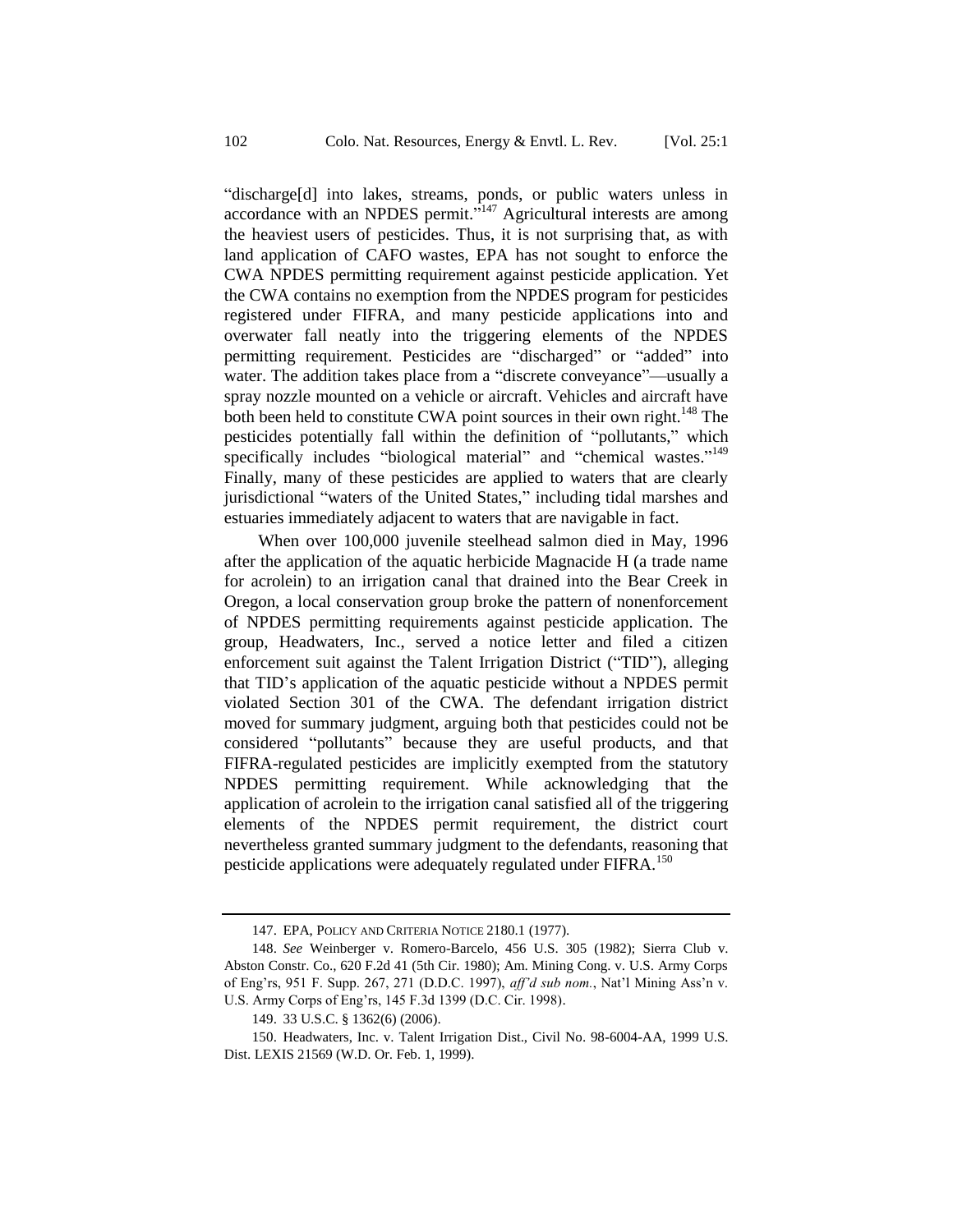"discharge[d] into lakes, streams, ponds, or public waters unless in accordance with an NPDES permit."[147] Agricultural interests are among the heaviest users of pesticides. Thus, it is not surprising that, as with land application of CAFO wastes, EPA has not sought to enforce the CWA NPDES permitting requirement against pesticide application. Yet the CWA contains no exemption from the NPDES program for pesticides registered under FIFRA, and many pesticide applications into and overwater fall neatly into the triggering elements of the NPDES permitting requirement. Pesticides are "discharged" or "added" into water. The addition takes place from a "discrete conveyance"—usually a spray nozzle mounted on a vehicle or aircraft. Vehicles and aircraft have both been held to constitute CWA point sources in their own right.[148] The pesticides potentially fall within the definition of "pollutants," which specifically includes "biological material" and "chemical wastes."[149] Finally, many of these pesticides are applied to waters that are clearly jurisdictional "waters of the United States," including tidal marshes and estuaries immediately adjacent to waters that are navigable in fact.

When over 100,000 juvenile steelhead salmon died in May, 1996 after the application of the aquatic herbicide Magnacide H (a trade name for acrolein) to an irrigation canal that drained into the Bear Creek in Oregon, a local conservation group broke the pattern of nonenforcement of NPDES permitting requirements against pesticide application. The group, Headwaters, Inc., served a notice letter and filed a citizen enforcement suit against the Talent Irrigation District ("TID"), alleging that TID's application of the aquatic pesticide without a NPDES permit violated Section 301 of the CWA. The defendant irrigation district moved for summary judgment, arguing both that pesticides could not be considered "pollutants" because they are useful products, and that FIFRA-regulated pesticides are implicitly exempted from the statutory NPDES permitting requirement. While acknowledging that the application of acrolein to the irrigation canal satisfied all of the triggering elements of the NPDES permit requirement, the district court nevertheless granted summary judgment to the defendants, reasoning that pesticide applications were adequately regulated under FIFRA.[150]

---

147. EPA, POLICY AND CRITERIA NOTICE 2180.1 (1977).

148. *See* Weinberger v. Romero-Barcelo, 456 U.S. 305 (1982); Sierra Club v. Abston Constr. Co., 620 F.2d 41 (5th Cir. 1980); Am. Mining Cong. v. U.S. Army Corps of Eng'rs, 951 F. Supp. 267, 271 (D.D.C. 1997), *aff'd sub nom.*, Nat'l Mining Ass'n v. U.S. Army Corps of Eng'rs, 145 F.3d 1399 (D.C. Cir. 1998).

149. 33 U.S.C. § 1362(6) (2006).

150. Headwaters, Inc. v. Talent Irrigation Dist., Civil No. 98-6004-AA, 1999 U.S. Dist. LEXIS 21569 (W.D. Or. Feb. 1, 1999).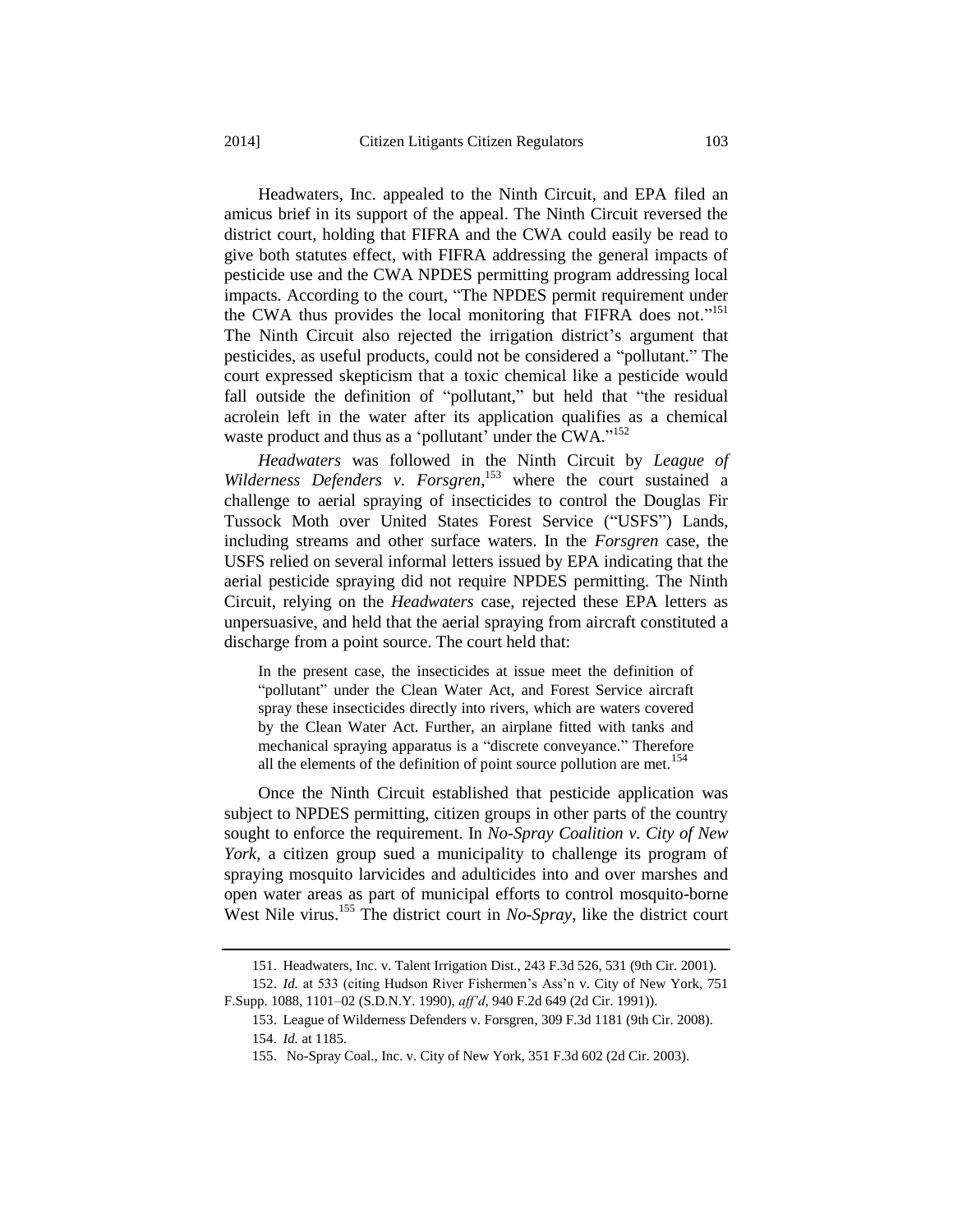Headwaters, Inc. appealed to the Ninth Circuit, and EPA filed an amicus brief in its support of the appeal. The Ninth Circuit reversed the district court, holding that FIFRA and the CWA could easily be read to give both statutes effect, with FIFRA addressing the general impacts of pesticide use and the CWA NPDES permitting program addressing local impacts. According to the court, "The NPDES permit requirement under the CWA thus provides the local monitoring that FIFRA does not."[151] The Ninth Circuit also rejected the irrigation district's argument that pesticides, as useful products, could not be considered a "pollutant." The court expressed skepticism that a toxic chemical like a pesticide would fall outside the definition of "pollutant," but held that "the residual acrolein left in the water after its application qualifies as a chemical waste product and thus as a 'pollutant' under the CWA."[152]

*Headwaters* was followed in the Ninth Circuit by *League of Wilderness Defenders v. Forsgren*,[153] where the court sustained a challenge to aerial spraying of insecticides to control the Douglas Fir Tussock Moth over United States Forest Service ("USFS") Lands, including streams and other surface waters. In the *Forsgren* case, the USFS relied on several informal letters issued by EPA indicating that the aerial pesticide spraying did not require NPDES permitting. The Ninth Circuit, relying on the *Headwaters* case, rejected these EPA letters as unpersuasive, and held that the aerial spraying from aircraft constituted a discharge from a point source. The court held that:

> In the present case, the insecticides at issue meet the definition of "pollutant" under the Clean Water Act, and Forest Service aircraft spray these insecticides directly into rivers, which are waters covered by the Clean Water Act. Further, an airplane fitted with tanks and mechanical spraying apparatus is a "discrete conveyance." Therefore all the elements of the definition of point source pollution are met.[154]

Once the Ninth Circuit established that pesticide application was subject to NPDES permitting, citizen groups in other parts of the country sought to enforce the requirement. In *No-Spray Coalition v. City of New York*, a citizen group sued a municipality to challenge its program of spraying mosquito larvicides and adulticides into and over marshes and open water areas as part of municipal efforts to control mosquito-borne West Nile virus.[155] The district court in *No-Spray*, like the district court

---

151. Headwaters, Inc. v. Talent Irrigation Dist., 243 F.3d 526, 531 (9th Cir. 2001).

152. *Id.* at 533 (citing Hudson River Fishermen's Ass'n v. City of New York, 751 F.Supp. 1088, 1101–02 (S.D.N.Y. 1990), *aff'd*, 940 F.2d 649 (2d Cir. 1991)).

153. League of Wilderness Defenders v. Forsgren, 309 F.3d 1181 (9th Cir. 2008).

154. *Id.* at 1185.

155. No-Spray Coal., Inc. v. City of New York, 351 F.3d 602 (2d Cir. 2003).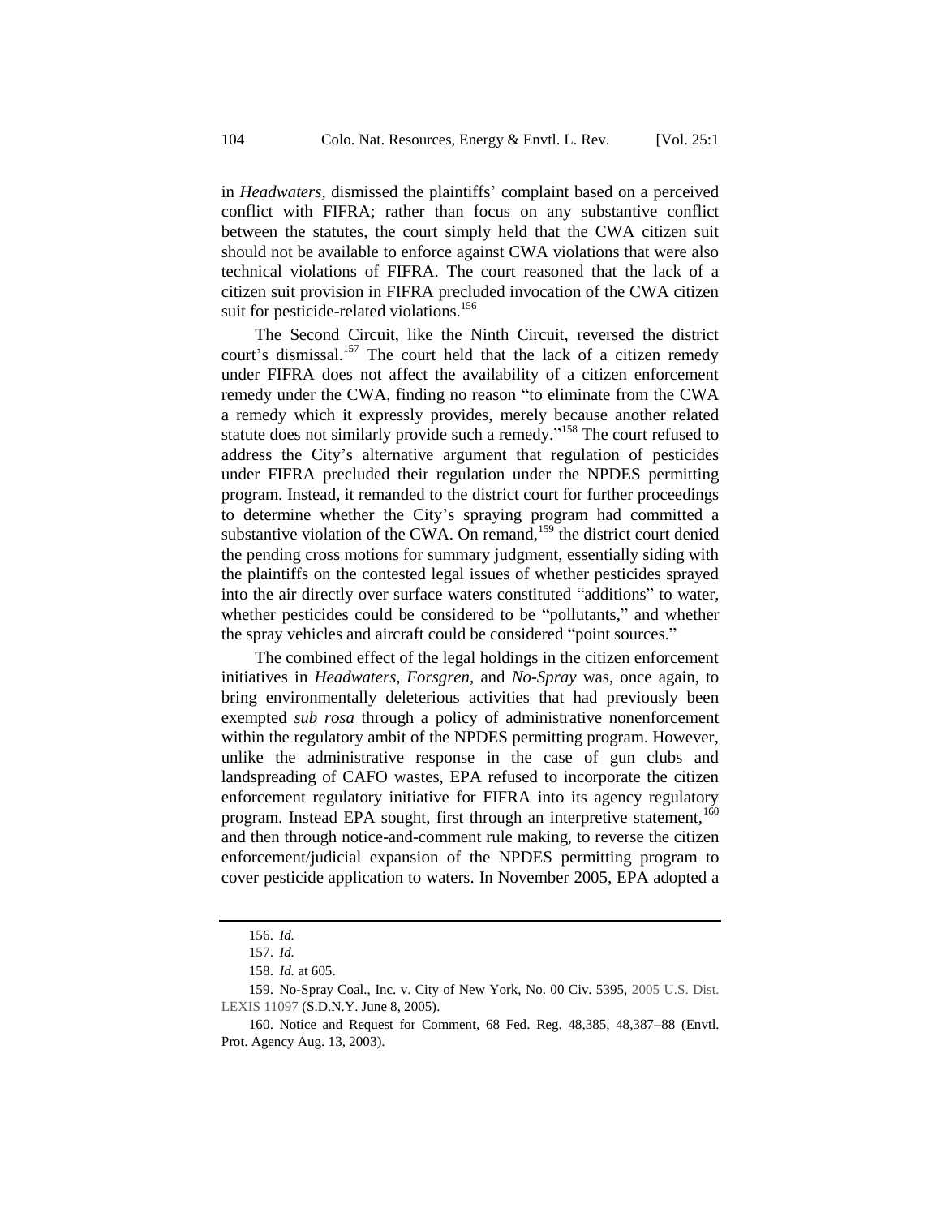in *Headwaters*, dismissed the plaintiffs' complaint based on a perceived conflict with FIFRA; rather than focus on any substantive conflict between the statutes, the court simply held that the CWA citizen suit should not be available to enforce against CWA violations that were also technical violations of FIFRA. The court reasoned that the lack of a citizen suit provision in FIFRA precluded invocation of the CWA citizen suit for pesticide-related violations.[156]

The Second Circuit, like the Ninth Circuit, reversed the district court's dismissal.[157] The court held that the lack of a citizen remedy under FIFRA does not affect the availability of a citizen enforcement remedy under the CWA, finding no reason "to eliminate from the CWA a remedy which it expressly provides, merely because another related statute does not similarly provide such a remedy."[158] The court refused to address the City's alternative argument that regulation of pesticides under FIFRA precluded their regulation under the NPDES permitting program. Instead, it remanded to the district court for further proceedings to determine whether the City's spraying program had committed a substantive violation of the CWA. On remand,[159] the district court denied the pending cross motions for summary judgment, essentially siding with the plaintiffs on the contested legal issues of whether pesticides sprayed into the air directly over surface waters constituted "additions" to water, whether pesticides could be considered to be "pollutants," and whether the spray vehicles and aircraft could be considered "point sources."

The combined effect of the legal holdings in the citizen enforcement initiatives in *Headwaters*, *Forsgren*, and *No-Spray* was, once again, to bring environmentally deleterious activities that had previously been exempted *sub rosa* through a policy of administrative nonenforcement within the regulatory ambit of the NPDES permitting program. However, unlike the administrative response in the case of gun clubs and landspreading of CAFO wastes, EPA refused to incorporate the citizen enforcement regulatory initiative for FIFRA into its agency regulatory program. Instead EPA sought, first through an interpretive statement,[160] and then through notice-and-comment rule making, to reverse the citizen enforcement/judicial expansion of the NPDES permitting program to cover pesticide application to waters. In November 2005, EPA adopted a

---

156. *Id.*

157. *Id.*

158. *Id.* at 605.

159. No-Spray Coal., Inc. v. City of New York, No. 00 Civ. 5395, 2005 U.S. Dist. LEXIS 11097 (S.D.N.Y. June 8, 2005).

160. Notice and Request for Comment, 68 Fed. Reg. 48,385, 48,387–88 (Envtl. Prot. Agency Aug. 13, 2003).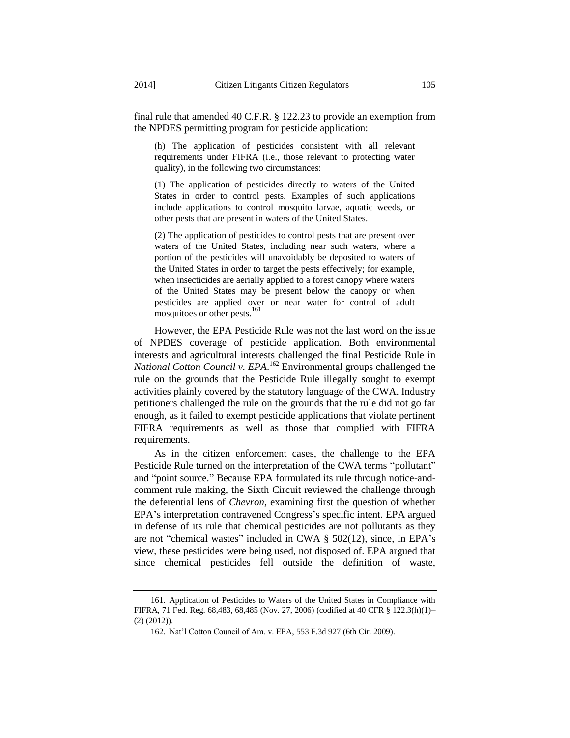final rule that amended 40 C.F.R. § 122.23 to provide an exemption from the NPDES permitting program for pesticide application:

> (h) The application of pesticides consistent with all relevant requirements under FIFRA (i.e., those relevant to protecting water quality), in the following two circumstances:
>
> (1) The application of pesticides directly to waters of the United States in order to control pests. Examples of such applications include applications to control mosquito larvae, aquatic weeds, or other pests that are present in waters of the United States.
>
> (2) The application of pesticides to control pests that are present over waters of the United States, including near such waters, where a portion of the pesticides will unavoidably be deposited to waters of the United States in order to target the pests effectively; for example, when insecticides are aerially applied to a forest canopy where waters of the United States may be present below the canopy or when pesticides are applied over or near water for control of adult mosquitoes or other pests.[161]

However, the EPA Pesticide Rule was not the last word on the issue of NPDES coverage of pesticide application. Both environmental interests and agricultural interests challenged the final Pesticide Rule in *National Cotton Council v. EPA*.[162] Environmental groups challenged the rule on the grounds that the Pesticide Rule illegally sought to exempt activities plainly covered by the statutory language of the CWA. Industry petitioners challenged the rule on the grounds that the rule did not go far enough, as it failed to exempt pesticide applications that violate pertinent FIFRA requirements as well as those that complied with FIFRA requirements.

As in the citizen enforcement cases, the challenge to the EPA Pesticide Rule turned on the interpretation of the CWA terms "pollutant" and "point source." Because EPA formulated its rule through notice-and-comment rule making, the Sixth Circuit reviewed the challenge through the deferential lens of *Chevron*, examining first the question of whether EPA's interpretation contravened Congress's specific intent. EPA argued in defense of its rule that chemical pesticides are not pollutants as they are not "chemical wastes" included in CWA § 502(12), since, in EPA's view, these pesticides were being used, not disposed of. EPA argued that since chemical pesticides fell outside the definition of waste,

---

161. Application of Pesticides to Waters of the United States in Compliance with FIFRA, 71 Fed. Reg. 68,483, 68,485 (Nov. 27, 2006) (codified at 40 CFR § 122.3(h)(1)–(2) (2012)).

162. Nat'l Cotton Council of Am. v. EPA, 553 F.3d 927 (6th Cir. 2009).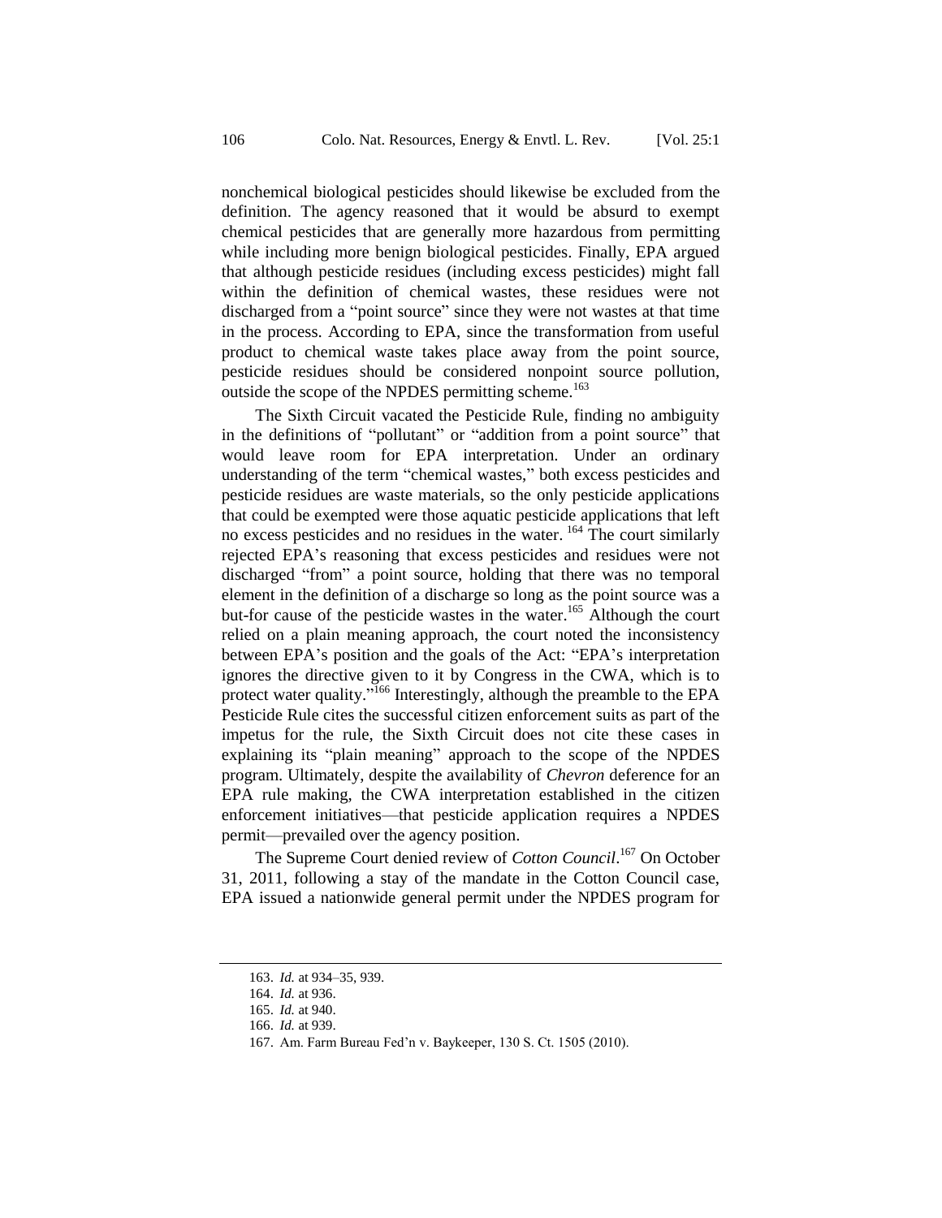nonchemical biological pesticides should likewise be excluded from the definition. The agency reasoned that it would be absurd to exempt chemical pesticides that are generally more hazardous from permitting while including more benign biological pesticides. Finally, EPA argued that although pesticide residues (including excess pesticides) might fall within the definition of chemical wastes, these residues were not discharged from a "point source" since they were not wastes at that time in the process. According to EPA, since the transformation from useful product to chemical waste takes place away from the point source, pesticide residues should be considered nonpoint source pollution, outside the scope of the NPDES permitting scheme.[163]

The Sixth Circuit vacated the Pesticide Rule, finding no ambiguity in the definitions of "pollutant" or "addition from a point source" that would leave room for EPA interpretation. Under an ordinary understanding of the term "chemical wastes," both excess pesticides and pesticide residues are waste materials, so the only pesticide applications that could be exempted were those aquatic pesticide applications that left no excess pesticides and no residues in the water.[164] The court similarly rejected EPA's reasoning that excess pesticides and residues were not discharged "from" a point source, holding that there was no temporal element in the definition of a discharge so long as the point source was a but-for cause of the pesticide wastes in the water.[165] Although the court relied on a plain meaning approach, the court noted the inconsistency between EPA's position and the goals of the Act: "EPA's interpretation ignores the directive given to it by Congress in the CWA, which is to protect water quality."[166] Interestingly, although the preamble to the EPA Pesticide Rule cites the successful citizen enforcement suits as part of the impetus for the rule, the Sixth Circuit does not cite these cases in explaining its "plain meaning" approach to the scope of the NPDES program. Ultimately, despite the availability of *Chevron* deference for an EPA rule making, the CWA interpretation established in the citizen enforcement initiatives—that pesticide application requires a NPDES permit—prevailed over the agency position.

The Supreme Court denied review of *Cotton Council*.[167] On October 31, 2011, following a stay of the mandate in the Cotton Council case, EPA issued a nationwide general permit under the NPDES program for

---

163. *Id.* at 934–35, 939.

164. *Id.* at 936.

165. *Id.* at 940.

166. *Id.* at 939.

167. Am. Farm Bureau Fed'n v. Baykeeper, 130 S. Ct. 1505 (2010).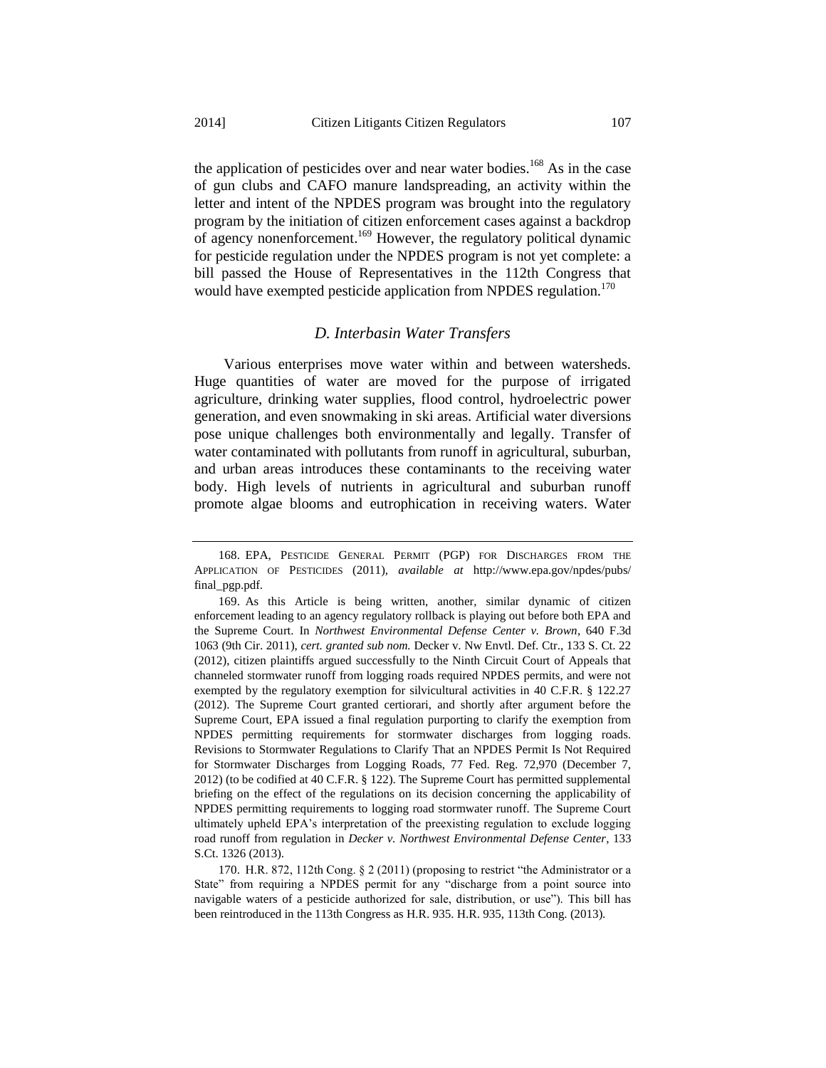the application of pesticides over and near water bodies.[168] As in the case of gun clubs and CAFO manure landspreading, an activity within the letter and intent of the NPDES program was brought into the regulatory program by the initiation of citizen enforcement cases against a backdrop of agency nonenforcement.[169] However, the regulatory political dynamic for pesticide regulation under the NPDES program is not yet complete: a bill passed the House of Representatives in the 112th Congress that would have exempted pesticide application from NPDES regulation.[170]

### *D. Interbasin Water Transfers*

Various enterprises move water within and between watersheds. Huge quantities of water are moved for the purpose of irrigated agriculture, drinking water supplies, flood control, hydroelectric power generation, and even snowmaking in ski areas. Artificial water diversions pose unique challenges both environmentally and legally. Transfer of water contaminated with pollutants from runoff in agricultural, suburban, and urban areas introduces these contaminants to the receiving water body. High levels of nutrients in agricultural and suburban runoff promote algae blooms and eutrophication in receiving waters. Water

---

168. EPA, PESTICIDE GENERAL PERMIT (PGP) FOR DISCHARGES FROM THE APPLICATION OF PESTICIDES (2011), *available at* http://www.epa.gov/npdes/pubs/final_pgp.pdf.

169. As this Article is being written, another, similar dynamic of citizen enforcement leading to an agency regulatory rollback is playing out before both EPA and the Supreme Court. In *Northwest Environmental Defense Center v. Brown*, 640 F.3d 1063 (9th Cir. 2011), *cert. granted sub nom.* Decker v. Nw Envtl. Def. Ctr., 133 S. Ct. 22 (2012), citizen plaintiffs argued successfully to the Ninth Circuit Court of Appeals that channeled stormwater runoff from logging roads required NPDES permits, and were not exempted by the regulatory exemption for silvicultural activities in 40 C.F.R. § 122.27 (2012). The Supreme Court granted certiorari, and shortly after argument before the Supreme Court, EPA issued a final regulation purporting to clarify the exemption from NPDES permitting requirements for stormwater discharges from logging roads. Revisions to Stormwater Regulations to Clarify That an NPDES Permit Is Not Required for Stormwater Discharges from Logging Roads, 77 Fed. Reg. 72,970 (December 7, 2012) (to be codified at 40 C.F.R. § 122). The Supreme Court has permitted supplemental briefing on the effect of the regulations on its decision concerning the applicability of NPDES permitting requirements to logging road stormwater runoff. The Supreme Court ultimately upheld EPA's interpretation of the preexisting regulation to exclude logging road runoff from regulation in *Decker v. Northwest Environmental Defense Center*, 133 S.Ct. 1326 (2013).

170. H.R. 872, 112th Cong. § 2 (2011) (proposing to restrict "the Administrator or a State" from requiring a NPDES permit for any "discharge from a point source into navigable waters of a pesticide authorized for sale, distribution, or use"). This bill has been reintroduced in the 113th Congress as H.R. 935. H.R. 935, 113th Cong. (2013).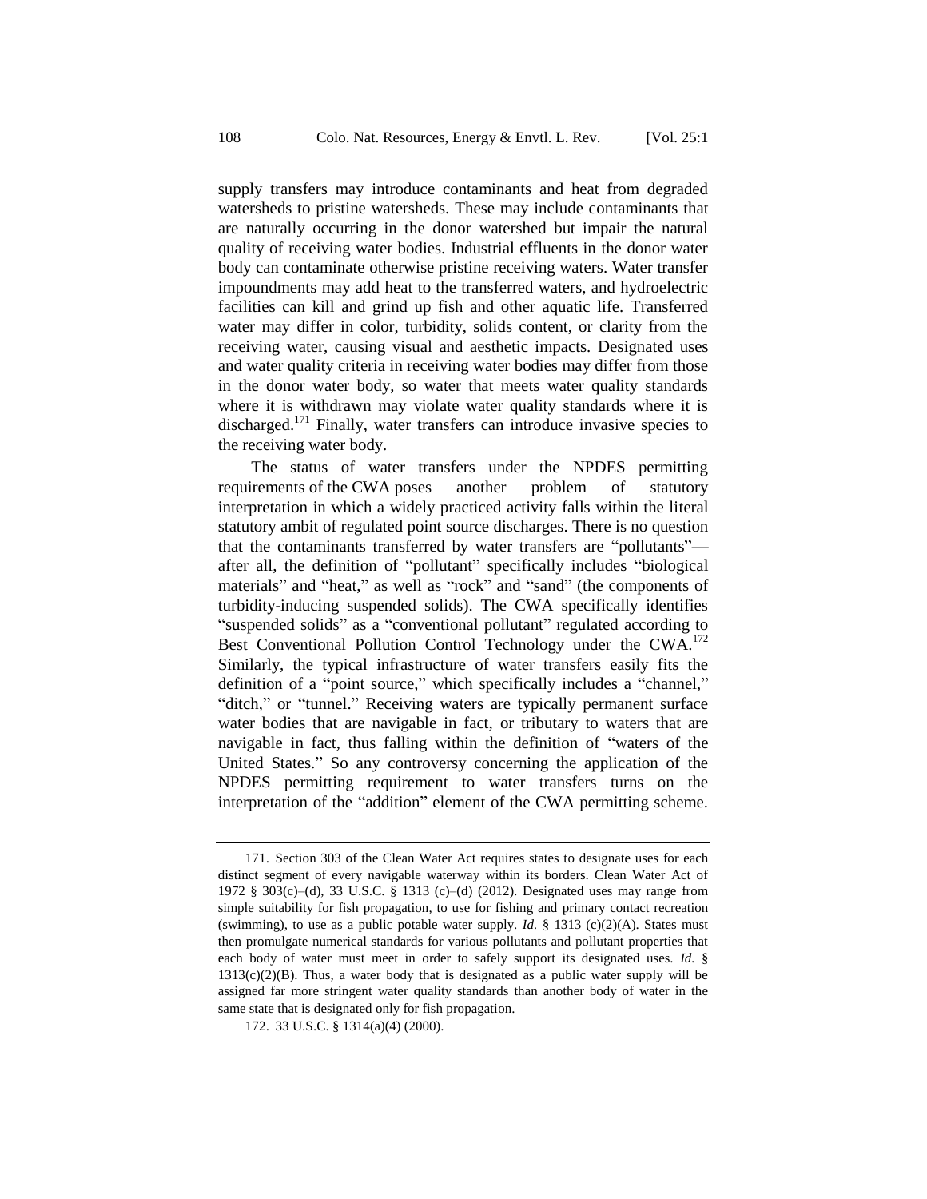supply transfers may introduce contaminants and heat from degraded watersheds to pristine watersheds. These may include contaminants that are naturally occurring in the donor watershed but impair the natural quality of receiving water bodies. Industrial effluents in the donor water body can contaminate otherwise pristine receiving waters. Water transfer impoundments may add heat to the transferred waters, and hydroelectric facilities can kill and grind up fish and other aquatic life. Transferred water may differ in color, turbidity, solids content, or clarity from the receiving water, causing visual and aesthetic impacts. Designated uses and water quality criteria in receiving water bodies may differ from those in the donor water body, so water that meets water quality standards where it is withdrawn may violate water quality standards where it is discharged.[171] Finally, water transfers can introduce invasive species to the receiving water body.

The status of water transfers under the NPDES permitting requirements of the CWA poses another problem of statutory interpretation in which a widely practiced activity falls within the literal statutory ambit of regulated point source discharges. There is no question that the contaminants transferred by water transfers are "pollutants"—after all, the definition of "pollutant" specifically includes "biological materials" and "heat," as well as "rock" and "sand" (the components of turbidity-inducing suspended solids). The CWA specifically identifies "suspended solids" as a "conventional pollutant" regulated according to Best Conventional Pollution Control Technology under the CWA.[172] Similarly, the typical infrastructure of water transfers easily fits the definition of a "point source," which specifically includes a "channel," "ditch," or "tunnel." Receiving waters are typically permanent surface water bodies that are navigable in fact, or tributary to waters that are navigable in fact, thus falling within the definition of "waters of the United States." So any controversy concerning the application of the NPDES permitting requirement to water transfers turns on the interpretation of the "addition" element of the CWA permitting scheme.

---

171. Section 303 of the Clean Water Act requires states to designate uses for each distinct segment of every navigable waterway within its borders. Clean Water Act of 1972 § 303(c)–(d), 33 U.S.C. § 1313 (c)–(d) (2012). Designated uses may range from simple suitability for fish propagation, to use for fishing and primary contact recreation (swimming), to use as a public potable water supply. *Id.* § 1313 (c)(2)(A). States must then promulgate numerical standards for various pollutants and pollutant properties that each body of water must meet in order to safely support its designated uses. *Id.* § 1313(c)(2)(B). Thus, a water body that is designated as a public water supply will be assigned far more stringent water quality standards than another body of water in the same state that is designated only for fish propagation.

172. 33 U.S.C. § 1314(a)(4) (2000).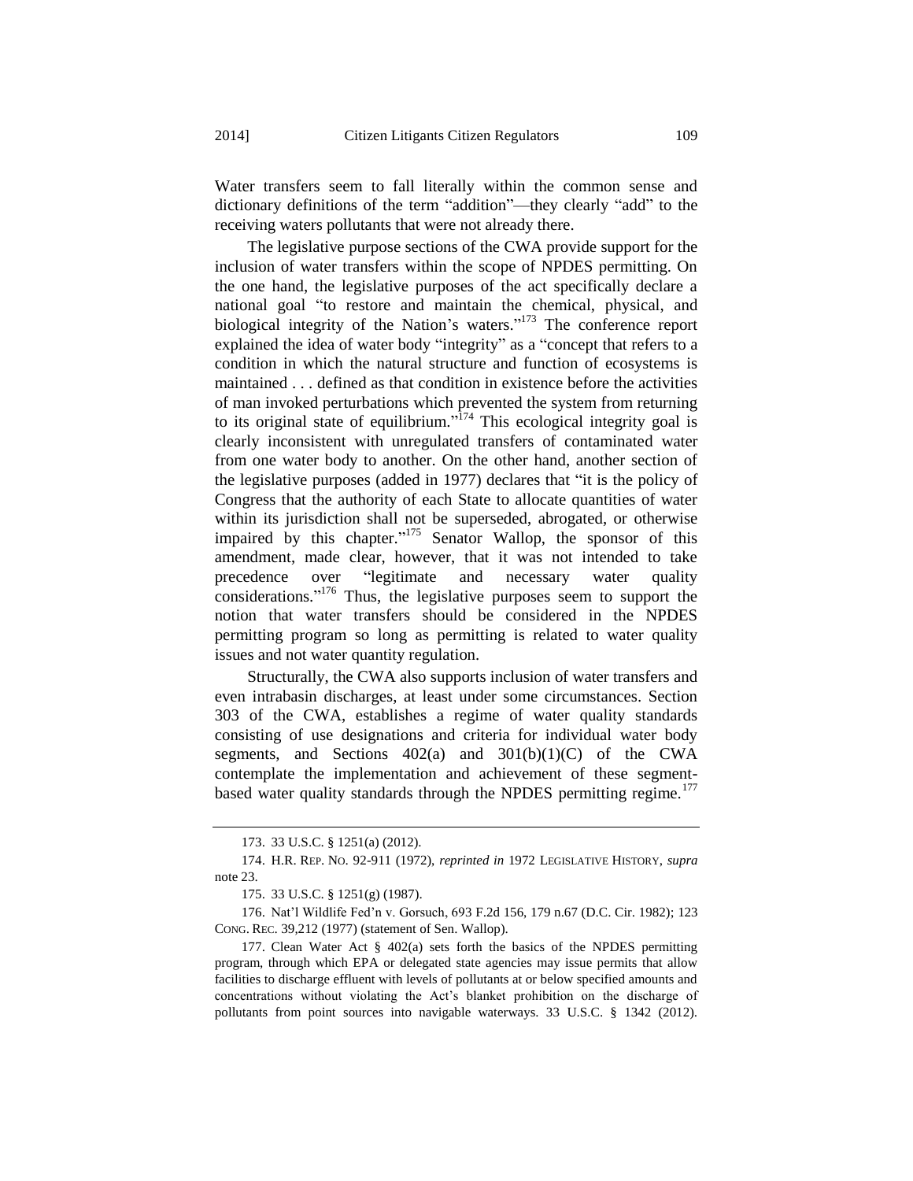Water transfers seem to fall literally within the common sense and dictionary definitions of the term "addition"—they clearly "add" to the receiving waters pollutants that were not already there.

The legislative purpose sections of the CWA provide support for the inclusion of water transfers within the scope of NPDES permitting. On the one hand, the legislative purposes of the act specifically declare a national goal "to restore and maintain the chemical, physical, and biological integrity of the Nation's waters."[173] The conference report explained the idea of water body "integrity" as a "concept that refers to a condition in which the natural structure and function of ecosystems is maintained . . . defined as that condition in existence before the activities of man invoked perturbations which prevented the system from returning to its original state of equilibrium."[174] This ecological integrity goal is clearly inconsistent with unregulated transfers of contaminated water from one water body to another. On the other hand, another section of the legislative purposes (added in 1977) declares that "it is the policy of Congress that the authority of each State to allocate quantities of water within its jurisdiction shall not be superseded, abrogated, or otherwise impaired by this chapter."[175] Senator Wallop, the sponsor of this amendment, made clear, however, that it was not intended to take precedence over "legitimate and necessary water quality considerations."[176] Thus, the legislative purposes seem to support the notion that water transfers should be considered in the NPDES permitting program so long as permitting is related to water quality issues and not water quantity regulation.

Structurally, the CWA also supports inclusion of water transfers and even intrabasin discharges, at least under some circumstances. Section 303 of the CWA, establishes a regime of water quality standards consisting of use designations and criteria for individual water body segments, and Sections 402(a) and 301(b)(1)(C) of the CWA contemplate the implementation and achievement of these segment-based water quality standards through the NPDES permitting regime.[177]

---

173. 33 U.S.C. § 1251(a) (2012).

174. H.R. REP. NO. 92-911 (1972), *reprinted in* 1972 LEGISLATIVE HISTORY, *supra* note 23.

175. 33 U.S.C. § 1251(g) (1987).

176. Nat'l Wildlife Fed'n v. Gorsuch, 693 F.2d 156, 179 n.67 (D.C. Cir. 1982); 123 CONG. REC. 39,212 (1977) (statement of Sen. Wallop).

177. Clean Water Act § 402(a) sets forth the basics of the NPDES permitting program, through which EPA or delegated state agencies may issue permits that allow facilities to discharge effluent with levels of pollutants at or below specified amounts and concentrations without violating the Act's blanket prohibition on the discharge of pollutants from point sources into navigable waterways. 33 U.S.C. § 1342 (2012).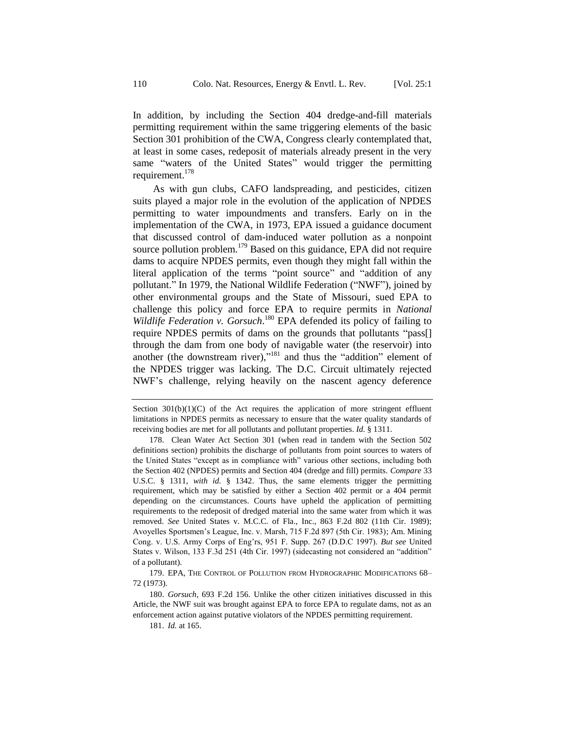In addition, by including the Section 404 dredge-and-fill materials permitting requirement within the same triggering elements of the basic Section 301 prohibition of the CWA, Congress clearly contemplated that, at least in some cases, redeposit of materials already present in the very same "waters of the United States" would trigger the permitting requirement.[178]

As with gun clubs, CAFO landspreading, and pesticides, citizen suits played a major role in the evolution of the application of NPDES permitting to water impoundments and transfers. Early on in the implementation of the CWA, in 1973, EPA issued a guidance document that discussed control of dam-induced water pollution as a nonpoint source pollution problem.[179] Based on this guidance, EPA did not require dams to acquire NPDES permits, even though they might fall within the literal application of the terms "point source" and "addition of any pollutant." In 1979, the National Wildlife Federation ("NWF"), joined by other environmental groups and the State of Missouri, sued EPA to challenge this policy and force EPA to require permits in *National Wildlife Federation v. Gorsuch*.[180] EPA defended its policy of failing to require NPDES permits of dams on the grounds that pollutants "pass[] through the dam from one body of navigable water (the reservoir) into another (the downstream river),"[181] and thus the "addition" element of the NPDES trigger was lacking. The D.C. Circuit ultimately rejected NWF's challenge, relying heavily on the nascent agency deference

---

Section 301(b)(1)(C) of the Act requires the application of more stringent effluent limitations in NPDES permits as necessary to ensure that the water quality standards of receiving bodies are met for all pollutants and pollutant properties. *Id.* § 1311.

178. Clean Water Act Section 301 (when read in tandem with the Section 502 definitions section) prohibits the discharge of pollutants from point sources to waters of the United States "except as in compliance with" various other sections, including both the Section 402 (NPDES) permits and Section 404 (dredge and fill) permits. *Compare* 33 U.S.C. § 1311, *with id.* § 1342. Thus, the same elements trigger the permitting requirement, which may be satisfied by either a Section 402 permit or a 404 permit depending on the circumstances. Courts have upheld the application of permitting requirements to the redeposit of dredged material into the same water from which it was removed. *See* United States v. M.C.C. of Fla., Inc., 863 F.2d 802 (11th Cir. 1989); Avoyelles Sportsmen's League, Inc. v. Marsh, 715 F.2d 897 (5th Cir. 1983); Am. Mining Cong. v. U.S. Army Corps of Eng'rs, 951 F. Supp. 267 (D.D.C 1997). *But see* United States v. Wilson, 133 F.3d 251 (4th Cir. 1997) (sidecasting not considered an "addition" of a pollutant).

179. EPA, THE CONTROL OF POLLUTION FROM HYDROGRAPHIC MODIFICATIONS 68–72 (1973).

180. *Gorsuch*, 693 F.2d 156. Unlike the other citizen initiatives discussed in this Article, the NWF suit was brought against EPA to force EPA to regulate dams, not as an enforcement action against putative violators of the NPDES permitting requirement.

181. *Id.* at 165.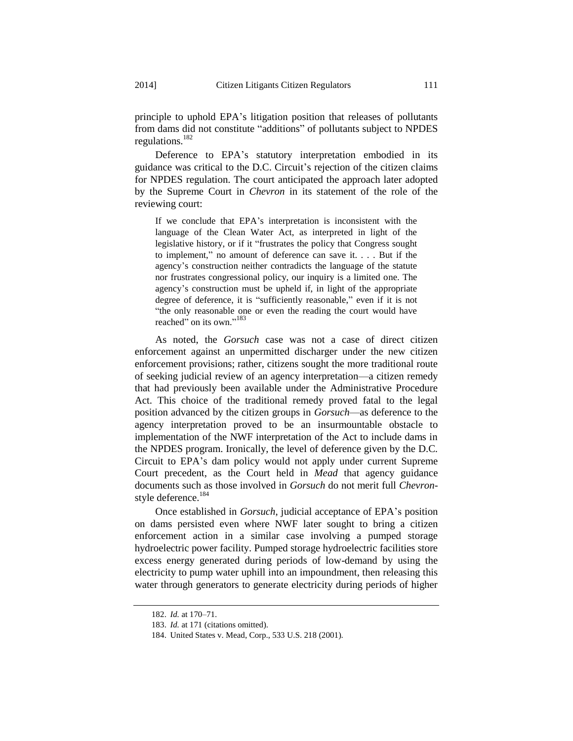principle to uphold EPA's litigation position that releases of pollutants from dams did not constitute "additions" of pollutants subject to NPDES regulations.[182]

Deference to EPA's statutory interpretation embodied in its guidance was critical to the D.C. Circuit's rejection of the citizen claims for NPDES regulation. The court anticipated the approach later adopted by the Supreme Court in *Chevron* in its statement of the role of the reviewing court:

> If we conclude that EPA's interpretation is inconsistent with the language of the Clean Water Act, as interpreted in light of the legislative history, or if it "frustrates the policy that Congress sought to implement," no amount of deference can save it. . . . But if the agency's construction neither contradicts the language of the statute nor frustrates congressional policy, our inquiry is a limited one. The agency's construction must be upheld if, in light of the appropriate degree of deference, it is "sufficiently reasonable," even if it is not "the only reasonable one or even the reading the court would have reached" on its own."[183]

As noted, the *Gorsuch* case was not a case of direct citizen enforcement against an unpermitted discharger under the new citizen enforcement provisions; rather, citizens sought the more traditional route of seeking judicial review of an agency interpretation—a citizen remedy that had previously been available under the Administrative Procedure Act. This choice of the traditional remedy proved fatal to the legal position advanced by the citizen groups in *Gorsuch*—as deference to the agency interpretation proved to be an insurmountable obstacle to implementation of the NWF interpretation of the Act to include dams in the NPDES program. Ironically, the level of deference given by the D.C. Circuit to EPA's dam policy would not apply under current Supreme Court precedent, as the Court held in *Mead* that agency guidance documents such as those involved in *Gorsuch* do not merit full *Chevron*-style deference.[184]

Once established in *Gorsuch*, judicial acceptance of EPA's position on dams persisted even where NWF later sought to bring a citizen enforcement action in a similar case involving a pumped storage hydroelectric power facility. Pumped storage hydroelectric facilities store excess energy generated during periods of low-demand by using the electricity to pump water uphill into an impoundment, then releasing this water through generators to generate electricity during periods of higher

---

182. *Id.* at 170–71.

183. *Id.* at 171 (citations omitted).

184. United States v. Mead, Corp., 533 U.S. 218 (2001).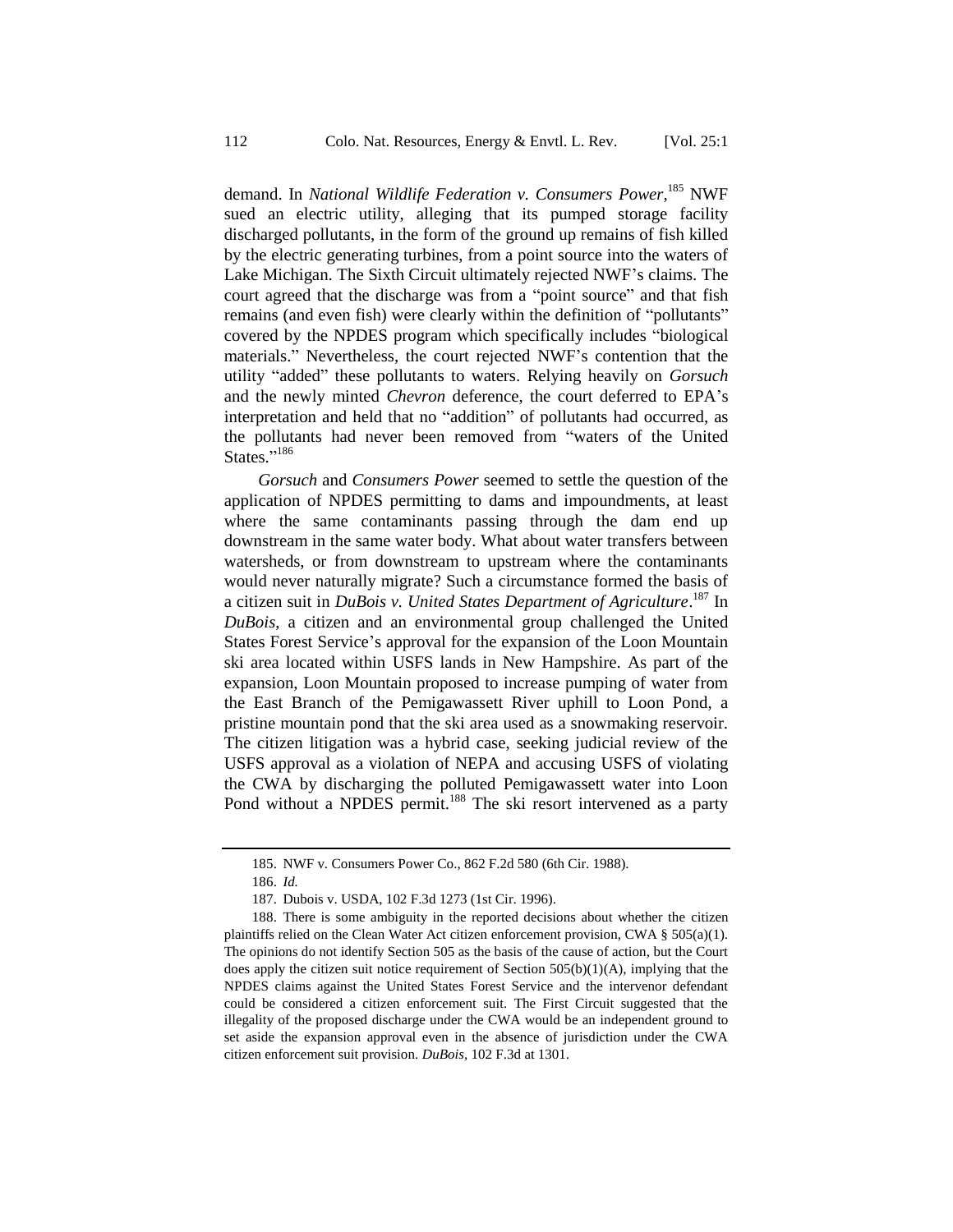demand. In *National Wildlife Federation v. Consumers Power*,[185] NWF sued an electric utility, alleging that its pumped storage facility discharged pollutants, in the form of the ground up remains of fish killed by the electric generating turbines, from a point source into the waters of Lake Michigan. The Sixth Circuit ultimately rejected NWF's claims. The court agreed that the discharge was from a "point source" and that fish remains (and even fish) were clearly within the definition of "pollutants" covered by the NPDES program which specifically includes "biological materials." Nevertheless, the court rejected NWF's contention that the utility "added" these pollutants to waters. Relying heavily on *Gorsuch* and the newly minted *Chevron* deference, the court deferred to EPA's interpretation and held that no "addition" of pollutants had occurred, as the pollutants had never been removed from "waters of the United States."[186]

*Gorsuch* and *Consumers Power* seemed to settle the question of the application of NPDES permitting to dams and impoundments, at least where the same contaminants passing through the dam end up downstream in the same water body. What about water transfers between watersheds, or from downstream to upstream where the contaminants would never naturally migrate? Such a circumstance formed the basis of a citizen suit in *DuBois v. United States Department of Agriculture*.[187] In *DuBois*, a citizen and an environmental group challenged the United States Forest Service's approval for the expansion of the Loon Mountain ski area located within USFS lands in New Hampshire. As part of the expansion, Loon Mountain proposed to increase pumping of water from the East Branch of the Pemigawassett River uphill to Loon Pond, a pristine mountain pond that the ski area used as a snowmaking reservoir. The citizen litigation was a hybrid case, seeking judicial review of the USFS approval as a violation of NEPA and accusing USFS of violating the CWA by discharging the polluted Pemigawassett water into Loon Pond without a NPDES permit.[188] The ski resort intervened as a party

---

185. NWF v. Consumers Power Co., 862 F.2d 580 (6th Cir. 1988).

186. *Id.*

187. Dubois v. USDA, 102 F.3d 1273 (1st Cir. 1996).

188. There is some ambiguity in the reported decisions about whether the citizen plaintiffs relied on the Clean Water Act citizen enforcement provision, CWA § 505(a)(1). The opinions do not identify Section 505 as the basis of the cause of action, but the Court does apply the citizen suit notice requirement of Section 505(b)(1)(A), implying that the NPDES claims against the United States Forest Service and the intervenor defendant could be considered a citizen enforcement suit. The First Circuit suggested that the illegality of the proposed discharge under the CWA would be an independent ground to set aside the expansion approval even in the absence of jurisdiction under the CWA citizen enforcement suit provision. *DuBois*, 102 F.3d at 1301.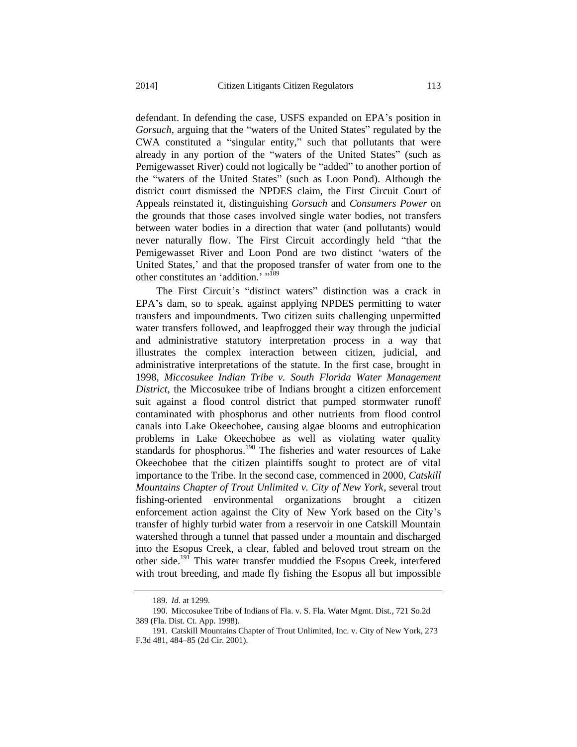defendant. In defending the case, USFS expanded on EPA's position in *Gorsuch*, arguing that the "waters of the United States" regulated by the CWA constituted a "singular entity," such that pollutants that were already in any portion of the "waters of the United States" (such as Pemigewasset River) could not logically be "added" to another portion of the "waters of the United States" (such as Loon Pond). Although the district court dismissed the NPDES claim, the First Circuit Court of Appeals reinstated it, distinguishing *Gorsuch* and *Consumers Power* on the grounds that those cases involved single water bodies, not transfers between water bodies in a direction that water (and pollutants) would never naturally flow. The First Circuit accordingly held "that the Pemigewasset River and Loon Pond are two distinct 'waters of the United States,' and that the proposed transfer of water from one to the other constitutes an 'addition.' "[189]

The First Circuit's "distinct waters" distinction was a crack in EPA's dam, so to speak, against applying NPDES permitting to water transfers and impoundments. Two citizen suits challenging unpermitted water transfers followed, and leapfrogged their way through the judicial and administrative statutory interpretation process in a way that illustrates the complex interaction between citizen, judicial, and administrative interpretations of the statute. In the first case, brought in 1998, *Miccosukee Indian Tribe v. South Florida Water Management District*, the Miccosukee tribe of Indians brought a citizen enforcement suit against a flood control district that pumped stormwater runoff contaminated with phosphorus and other nutrients from flood control canals into Lake Okeechobee, causing algae blooms and eutrophication problems in Lake Okeechobee as well as violating water quality standards for phosphorus.[190] The fisheries and water resources of Lake Okeechobee that the citizen plaintiffs sought to protect are of vital importance to the Tribe. In the second case, commenced in 2000, *Catskill Mountains Chapter of Trout Unlimited v. City of New York*, several trout fishing-oriented environmental organizations brought a citizen enforcement action against the City of New York based on the City's transfer of highly turbid water from a reservoir in one Catskill Mountain watershed through a tunnel that passed under a mountain and discharged into the Esopus Creek, a clear, fabled and beloved trout stream on the other side.[191] This water transfer muddied the Esopus Creek, interfered with trout breeding, and made fly fishing the Esopus all but impossible

189. *Id.* at 1299.

190. Miccosukee Tribe of Indians of Fla. v. S. Fla. Water Mgmt. Dist., 721 So.2d 389 (Fla. Dist. Ct. App. 1998).

191. Catskill Mountains Chapter of Trout Unlimited, Inc. v. City of New York, 273 F.3d 481, 484–85 (2d Cir. 2001).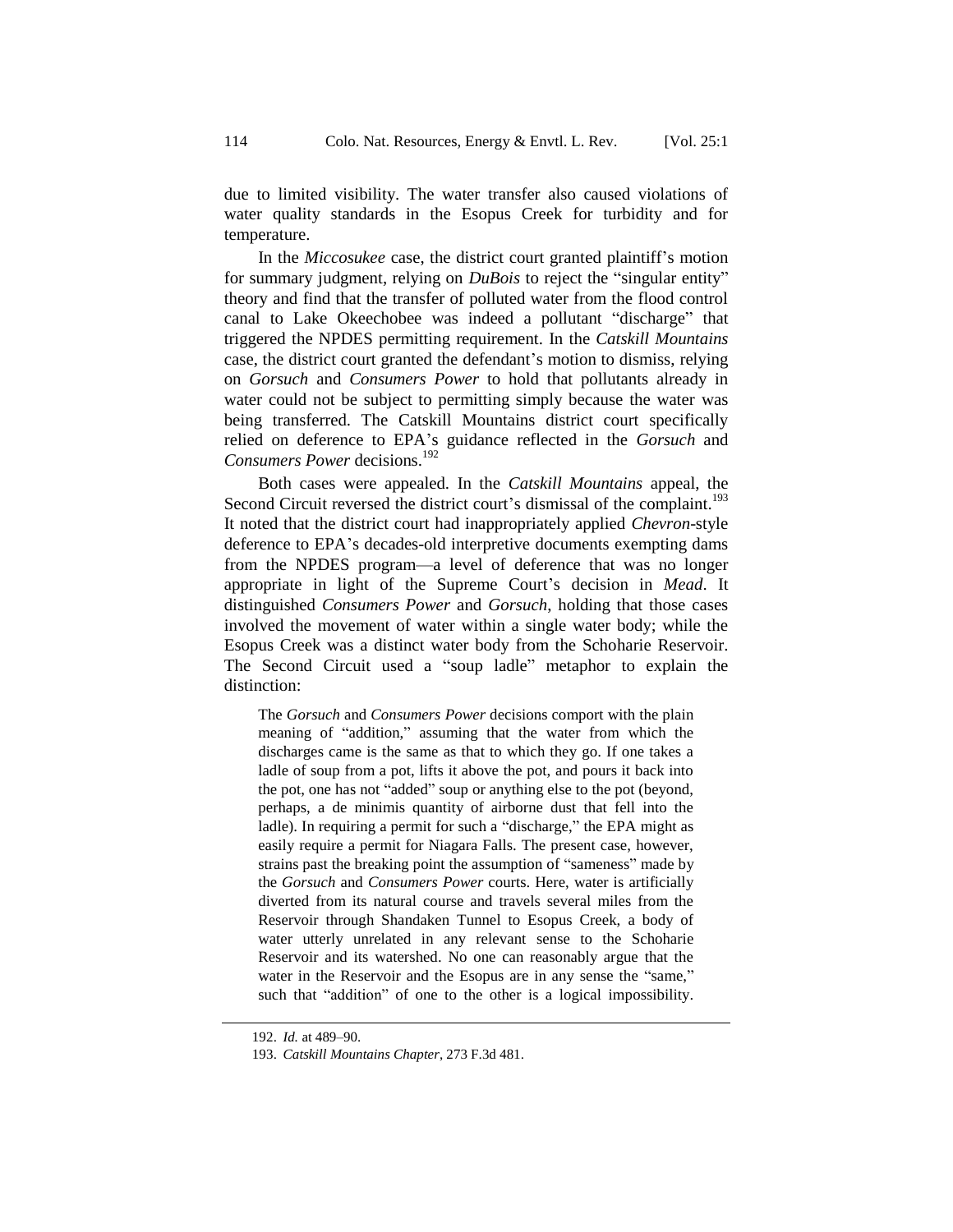due to limited visibility. The water transfer also caused violations of water quality standards in the Esopus Creek for turbidity and for temperature.

In the *Miccosukee* case, the district court granted plaintiff's motion for summary judgment, relying on *DuBois* to reject the "singular entity" theory and find that the transfer of polluted water from the flood control canal to Lake Okeechobee was indeed a pollutant "discharge" that triggered the NPDES permitting requirement. In the *Catskill Mountains* case, the district court granted the defendant's motion to dismiss, relying on *Gorsuch* and *Consumers Power* to hold that pollutants already in water could not be subject to permitting simply because the water was being transferred. The Catskill Mountains district court specifically relied on deference to EPA's guidance reflected in the *Gorsuch* and *Consumers Power* decisions.[192]

Both cases were appealed. In the *Catskill Mountains* appeal, the Second Circuit reversed the district court's dismissal of the complaint.[193] It noted that the district court had inappropriately applied *Chevron*-style deference to EPA's decades-old interpretive documents exempting dams from the NPDES program—a level of deference that was no longer appropriate in light of the Supreme Court's decision in *Mead*. It distinguished *Consumers Power* and *Gorsuch*, holding that those cases involved the movement of water within a single water body; while the Esopus Creek was a distinct water body from the Schoharie Reservoir. The Second Circuit used a "soup ladle" metaphor to explain the distinction:

> The *Gorsuch* and *Consumers Power* decisions comport with the plain meaning of "addition," assuming that the water from which the discharges came is the same as that to which they go. If one takes a ladle of soup from a pot, lifts it above the pot, and pours it back into the pot, one has not "added" soup or anything else to the pot (beyond, perhaps, a de minimis quantity of airborne dust that fell into the ladle). In requiring a permit for such a "discharge," the EPA might as easily require a permit for Niagara Falls. The present case, however, strains past the breaking point the assumption of "sameness" made by the *Gorsuch* and *Consumers Power* courts. Here, water is artificially diverted from its natural course and travels several miles from the Reservoir through Shandaken Tunnel to Esopus Creek, a body of water utterly unrelated in any relevant sense to the Schoharie Reservoir and its watershed. No one can reasonably argue that the water in the Reservoir and the Esopus are in any sense the "same," such that "addition" of one to the other is a logical impossibility.

192. *Id.* at 489–90.

193. *Catskill Mountains Chapter*, 273 F.3d 481.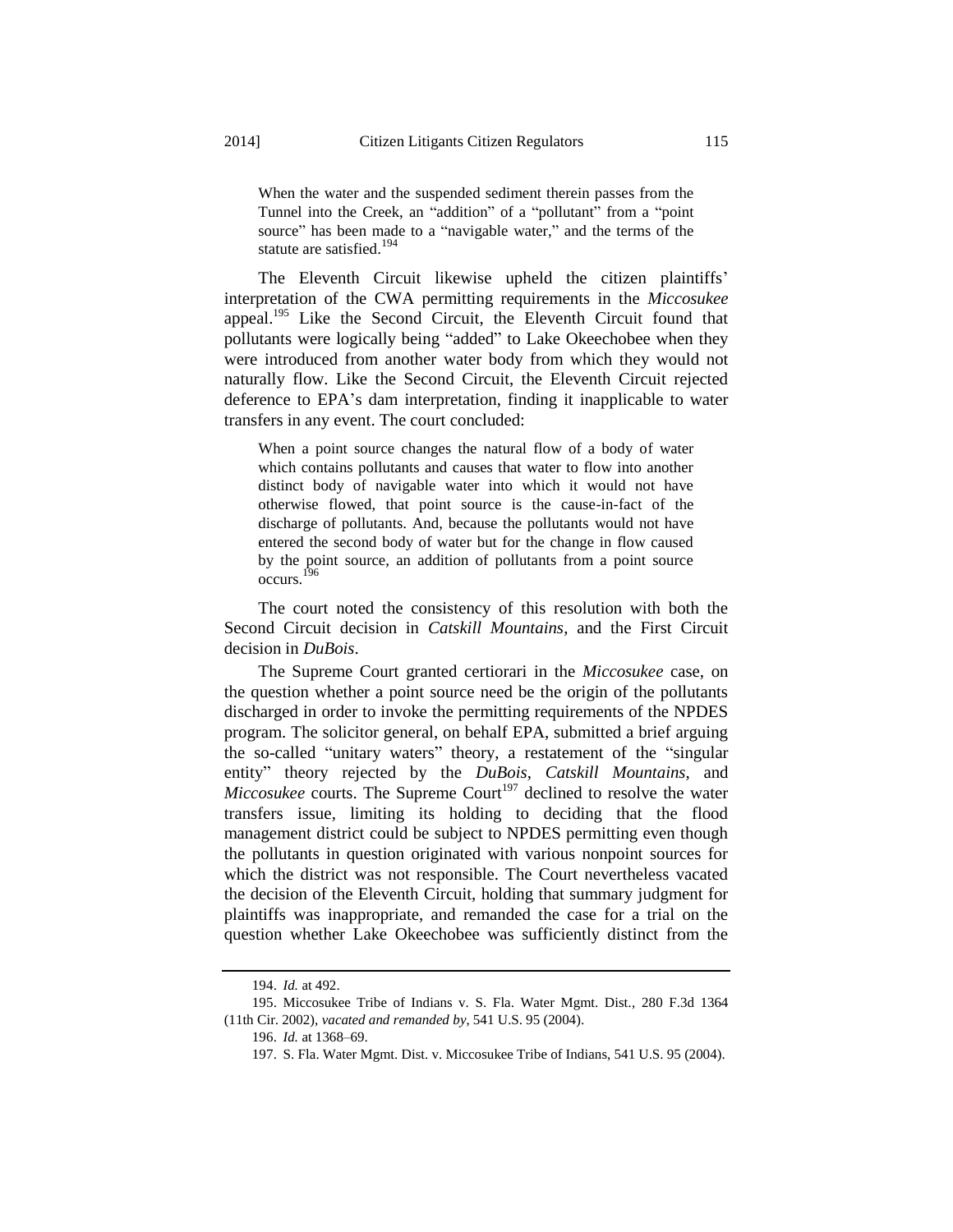> When the water and the suspended sediment therein passes from the Tunnel into the Creek, an "addition" of a "pollutant" from a "point source" has been made to a "navigable water," and the terms of the statute are satisfied.[194]

The Eleventh Circuit likewise upheld the citizen plaintiffs' interpretation of the CWA permitting requirements in the *Miccosukee* appeal.[195] Like the Second Circuit, the Eleventh Circuit found that pollutants were logically being "added" to Lake Okeechobee when they were introduced from another water body from which they would not naturally flow. Like the Second Circuit, the Eleventh Circuit rejected deference to EPA's dam interpretation, finding it inapplicable to water transfers in any event. The court concluded:

> When a point source changes the natural flow of a body of water which contains pollutants and causes that water to flow into another distinct body of navigable water into which it would not have otherwise flowed, that point source is the cause-in-fact of the discharge of pollutants. And, because the pollutants would not have entered the second body of water but for the change in flow caused by the point source, an addition of pollutants from a point source occurs.[196]

The court noted the consistency of this resolution with both the Second Circuit decision in *Catskill Mountains*, and the First Circuit decision in *DuBois*.

The Supreme Court granted certiorari in the *Miccosukee* case, on the question whether a point source need be the origin of the pollutants discharged in order to invoke the permitting requirements of the NPDES program. The solicitor general, on behalf EPA, submitted a brief arguing the so-called "unitary waters" theory, a restatement of the "singular entity" theory rejected by the *DuBois*, *Catskill Mountains*, and *Miccosukee* courts. The Supreme Court[197] declined to resolve the water transfers issue, limiting its holding to deciding that the flood management district could be subject to NPDES permitting even though the pollutants in question originated with various nonpoint sources for which the district was not responsible. The Court nevertheless vacated the decision of the Eleventh Circuit, holding that summary judgment for plaintiffs was inappropriate, and remanded the case for a trial on the question whether Lake Okeechobee was sufficiently distinct from the

---

194. *Id.* at 492.

195. Miccosukee Tribe of Indians v. S. Fla. Water Mgmt. Dist., 280 F.3d 1364 (11th Cir. 2002), *vacated and remanded by*, 541 U.S. 95 (2004).

196. *Id.* at 1368–69.

197. S. Fla. Water Mgmt. Dist. v. Miccosukee Tribe of Indians, 541 U.S. 95 (2004).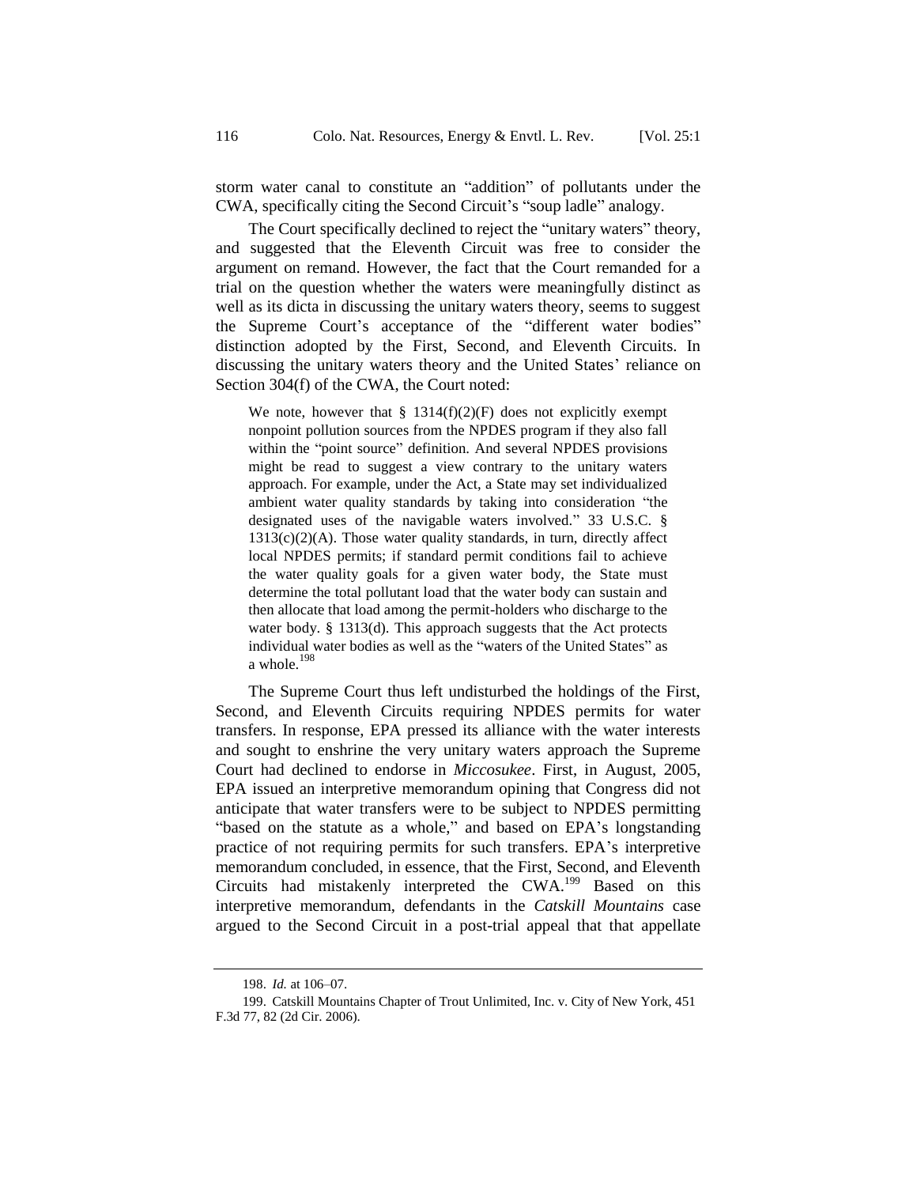storm water canal to constitute an "addition" of pollutants under the CWA, specifically citing the Second Circuit's "soup ladle" analogy.

The Court specifically declined to reject the "unitary waters" theory, and suggested that the Eleventh Circuit was free to consider the argument on remand. However, the fact that the Court remanded for a trial on the question whether the waters were meaningfully distinct as well as its dicta in discussing the unitary waters theory, seems to suggest the Supreme Court's acceptance of the "different water bodies" distinction adopted by the First, Second, and Eleventh Circuits. In discussing the unitary waters theory and the United States' reliance on Section 304(f) of the CWA, the Court noted:

> We note, however that § 1314(f)(2)(F) does not explicitly exempt nonpoint pollution sources from the NPDES program if they also fall within the "point source" definition. And several NPDES provisions might be read to suggest a view contrary to the unitary waters approach. For example, under the Act, a State may set individualized ambient water quality standards by taking into consideration "the designated uses of the navigable waters involved." 33 U.S.C. § 1313(c)(2)(A). Those water quality standards, in turn, directly affect local NPDES permits; if standard permit conditions fail to achieve the water quality goals for a given water body, the State must determine the total pollutant load that the water body can sustain and then allocate that load among the permit-holders who discharge to the water body. § 1313(d). This approach suggests that the Act protects individual water bodies as well as the "waters of the United States" as a whole.[198]

The Supreme Court thus left undisturbed the holdings of the First, Second, and Eleventh Circuits requiring NPDES permits for water transfers. In response, EPA pressed its alliance with the water interests and sought to enshrine the very unitary waters approach the Supreme Court had declined to endorse in *Miccosukee*. First, in August, 2005, EPA issued an interpretive memorandum opining that Congress did not anticipate that water transfers were to be subject to NPDES permitting "based on the statute as a whole," and based on EPA's longstanding practice of not requiring permits for such transfers. EPA's interpretive memorandum concluded, in essence, that the First, Second, and Eleventh Circuits had mistakenly interpreted the CWA.[199] Based on this interpretive memorandum, defendants in the *Catskill Mountains* case argued to the Second Circuit in a post-trial appeal that that appellate

---

198. *Id.* at 106–07.

199. Catskill Mountains Chapter of Trout Unlimited, Inc. v. City of New York, 451 F.3d 77, 82 (2d Cir. 2006).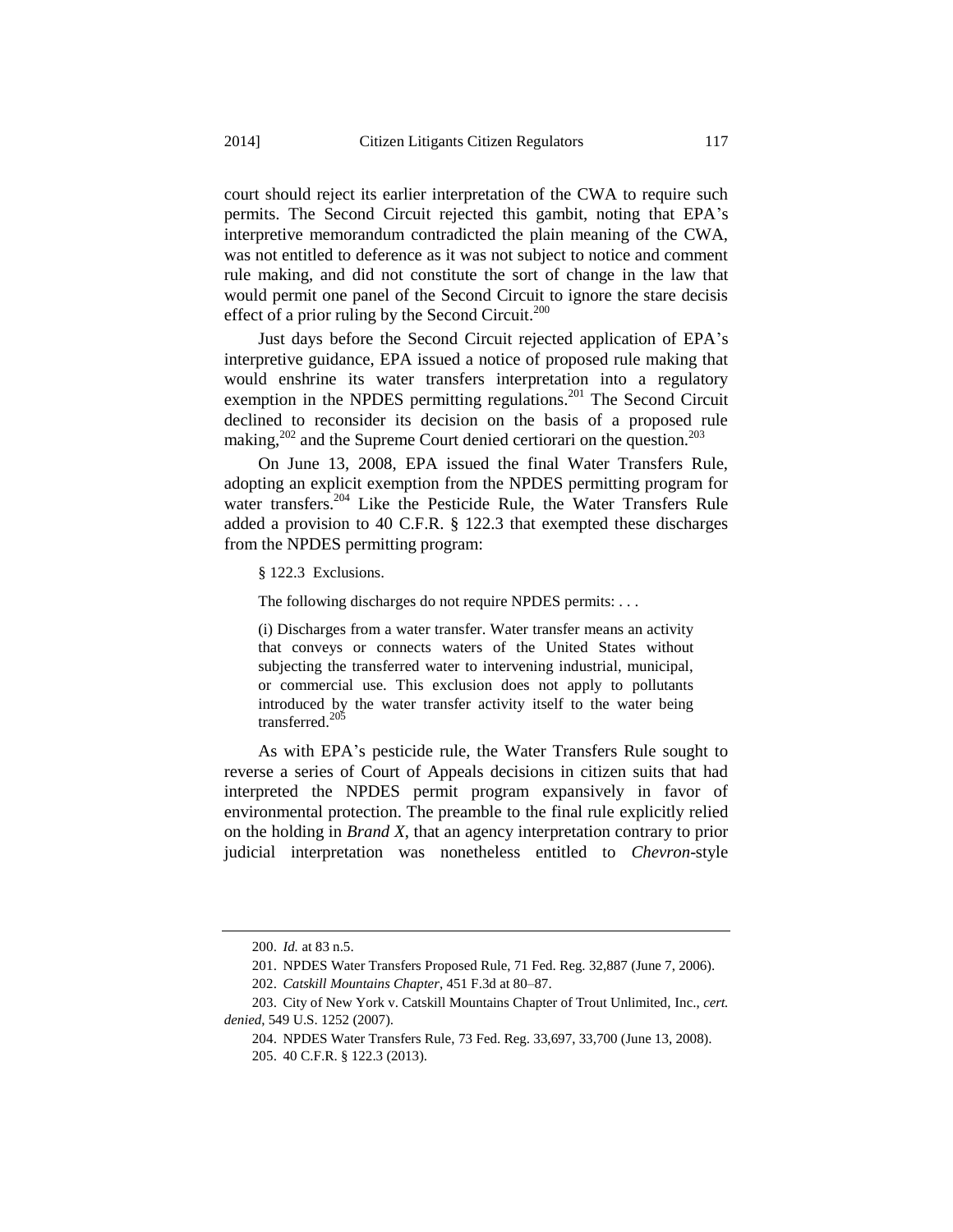court should reject its earlier interpretation of the CWA to require such permits. The Second Circuit rejected this gambit, noting that EPA's interpretive memorandum contradicted the plain meaning of the CWA, was not entitled to deference as it was not subject to notice and comment rule making, and did not constitute the sort of change in the law that would permit one panel of the Second Circuit to ignore the stare decisis effect of a prior ruling by the Second Circuit.[200]

Just days before the Second Circuit rejected application of EPA's interpretive guidance, EPA issued a notice of proposed rule making that would enshrine its water transfers interpretation into a regulatory exemption in the NPDES permitting regulations.[201] The Second Circuit declined to reconsider its decision on the basis of a proposed rule making,[202] and the Supreme Court denied certiorari on the question.[203]

On June 13, 2008, EPA issued the final Water Transfers Rule, adopting an explicit exemption from the NPDES permitting program for water transfers.[204] Like the Pesticide Rule, the Water Transfers Rule added a provision to 40 C.F.R. § 122.3 that exempted these discharges from the NPDES permitting program:

> § 122.3 Exclusions.
>
> The following discharges do not require NPDES permits: . . .
>
> (i) Discharges from a water transfer. Water transfer means an activity that conveys or connects waters of the United States without subjecting the transferred water to intervening industrial, municipal, or commercial use. This exclusion does not apply to pollutants introduced by the water transfer activity itself to the water being transferred.[205]

As with EPA's pesticide rule, the Water Transfers Rule sought to reverse a series of Court of Appeals decisions in citizen suits that had interpreted the NPDES permit program expansively in favor of environmental protection. The preamble to the final rule explicitly relied on the holding in *Brand X*, that an agency interpretation contrary to prior judicial interpretation was nonetheless entitled to *Chevron*-style

---

200. *Id.* at 83 n.5.

201. NPDES Water Transfers Proposed Rule, 71 Fed. Reg. 32,887 (June 7, 2006).

202. *Catskill Mountains Chapter*, 451 F.3d at 80–87.

203. City of New York v. Catskill Mountains Chapter of Trout Unlimited, Inc., *cert. denied*, 549 U.S. 1252 (2007).

204. NPDES Water Transfers Rule, 73 Fed. Reg. 33,697, 33,700 (June 13, 2008).

205. 40 C.F.R. § 122.3 (2013).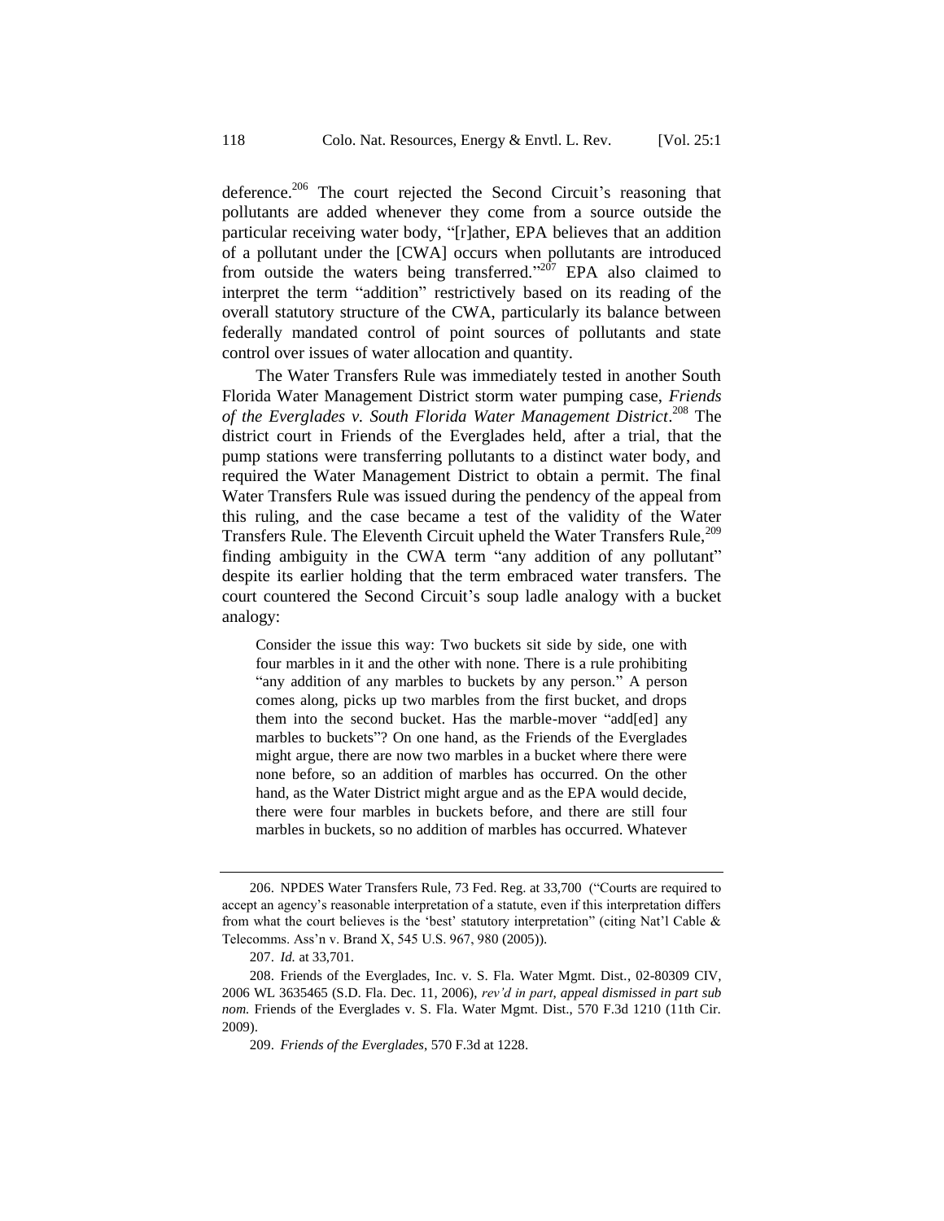deference.[206] The court rejected the Second Circuit's reasoning that pollutants are added whenever they come from a source outside the particular receiving water body, "[r]ather, EPA believes that an addition of a pollutant under the [CWA] occurs when pollutants are introduced from outside the waters being transferred."[207] EPA also claimed to interpret the term "addition" restrictively based on its reading of the overall statutory structure of the CWA, particularly its balance between federally mandated control of point sources of pollutants and state control over issues of water allocation and quantity.

The Water Transfers Rule was immediately tested in another South Florida Water Management District storm water pumping case, *Friends of the Everglades v. South Florida Water Management District*.[208] The district court in Friends of the Everglades held, after a trial, that the pump stations were transferring pollutants to a distinct water body, and required the Water Management District to obtain a permit. The final Water Transfers Rule was issued during the pendency of the appeal from this ruling, and the case became a test of the validity of the Water Transfers Rule. The Eleventh Circuit upheld the Water Transfers Rule,[209] finding ambiguity in the CWA term "any addition of any pollutant" despite its earlier holding that the term embraced water transfers. The court countered the Second Circuit's soup ladle analogy with a bucket analogy:

> Consider the issue this way: Two buckets sit side by side, one with four marbles in it and the other with none. There is a rule prohibiting "any addition of any marbles to buckets by any person." A person comes along, picks up two marbles from the first bucket, and drops them into the second bucket. Has the marble-mover "add[ed] any marbles to buckets"? On one hand, as the Friends of the Everglades might argue, there are now two marbles in a bucket where there were none before, so an addition of marbles has occurred. On the other hand, as the Water District might argue and as the EPA would decide, there were four marbles in buckets before, and there are still four marbles in buckets, so no addition of marbles has occurred. Whatever

---

206. NPDES Water Transfers Rule, 73 Fed. Reg. at 33,700 ("Courts are required to accept an agency's reasonable interpretation of a statute, even if this interpretation differs from what the court believes is the 'best' statutory interpretation" (citing Nat'l Cable & Telecomms. Ass'n v. Brand X, 545 U.S. 967, 980 (2005)).

207. *Id.* at 33,701.

208. Friends of the Everglades, Inc. v. S. Fla. Water Mgmt. Dist., 02-80309 CIV, 2006 WL 3635465 (S.D. Fla. Dec. 11, 2006), *rev'd in part*, *appeal dismissed in part sub nom.* Friends of the Everglades v. S. Fla. Water Mgmt. Dist., 570 F.3d 1210 (11th Cir. 2009).

209. *Friends of the Everglades*, 570 F.3d at 1228.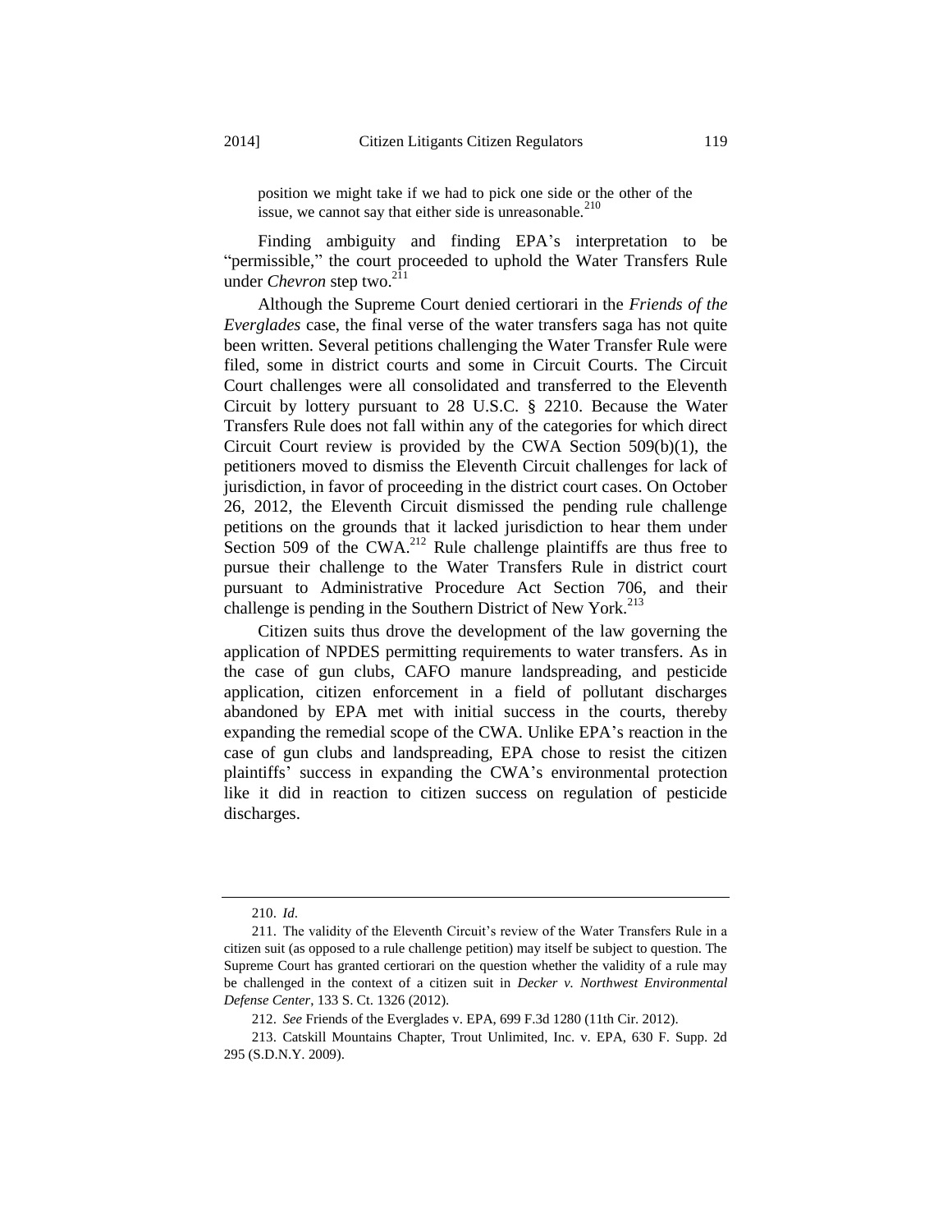position we might take if we had to pick one side or the other of the issue, we cannot say that either side is unreasonable.[210]

Finding ambiguity and finding EPA's interpretation to be "permissible," the court proceeded to uphold the Water Transfers Rule under *Chevron* step two.[211]

Although the Supreme Court denied certiorari in the *Friends of the Everglades* case, the final verse of the water transfers saga has not quite been written. Several petitions challenging the Water Transfer Rule were filed, some in district courts and some in Circuit Courts. The Circuit Court challenges were all consolidated and transferred to the Eleventh Circuit by lottery pursuant to 28 U.S.C. § 2210. Because the Water Transfers Rule does not fall within any of the categories for which direct Circuit Court review is provided by the CWA Section 509(b)(1), the petitioners moved to dismiss the Eleventh Circuit challenges for lack of jurisdiction, in favor of proceeding in the district court cases. On October 26, 2012, the Eleventh Circuit dismissed the pending rule challenge petitions on the grounds that it lacked jurisdiction to hear them under Section 509 of the CWA.[212] Rule challenge plaintiffs are thus free to pursue their challenge to the Water Transfers Rule in district court pursuant to Administrative Procedure Act Section 706, and their challenge is pending in the Southern District of New York.[213]

Citizen suits thus drove the development of the law governing the application of NPDES permitting requirements to water transfers. As in the case of gun clubs, CAFO manure landspreading, and pesticide application, citizen enforcement in a field of pollutant discharges abandoned by EPA met with initial success in the courts, thereby expanding the remedial scope of the CWA. Unlike EPA's reaction in the case of gun clubs and landspreading, EPA chose to resist the citizen plaintiffs' success in expanding the CWA's environmental protection like it did in reaction to citizen success on regulation of pesticide discharges.

---

210. *Id*.

211. The validity of the Eleventh Circuit's review of the Water Transfers Rule in a citizen suit (as opposed to a rule challenge petition) may itself be subject to question. The Supreme Court has granted certiorari on the question whether the validity of a rule may be challenged in the context of a citizen suit in *Decker v. Northwest Environmental Defense Center*, 133 S. Ct. 1326 (2012).

212. *See* Friends of the Everglades v. EPA, 699 F.3d 1280 (11th Cir. 2012).

213. Catskill Mountains Chapter, Trout Unlimited, Inc. v. EPA, 630 F. Supp. 2d 295 (S.D.N.Y. 2009).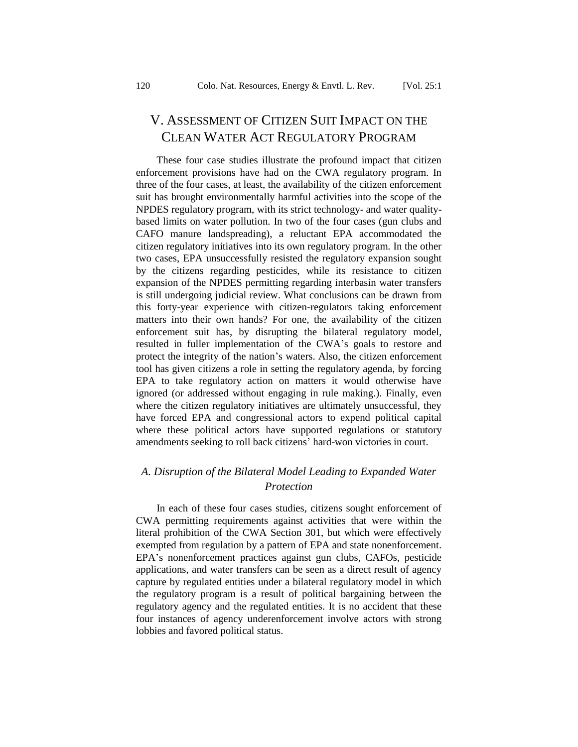## V. ASSESSMENT OF CITIZEN SUIT IMPACT ON THE CLEAN WATER ACT REGULATORY PROGRAM

These four case studies illustrate the profound impact that citizen enforcement provisions have had on the CWA regulatory program. In three of the four cases, at least, the availability of the citizen enforcement suit has brought environmentally harmful activities into the scope of the NPDES regulatory program, with its strict technology- and water quality-based limits on water pollution. In two of the four cases (gun clubs and CAFO manure landspreading), a reluctant EPA accommodated the citizen regulatory initiatives into its own regulatory program. In the other two cases, EPA unsuccessfully resisted the regulatory expansion sought by the citizens regarding pesticides, while its resistance to citizen expansion of the NPDES permitting regarding interbasin water transfers is still undergoing judicial review. What conclusions can be drawn from this forty-year experience with citizen-regulators taking enforcement matters into their own hands? For one, the availability of the citizen enforcement suit has, by disrupting the bilateral regulatory model, resulted in fuller implementation of the CWA's goals to restore and protect the integrity of the nation's waters. Also, the citizen enforcement tool has given citizens a role in setting the regulatory agenda, by forcing EPA to take regulatory action on matters it would otherwise have ignored (or addressed without engaging in rule making.). Finally, even where the citizen regulatory initiatives are ultimately unsuccessful, they have forced EPA and congressional actors to expend political capital where these political actors have supported regulations or statutory amendments seeking to roll back citizens' hard-won victories in court.

### *A. Disruption of the Bilateral Model Leading to Expanded Water Protection*

In each of these four cases studies, citizens sought enforcement of CWA permitting requirements against activities that were within the literal prohibition of the CWA Section 301, but which were effectively exempted from regulation by a pattern of EPA and state nonenforcement. EPA's nonenforcement practices against gun clubs, CAFOs, pesticide applications, and water transfers can be seen as a direct result of agency capture by regulated entities under a bilateral regulatory model in which the regulatory program is a result of political bargaining between the regulatory agency and the regulated entities. It is no accident that these four instances of agency underenforcement involve actors with strong lobbies and favored political status.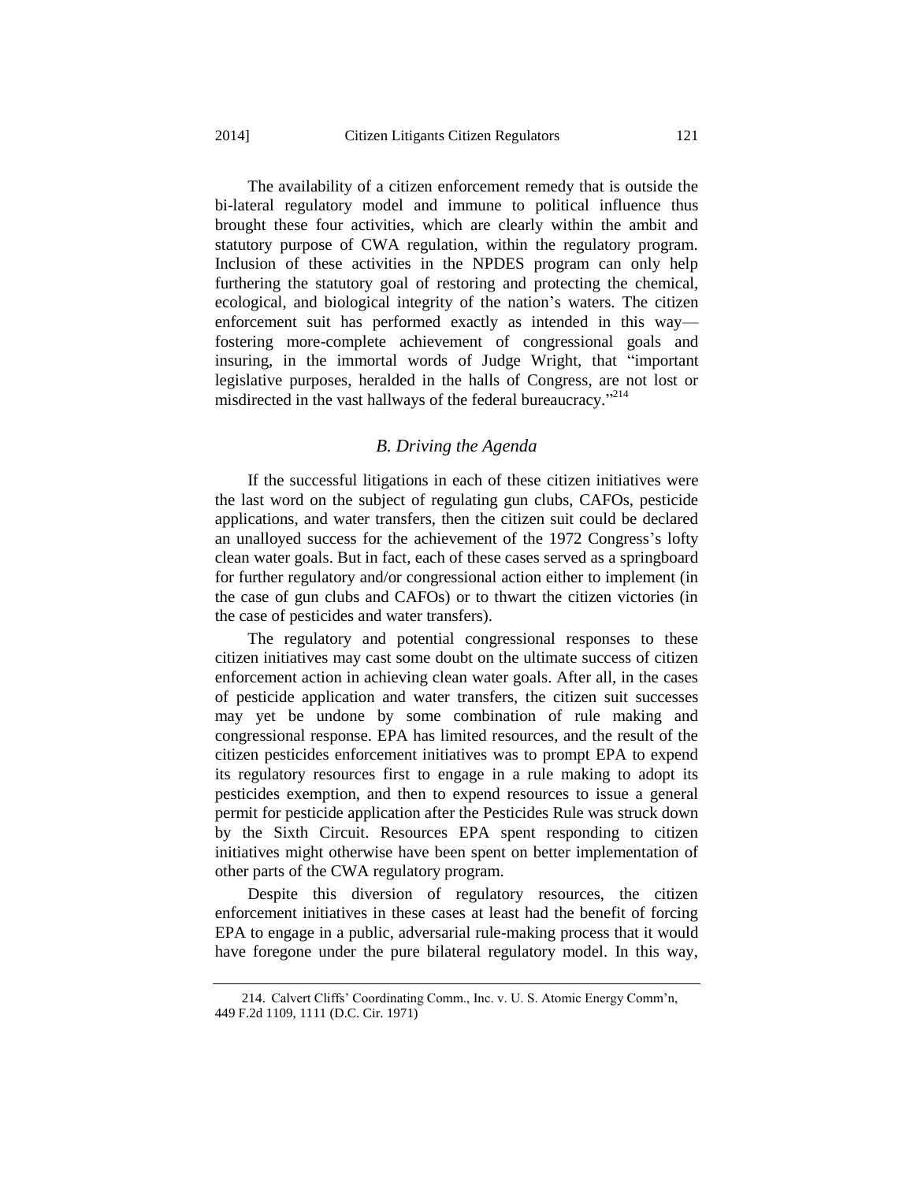The availability of a citizen enforcement remedy that is outside the bi-lateral regulatory model and immune to political influence thus brought these four activities, which are clearly within the ambit and statutory purpose of CWA regulation, within the regulatory program. Inclusion of these activities in the NPDES program can only help furthering the statutory goal of restoring and protecting the chemical, ecological, and biological integrity of the nation's waters. The citizen enforcement suit has performed exactly as intended in this way—fostering more-complete achievement of congressional goals and insuring, in the immortal words of Judge Wright, that "important legislative purposes, heralded in the halls of Congress, are not lost or misdirected in the vast hallways of the federal bureaucracy."[214]

### *B. Driving the Agenda*

If the successful litigations in each of these citizen initiatives were the last word on the subject of regulating gun clubs, CAFOs, pesticide applications, and water transfers, then the citizen suit could be declared an unalloyed success for the achievement of the 1972 Congress's lofty clean water goals. But in fact, each of these cases served as a springboard for further regulatory and/or congressional action either to implement (in the case of gun clubs and CAFOs) or to thwart the citizen victories (in the case of pesticides and water transfers).

The regulatory and potential congressional responses to these citizen initiatives may cast some doubt on the ultimate success of citizen enforcement action in achieving clean water goals. After all, in the cases of pesticide application and water transfers, the citizen suit successes may yet be undone by some combination of rule making and congressional response. EPA has limited resources, and the result of the citizen pesticides enforcement initiatives was to prompt EPA to expend its regulatory resources first to engage in a rule making to adopt its pesticides exemption, and then to expend resources to issue a general permit for pesticide application after the Pesticides Rule was struck down by the Sixth Circuit. Resources EPA spent responding to citizen initiatives might otherwise have been spent on better implementation of other parts of the CWA regulatory program.

Despite this diversion of regulatory resources, the citizen enforcement initiatives in these cases at least had the benefit of forcing EPA to engage in a public, adversarial rule-making process that it would have foregone under the pure bilateral regulatory model. In this way,

---

214. Calvert Cliffs' Coordinating Comm., Inc. v. U. S. Atomic Energy Comm'n, 449 F.2d 1109, 1111 (D.C. Cir. 1971)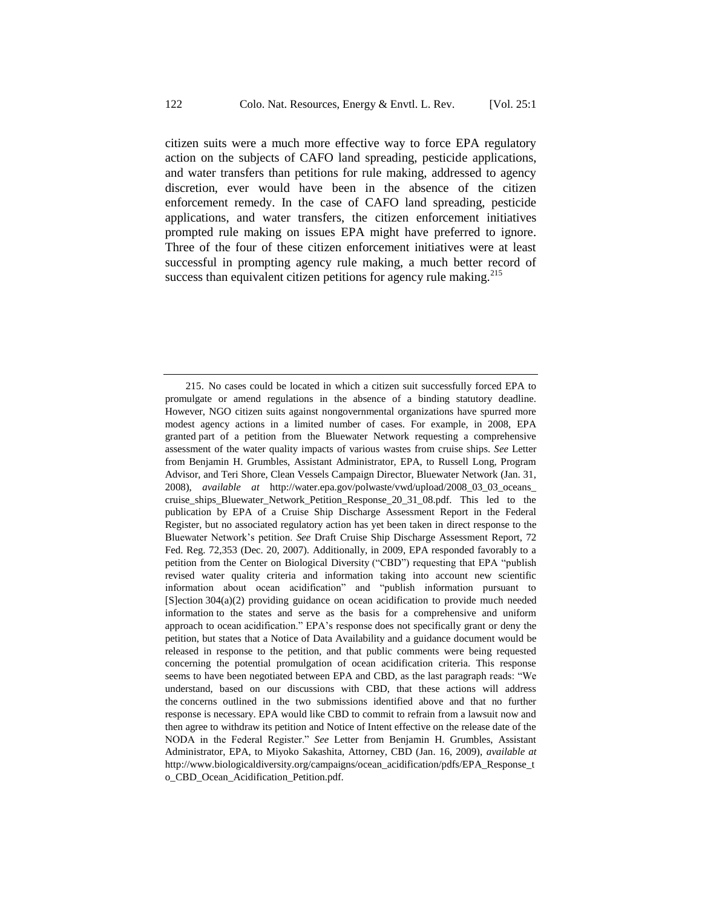citizen suits were a much more effective way to force EPA regulatory action on the subjects of CAFO land spreading, pesticide applications, and water transfers than petitions for rule making, addressed to agency discretion, ever would have been in the absence of the citizen enforcement remedy. In the case of CAFO land spreading, pesticide applications, and water transfers, the citizen enforcement initiatives prompted rule making on issues EPA might have preferred to ignore. Three of the four of these citizen enforcement initiatives were at least successful in prompting agency rule making, a much better record of success than equivalent citizen petitions for agency rule making.[215]

---

215. No cases could be located in which a citizen suit successfully forced EPA to promulgate or amend regulations in the absence of a binding statutory deadline. However, NGO citizen suits against nongovernmental organizations have spurred more modest agency actions in a limited number of cases. For example, in 2008, EPA granted part of a petition from the Bluewater Network requesting a comprehensive assessment of the water quality impacts of various wastes from cruise ships. *See* Letter from Benjamin H. Grumbles, Assistant Administrator, EPA, to Russell Long, Program Advisor, and Teri Shore, Clean Vessels Campaign Director, Bluewater Network (Jan. 31, 2008), *available at* http://water.epa.gov/polwaste/vwd/upload/2008_03_03_oceans_cruise_ships_Bluewater_Network_Petition_Response_20_31_08.pdf. This led to the publication by EPA of a Cruise Ship Discharge Assessment Report in the Federal Register, but no associated regulatory action has yet been taken in direct response to the Bluewater Network's petition. *See* Draft Cruise Ship Discharge Assessment Report, 72 Fed. Reg. 72,353 (Dec. 20, 2007). Additionally, in 2009, EPA responded favorably to a petition from the Center on Biological Diversity ("CBD") requesting that EPA "publish revised water quality criteria and information taking into account new scientific information about ocean acidification" and "publish information pursuant to [S]ection 304(a)(2) providing guidance on ocean acidification to provide much needed information to the states and serve as the basis for a comprehensive and uniform approach to ocean acidification." EPA's response does not specifically grant or deny the petition, but states that a Notice of Data Availability and a guidance document would be released in response to the petition, and that public comments were being requested concerning the potential promulgation of ocean acidification criteria. This response seems to have been negotiated between EPA and CBD, as the last paragraph reads: "We understand, based on our discussions with CBD, that these actions will address the concerns outlined in the two submissions identified above and that no further response is necessary. EPA would like CBD to commit to refrain from a lawsuit now and then agree to withdraw its petition and Notice of Intent effective on the release date of the NODA in the Federal Register." *See* Letter from Benjamin H. Grumbles, Assistant Administrator, EPA, to Miyoko Sakashita, Attorney, CBD (Jan. 16, 2009), *available at* http://www.biologicaldiversity.org/campaigns/ocean_acidification/pdfs/EPA_Response_to_CBD_Ocean_Acidification_Petition.pdf.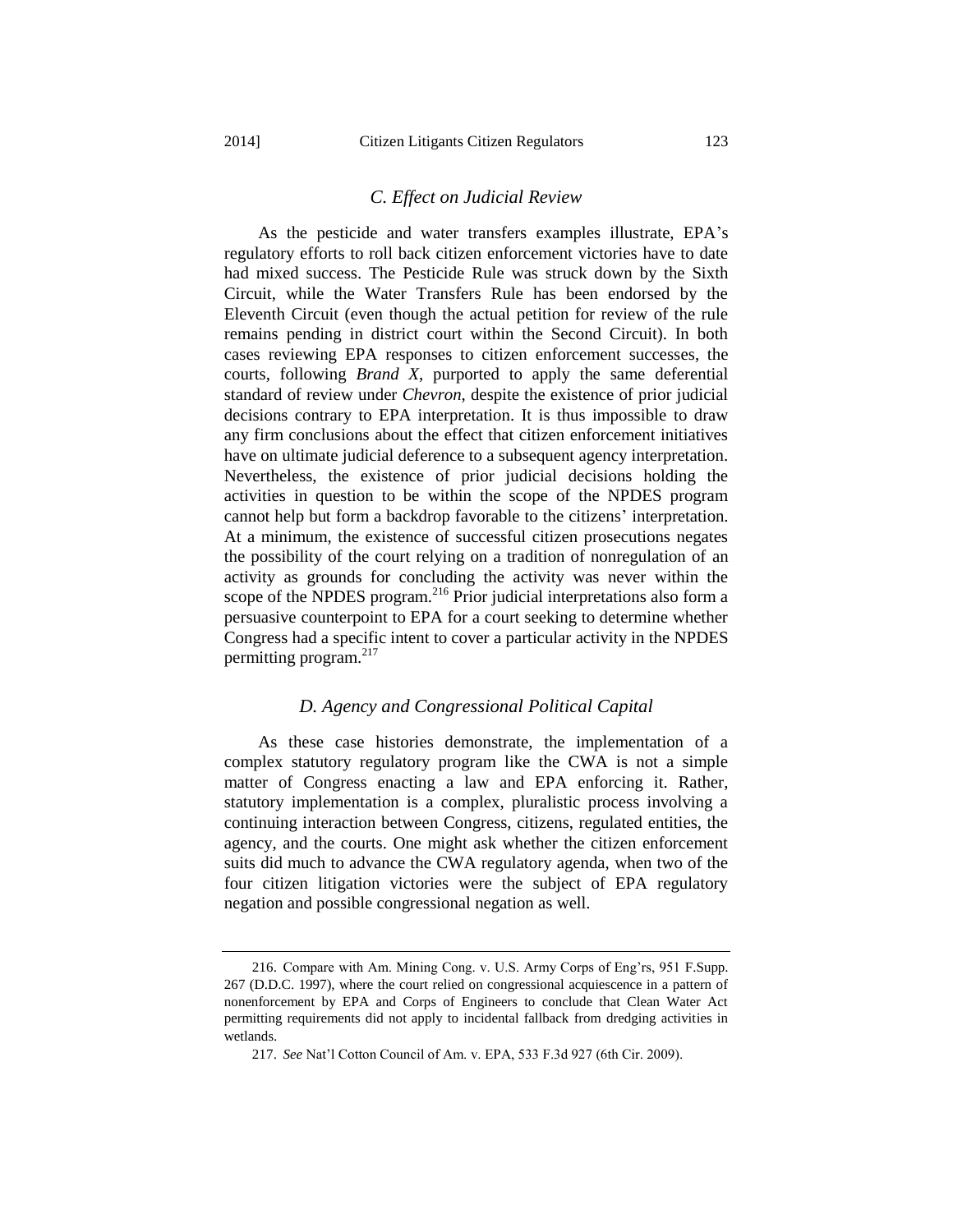### *C. Effect on Judicial Review*

As the pesticide and water transfers examples illustrate, EPA's regulatory efforts to roll back citizen enforcement victories have to date had mixed success. The Pesticide Rule was struck down by the Sixth Circuit, while the Water Transfers Rule has been endorsed by the Eleventh Circuit (even though the actual petition for review of the rule remains pending in district court within the Second Circuit). In both cases reviewing EPA responses to citizen enforcement successes, the courts, following *Brand X*, purported to apply the same deferential standard of review under *Chevron*, despite the existence of prior judicial decisions contrary to EPA interpretation. It is thus impossible to draw any firm conclusions about the effect that citizen enforcement initiatives have on ultimate judicial deference to a subsequent agency interpretation. Nevertheless, the existence of prior judicial decisions holding the activities in question to be within the scope of the NPDES program cannot help but form a backdrop favorable to the citizens' interpretation. At a minimum, the existence of successful citizen prosecutions negates the possibility of the court relying on a tradition of nonregulation of an activity as grounds for concluding the activity was never within the scope of the NPDES program.[216] Prior judicial interpretations also form a persuasive counterpoint to EPA for a court seeking to determine whether Congress had a specific intent to cover a particular activity in the NPDES permitting program.[217]

### *D. Agency and Congressional Political Capital*

As these case histories demonstrate, the implementation of a complex statutory regulatory program like the CWA is not a simple matter of Congress enacting a law and EPA enforcing it. Rather, statutory implementation is a complex, pluralistic process involving a continuing interaction between Congress, citizens, regulated entities, the agency, and the courts. One might ask whether the citizen enforcement suits did much to advance the CWA regulatory agenda, when two of the four citizen litigation victories were the subject of EPA regulatory negation and possible congressional negation as well.

---

216. Compare with Am. Mining Cong. v. U.S. Army Corps of Eng'rs, 951 F.Supp. 267 (D.D.C. 1997), where the court relied on congressional acquiescence in a pattern of nonenforcement by EPA and Corps of Engineers to conclude that Clean Water Act permitting requirements did not apply to incidental fallback from dredging activities in wetlands.

217. *See* Nat'l Cotton Council of Am. v. EPA, 533 F.3d 927 (6th Cir. 2009).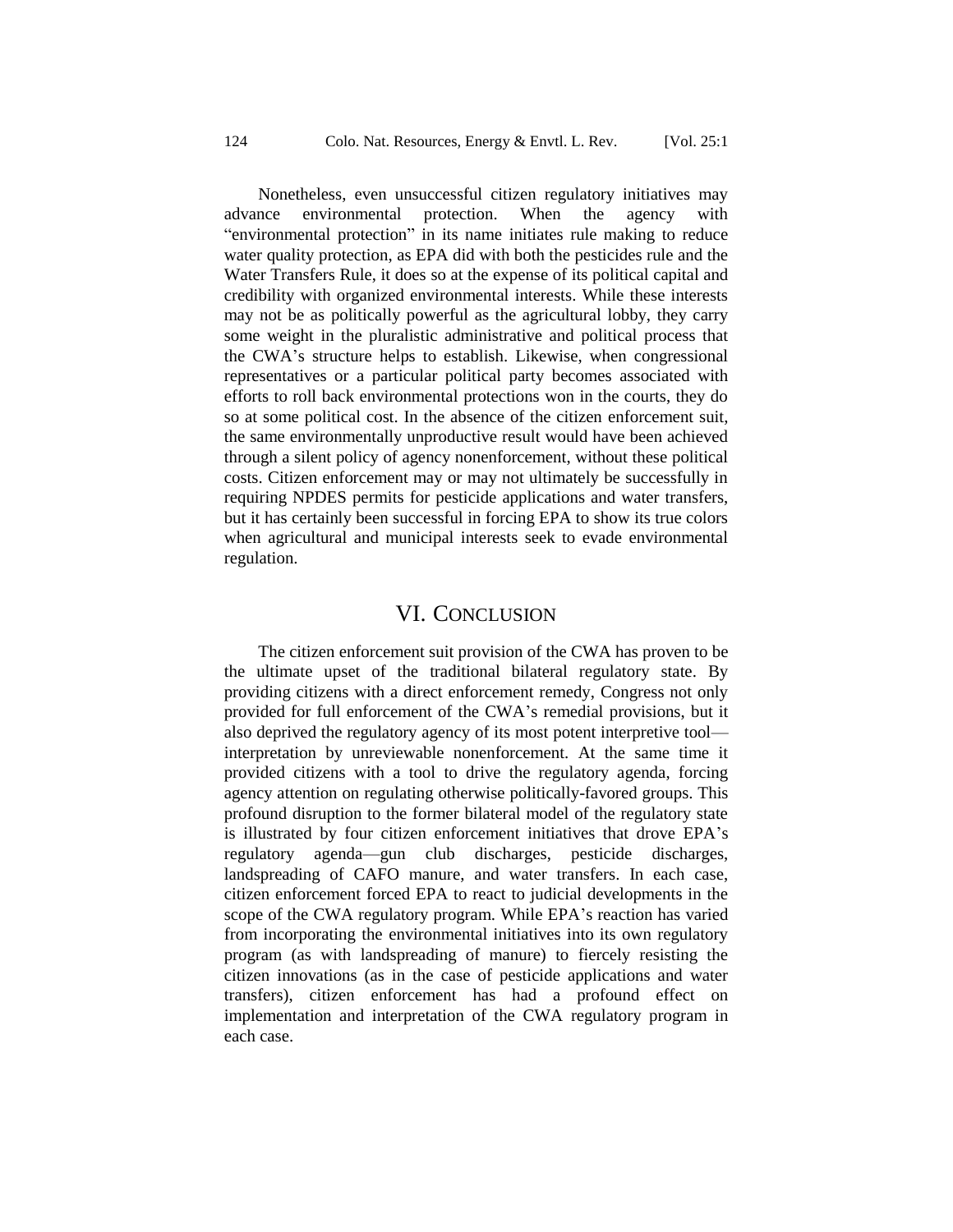Nonetheless, even unsuccessful citizen regulatory initiatives may advance environmental protection. When the agency with "environmental protection" in its name initiates rule making to reduce water quality protection, as EPA did with both the pesticides rule and the Water Transfers Rule, it does so at the expense of its political capital and credibility with organized environmental interests. While these interests may not be as politically powerful as the agricultural lobby, they carry some weight in the pluralistic administrative and political process that the CWA's structure helps to establish. Likewise, when congressional representatives or a particular political party becomes associated with efforts to roll back environmental protections won in the courts, they do so at some political cost. In the absence of the citizen enforcement suit, the same environmentally unproductive result would have been achieved through a silent policy of agency nonenforcement, without these political costs. Citizen enforcement may or may not ultimately be successfully in requiring NPDES permits for pesticide applications and water transfers, but it has certainly been successful in forcing EPA to show its true colors when agricultural and municipal interests seek to evade environmental regulation.

## VI. Conclusion

The citizen enforcement suit provision of the CWA has proven to be the ultimate upset of the traditional bilateral regulatory state. By providing citizens with a direct enforcement remedy, Congress not only provided for full enforcement of the CWA's remedial provisions, but it also deprived the regulatory agency of its most potent interpretive tool—interpretation by unreviewable nonenforcement. At the same time it provided citizens with a tool to drive the regulatory agenda, forcing agency attention on regulating otherwise politically-favored groups. This profound disruption to the former bilateral model of the regulatory state is illustrated by four citizen enforcement initiatives that drove EPA's regulatory agenda—gun club discharges, pesticide discharges, landspreading of CAFO manure, and water transfers. In each case, citizen enforcement forced EPA to react to judicial developments in the scope of the CWA regulatory program. While EPA's reaction has varied from incorporating the environmental initiatives into its own regulatory program (as with landspreading of manure) to fiercely resisting the citizen innovations (as in the case of pesticide applications and water transfers), citizen enforcement has had a profound effect on implementation and interpretation of the CWA regulatory program in each case.